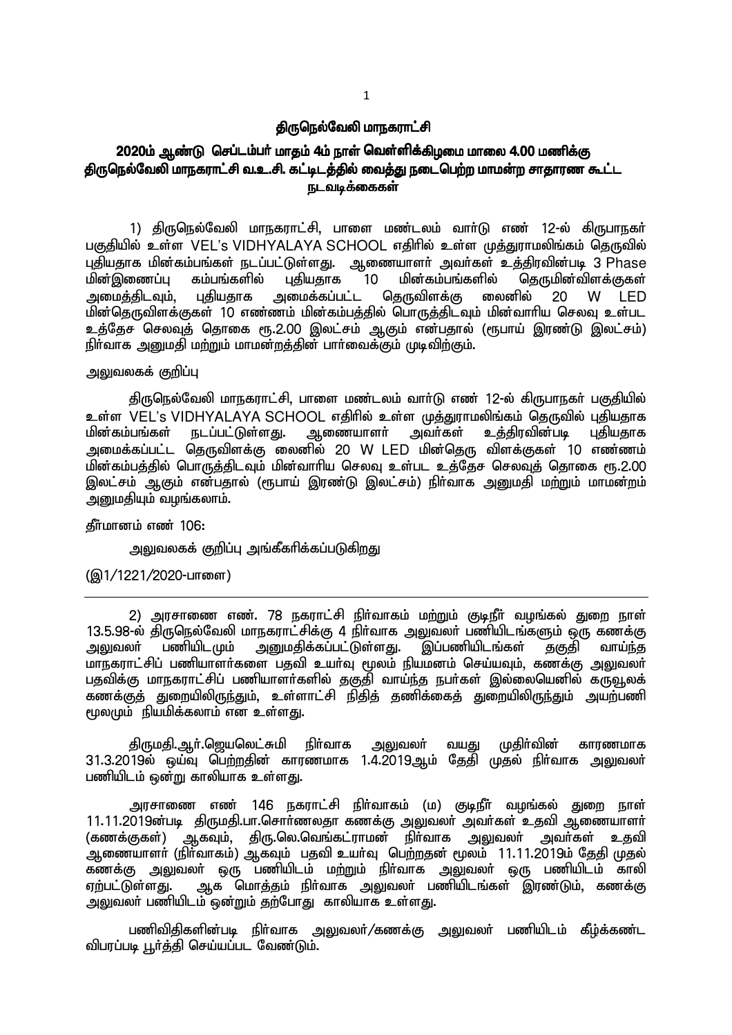# திருநெல்வேலி மாநகராட்சி

## 2020ம் ஆண்டு செப்டம்பர் மாதம் 4ம் நாள் வெள்ளிக்கிழமை மாலை 4.00 மணிக்கு திருநெல்வேலி மாநகராட்சி வ.உ.சி. கட்டிடத்தில் வைத்து நடைபெற்ற மாமன்ற சாதாரண கூட்ட நடவடிக்கைகள்

1) திருநெல்வேலி மாநகராட்சி, பாளை மண்டலம் வார்டு எண் 12-ல் கிருபாநகர் பகுதியில் உள்ள VEL's VIDHYALAYA SCHOOL எதிரில் உள்ள முத்துராமலிங்கம் தெருவில் புதியதாக மின்கம்பங்கள் நடப்பட்டுள்ளது. ஆணையாளர் அவர்கள் உத்திரவின்படி 3 Phase மின்இணைப்பு கம்பங்களில் புதியதாக 10 மின்கம்பங்களில் தெருமின்விளக்குகள் அமைத்திடவும், புதியதாக அமைக்கப்பட்ட தெருவிளக்கு லைனில் 20 W LED மின்தெருவிளக்குகள் 10 எண்ணம் மின்கம்பத்தில் பொருத்திடவும் மின்வாரிய செலவு உள்பட உத்தேச செலவுத் தொகை ரூ.2.00 இலட்சம் ஆகும் என்பதால் (ரூபாய் இரண்டு இலட்சம்) நிர்வாக அனுமதி மற்றும் மாமன்றத்தின் பார்வைக்கும் முடிவிற்கும்.

அலுவலகக் குறிப்பு

திருநெல்வேலி மாநகராட்சி, பாளை மண்டலம் வார்டு எண் 12-ல் கிருபாநகர் பகுதியில் உள்ள VEL's VIDHYALAYA SCHOOL எதிரில் உள்ள முத்துராமலிங்கம் தெருவில் புதியதாக மின்கம்பங்கள் நடப்பட்டுள்ளது. ஆணையாளர் அவர்கள் உத்திரவின்படி புதியதாக அமைக்கப்பட்ட தெருவிளக்கு லைனில் 20 W LED மின்தெரு விளக்குகள் 10 எண்ணம் மின்கம்பத்தில் பொருத்திடவும் மின்வாரிய செலவு உள்பட உத்தேச செலவுத் தொகை ரூ.2.00 இலட்சம் ஆகும் என்பதால் (ரூபாய் இரண்டு இலட்சம்) நிர்வாக அனுமதி மற்றும் மாமன்றம் அனுமதியும் வழங்கலாம்.

தீர்மானம் எண் 106:

அலுவலகக் குறிப்பு அங்கீகரிக்கப்படுகிறது

(இ1/1221/2020-பாளை)

---

2) அரசாணை எண். 78 நகராட்சி நிர்வாகம் மற்றும் குடிநீர் வழங்கல் துறை நாள் 13.5.98-ல் திருநெல்வேலி மாநகராட்சிக்கு 4 நிர்வாக அலுவலர் பணியிடங்களும் ஒரு கணக்கு அலுவலர் பணியிடமும் அனுமதிக்கப்பட்டுள்ளது. இப்பணியிடங்கள் தகுதி வாய்ந்த மாநகராட்சிப் பணியாளர்களை பதவி உயர்வு மூலம் நியமனம் செய்யவும், கணக்கு அலுவலர் பதவிக்கு மாநகராட்சிப் பணியாளர்களில் தகுதி வாய்ந்த நபர்கள் இல்லையெனில் கருவூலக் கணக்குத் துறையிலிருந்தும், உள்ளாட்சி நிதித் தணிக்கைத் துறையிலிருந்தும் அயற்பணி மூலமும் நியமிக்கலாம் என உள்ளது.

திருமதி.ஆர்.ஜெயலெட்சுமி நிர்வாக அலுவலர் வயது முதிர்வின் காரணமாக 31.3.2019ல் ஓய்வு பெற்றதின் காரணமாக 1.4.2019ஆம் தேதி முதல் நிர்வாக அலுவலர் பணியிடம் ஒன்று காலியாக உள்ளது.

அரசாணை எண் 146 நகராட்சி நிர்வாகம் (ம) குடிநீர் வழங்கல் துறை நாள் 11.11.2019ன்படி திருமதி.பா.சொர்ணலதா கணக்கு அலுவலர் அவர்கள் உதவி ஆணையாளர் (கணக்குகள்) ஆகவும், திரு.லெ.வெங்கட்ராமன் நிர்வாக அலுவலர் அவர்கள் உதவி ஆணையாளர் (நிர்வாகம்) ஆகவும் பதவி உயர்வு பெற்றதன் மூலம் 11.11.2019ம் தேதி முதல் கணக்கு அலுவலர் ஒரு பணியிடம் மற்றும் நிர்வாக அலுவலர் ஒரு பணியிடம் காலி ஏற்பட்டுள்ளது. ஆக மொத்தம் நிர்வாக அலுவலர் பணியிடங்கள் இரண்டும், கணக்கு அலுவலர் பணியிடம் ஒன்றும் தற்போது காலியாக உள்ளது.

பணிவிதிகளின்படி நிர்வாக அலுவலர்/கணக்கு அலுவலர் பணியிடம் கீழ்க்கண்ட விபரப்படி பூர்த்தி செய்யப்பட வேண்டும்.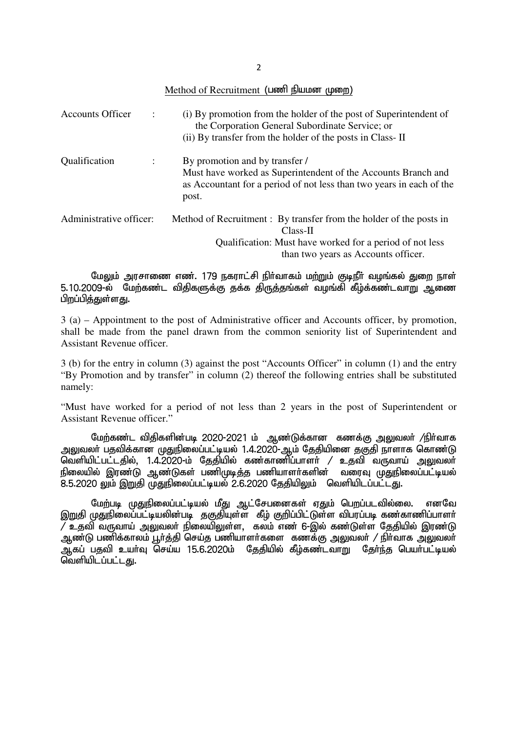Method of Recruitment (பணி நியமன முறை)

Accounts Officer : (i) By promotion from the holder of the post of Superintendent of the Corporation General Subordinate Service; or
(ii) By transfer from the holder of the posts in Class- II

Qualification : By promotion and by transfer /
Must have worked as Superintendent of the Accounts Branch and as Accountant for a period of not less than two years in each of the post.

Administrative officer: Method of Recruitment : By transfer from the holder of the posts in Class-II
Qualification: Must have worked for a period of not less than two years as Accounts officer.

மேலும் அரசாணை எண். 179 நகராட்சி நிர்வாகம் மற்றும் குடிநீர் வழங்கல் துறை நாள் 5.10.2009-ல் மேற்கண்ட விதிகளுக்கு தக்க திருத்தங்கள் வழங்கி கீழ்க்கண்டவாறு ஆணை பிறப்பித்துள்ளது.

3 (a) – Appointment to the post of Administrative officer and Accounts officer, by promotion, shall be made from the panel drawn from the common seniority list of Superintendent and Assistant Revenue officer.

3 (b) for the entry in column (3) against the post "Accounts Officer" in column (1) and the entry "By Promotion and by transfer" in column (2) thereof the following entries shall be substituted namely:

"Must have worked for a period of not less than 2 years in the post of Superintendent or Assistant Revenue officer."

மேற்கண்ட விதிகளின்படி 2020-2021 ம் ஆண்டுக்கான கணக்கு அலுவலர் /நிர்வாக அலுவலர் பதவிக்கான முதுநிலைப்பட்டியல் 1.4.2020-ஆம் தேதியினை தகுதி நாளாக கொண்டு வெளியிட்பட்டதில், 1.4.2020-ம் தேதியில் கண்காணிப்பாளர் / உதவி வருவாய் அலுவலர் நிலையில் இரண்டு ஆண்டுகள் பணிமுடித்த பணியாளர்களின் வரைவு முதுநிலைப்பட்டியல் 8.5.2020 லும் இறுதி முதுநிலைப்பட்டியல் 2.6.2020 தேதியிலும் வெளியிடப்பட்டது.

மேற்படி முதுநிலைப்பட்டியல் மீது ஆட்சேபனைகள் ஏதும் பெறப்படவில்லை. எனவே இறுதி முதுநிலைப்பட்டியலின்படி தகுதியுள்ள கீழ் குறிப்பிட்டுள்ள விபரப்படி கண்காணிப்பாளர் / உதவி வருவாய் அலுவலர் நிலையிலுள்ள, கலம் எண் 6-இல் கண்டுள்ள தேதியில் இரண்டு ஆண்டு பணிக்காலம் பூர்த்தி செய்த பணியாளர்களை கணக்கு அலுவலர் / நிர்வாக அலுவலர் ஆகப் பதவி உயர்வு செய்ய 15.6.2020ம் தேதியில் கீழ்கண்டவாறு தேர்ந்த பெயர்பட்டியல் வெளியிடப்பட்டது.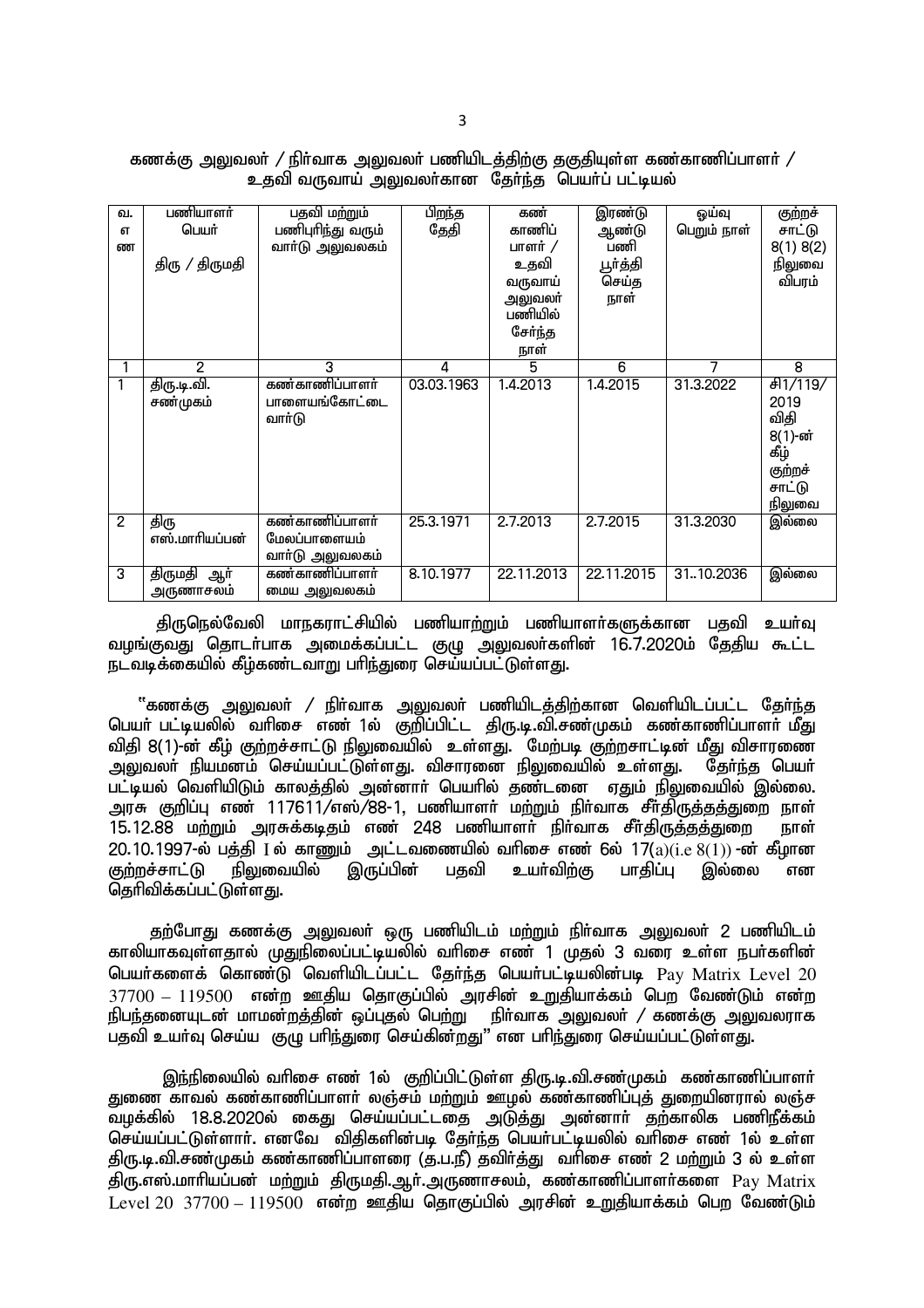கணக்கு அலுவலர் / நிர்வாக அலுவலர் பணியிடத்திற்கு தகுதியுள்ள கண்காணிப்பாளர் / உதவி வருவாய் அலுவலர்கான தேர்ந்த பெயர்ப் பட்டியல்

| வ. எ ண | பணியாளர் பெயர் திரு / திருமதி | பதவி மற்றும் பணிபுரிந்து வரும் வார்டு அலுவலகம் | பிறந்த தேதி | கண் காணிப் பாளர் / உதவி வருவாய் அலுவலர் பணியில் சேர்ந்த நாள் | இரண்டு ஆண்டு பணி பூர்த்தி செய்த நாள் | ஓய்வு பெறும் நாள் | குற்றச் சாட்டு 8(1) 8(2) நிலுவை விபரம் |
|---|---|---|---|---|---|---|---|
| 1 | 2 | 3 | 4 | 5 | 6 | 7 | 8 |
| 1 | திரு.டி.வி. சண்முகம் | கண்காணிப்பாளர் பாளையங்கோட்டை வார்டு | 03.03.1963 | 1.4.2013 | 1.4.2015 | 31.3.2022 | சி1/119/ 2019 விதி 8(1)-ன் கீழ் குற்றச் சாட்டு நிலுவை |
| 2 | திரு எஸ்.மாரியப்பன் | கண்காணிப்பாளர் மேலப்பாளையம் வார்டு அலுவலகம் | 25.3.1971 | 2.7.2013 | 2.7.2015 | 31.3.2030 | இல்லை |
| 3 | திருமதி ஆர் அருணாசலம் | கண்காணிப்பாளர் மைய அலுவலகம் | 8.10.1977 | 22.11.2013 | 22.11.2015 | 31..10.2036 | இல்லை |

திருநெல்வேலி மாநகராட்சியில் பணியாற்றும் பணியாளர்களுக்கான பதவி உயர்வு வழங்குவது தொடர்பாக அமைக்கப்பட்ட குழு அலுவலர்களின் 16.7.2020ம் தேதிய கூட்ட நடவடிக்கையில் கீழ்கண்டவாறு பரிந்துரை செய்யப்பட்டுள்ளது.

"கணக்கு அலுவலர் / நிர்வாக அலுவலர் பணியிடத்திற்கான வெளியிடப்பட்ட தேர்ந்த பெயர் பட்டியலில் வரிசை எண் 1ல் குறிப்பிட்ட திரு.டி.வி.சண்முகம் கண்காணிப்பாளர் மீது விதி 8(1)-ன் கீழ் குற்றச்சாட்டு நிலுவையில் உள்ளது. மேற்படி குற்றசாட்டின் மீது விசாரணை அலுவலர் நியமனம் செய்யப்பட்டுள்ளது. விசாரனை நிலுவையில் உள்ளது. தேர்ந்த பெயர் பட்டியல் வெளியிடும் காலத்தில் அன்னார் பெயரில் தண்டனை ஏதும் நிலுவையில் இல்லை. அரசு குறிப்பு எண் 117611/எஸ்/88-1, பணியாளர் மற்றும் நிர்வாக சீர்திருத்தத்துறை நாள் 15.12.88 மற்றும் அரசுக்கடிதம் எண் 248 பணியாளர் நிர்வாக சீர்திருத்தத்துறை நாள் 20.10.1997-ல் பத்தி I ல் காணும் அட்டவணையில் வரிசை எண் 6ல் 17(a)(i.e 8(1)) -ன் கீழான குற்றச்சாட்டு நிலுவையில் இருப்பின் பதவி உயர்விற்கு பாதிப்பு இல்லை என தெரிவிக்கப்பட்டுள்ளது.

தற்போது கணக்கு அலுவலர் ஒரு பணியிடம் மற்றும் நிர்வாக அலுவலர் 2 பணியிடம் காலியாகவுள்ளதால் முதுநிலைப்பட்டியலில் வரிசை எண் 1 முதல் 3 வரை உள்ள நபர்களின் பெயர்களைக் கொண்டு வெளியிடப்பட்ட தேர்ந்த பெயர்பட்டியலின்படி Pay Matrix Level 20 37700 – 119500 என்ற ஊதிய தொகுப்பில் அரசின் உறுதியாக்கம் பெற வேண்டும் என்ற நிபந்தனையுடன் மாமன்றத்தின் ஒப்புதல் பெற்று நிர்வாக அலுவலர் / கணக்கு அலுவலராக பதவி உயர்வு செய்ய குழு பரிந்துரை செய்கின்றது" என பரிந்துரை செய்யப்பட்டுள்ளது.

இந்நிலையில் வரிசை எண் 1ல் குறிப்பிட்டுள்ள திரு.டி.வி.சண்முகம் கண்காணிப்பாளர் துணை காவல் கண்காணிப்பாளர் லஞ்சம் மற்றும் ஊழல் கண்காணிப்புத் துறையினரால் லஞ்ச வழக்கில் 18.8.2020ல் கைது செய்யப்பட்டதை அடுத்து அன்னார் தற்காலிக பணிநீக்கம் செய்யப்பட்டுள்ளார். எனவே விதிகளின்படி தேர்ந்த பெயர்பட்டியலில் வரிசை எண் 1ல் உள்ள திரு.டி.வி.சண்முகம் கண்காணிப்பாளரை (த.ப.நீ) தவிர்த்து வரிசை எண் 2 மற்றும் 3 ல் உள்ள திரு.எஸ்.மாரியப்பன் மற்றும் திருமதி.ஆர்.அருணாசலம், கண்காணிப்பாளர்களை Pay Matrix Level 20 37700 – 119500 என்ற ஊதிய தொகுப்பில் அரசின் உறுதியாக்கம் பெற வேண்டும்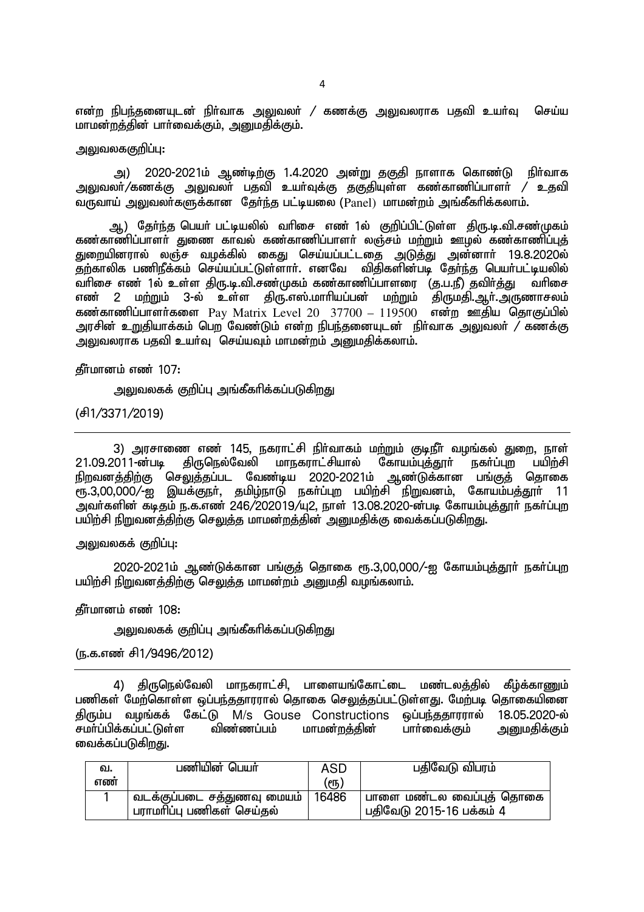என்ற நிபந்தனையுடன் நிர்வாக அலுவலர் / கணக்கு அலுவலராக பதவி உயர்வு செய்ய மாமன்றத்தின் பார்வைக்கும், அனுமதிக்கும்.

அலுவலககுறிப்பு:

அ) 2020-2021ம் ஆண்டிற்கு 1.4.2020 அன்று தகுதி நாளாக கொண்டு நிர்வாக அலுவலர்/கணக்கு அலுவலர் பதவி உயர்வுக்கு தகுதியுள்ள கண்காணிப்பாளர் / உதவி வருவாய் அலுவலர்களுக்கான தேர்ந்த பட்டியலை (Panel) மாமன்றம் அங்கீகரிக்கலாம்.

ஆ) தேர்ந்த பெயர் பட்டியலில் வரிசை எண் 1ல் குறிப்பிட்டுள்ள திரு.டி.வி.சண்முகம் கண்காணிப்பாளர் துணை காவல் கண்காணிப்பாளர் லஞ்சம் மற்றும் ஊழல் கண்காணிப்புத் துறையினரால் லஞ்ச வழக்கில் கைது செய்யப்பட்டதை அடுத்து அன்னார் 19.8.2020ல் தற்காலிக பணிநீக்கம் செய்யப்பட்டுள்ளார். எனவே விதிகளின்படி தேர்ந்த பெயர்பட்டியலில் வரிசை எண் 1ல் உள்ள திரு.டி.வி.சண்முகம் கண்காணிப்பாளரை (த.ப.நீ) தவிர்த்து வரிசை எண் 2 மற்றும் 3-ல் உள்ள திரு.எஸ்.மாரியப்பன் மற்றும் திருமதி.ஆர்.அருணாசலம் கண்காணிப்பாளர்களை Pay Matrix Level 20 37700 – 119500 என்ற ஊதிய தொகுப்பில் அரசின் உறுதியாக்கம் பெற வேண்டும் என்ற நிபந்தனையுடன் நிர்வாக அலுவலர் / கணக்கு அலுவலராக பதவி உயர்வு செய்யவும் மாமன்றம் அனுமதிக்கலாம்.

தீர்மானம் எண் 107:

அலுவலகக் குறிப்பு அங்கீகரிக்கப்படுகிறது

(சி1/3371/2019)

---

3) அரசாணை எண் 145, நகராட்சி நிர்வாகம் மற்றும் குடிநீர் வழங்கல் துறை, நாள் 21.09.2011-ன்படி திருநெல்வேலி மாநகராட்சியால் கோயம்புத்தூர் நகர்ப்புற பயிற்சி நிறுவனத்திற்கு செலுத்தப்பட வேண்டிய 2020-2021ம் ஆண்டுக்கான பங்குத் தொகை ரூ.3,00,000/-ஐ இயக்குநர், தமிழ்நாடு நகர்ப்புற பயிற்சி நிறுவனம், கோயம்பத்தூர் 11 அவர்களின் கடிதம் ந.க.எண் 246/202019/யு2, நாள் 13.08.2020-ன்படி கோயம்புத்தூர் நகர்ப்புற பயிற்சி நிறுவனத்திற்கு செலுத்த மாமன்றத்தின் அனுமதிக்கு வைக்கப்படுகிறது.

அலுவலகக் குறிப்பு:

2020-2021ம் ஆண்டுக்கான பங்குத் தொகை ரூ.3,00,000/-ஐ கோயம்புத்தூர் நகர்ப்புற பயிற்சி நிறுவனத்திற்கு செலுத்த மாமன்றம் அனுமதி வழங்கலாம்.

தீர்மானம் எண் 108:

அலுவலகக் குறிப்பு அங்கீகரிக்கப்படுகிறது

(ந.க.எண் சி1/9496/2012)

---

4) திருநெல்வேலி மாநகராட்சி, பாளையங்கோட்டை மண்டலத்தில் கீழ்க்காணும் பணிகள் மேற்கொள்ள ஒப்பந்ததாரரால் தொகை செலுத்தப்பட்டுள்ளது. மேற்படி தொகையினை திரும்ப வழங்கக் கேட்டு M/s Gouse Constructions ஒப்பந்ததாரரால் 18.05.2020-ல் சமர்ப்பிக்கப்பட்டுள்ள விண்ணப்பம் மாமன்றத்தின் பார்வைக்கும் அனுமதிக்கும் வைக்கப்படுகிறது.

| வ. எண் | பணியின் பெயர் | ASD (ரூ) | பதிவேடு விபரம் |
|---|---|---|---|
| 1 | வடக்குப்படை சத்துணவு மையம் பராமரிப்பு பணிகள் செய்தல் | 16486 | பாளை மண்டல வைப்புத் தொகை பதிவேடு 2015-16 பக்கம் 4 |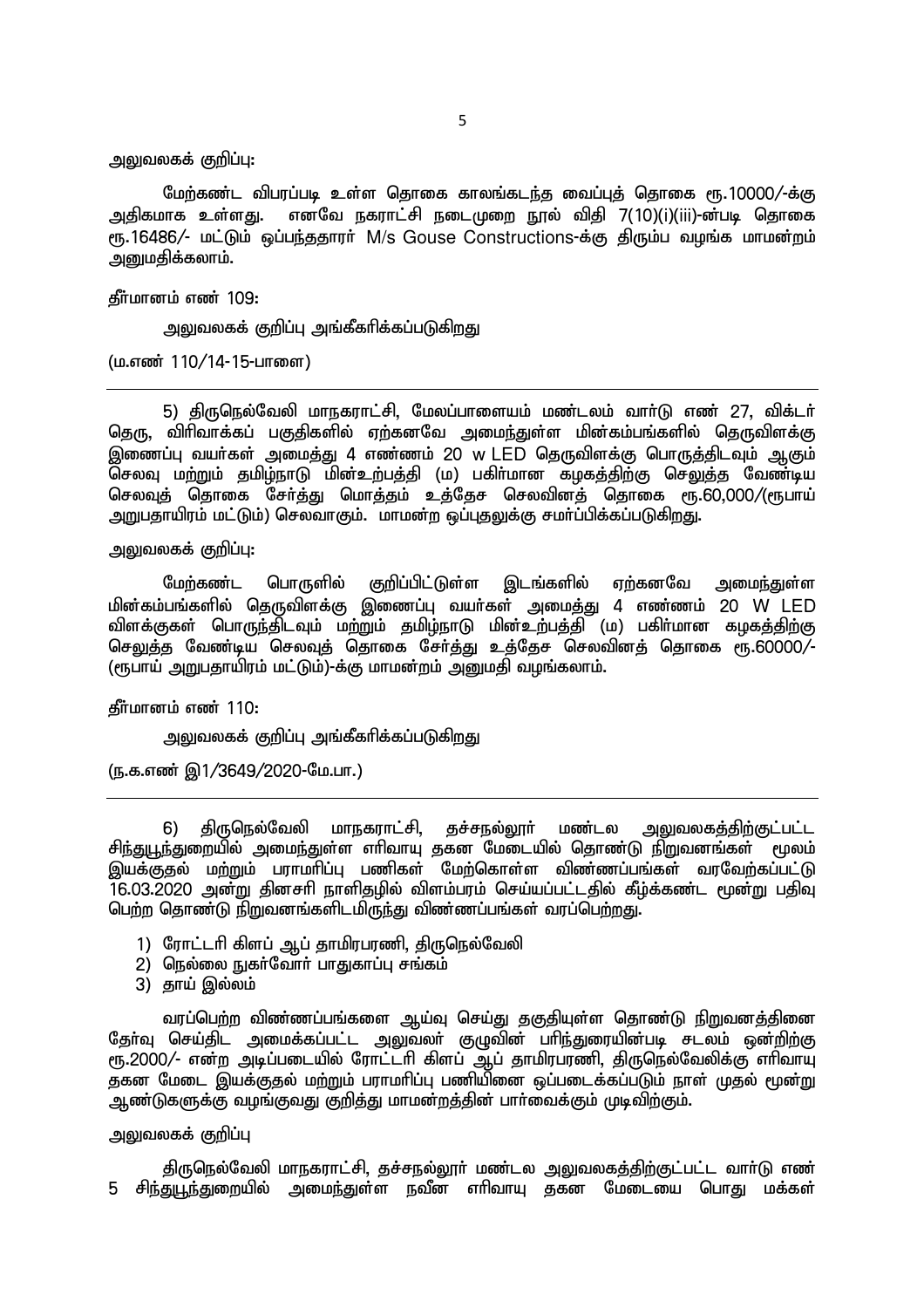அலுவலகக் குறிப்பு:

மேற்கண்ட விபரப்படி உள்ள தொகை காலங்கடந்த வைப்புத் தொகை ரூ.10000/-க்கு அதிகமாக உள்ளது. எனவே நகராட்சி நடைமுறை நூல் விதி 7(10)(i)(iii)-ன்படி தொகை ரூ.16486/- மட்டும் ஒப்பந்ததாரர் M/s Gouse Constructions-க்கு திரும்ப வழங்க மாமன்றம் அனுமதிக்கலாம்.

தீர்மானம் எண் 109:

அலுவலகக் குறிப்பு அங்கீகரிக்கப்படுகிறது

(ம.எண் 110/14-15-பாளை)

---

5) திருநெல்வேலி மாநகராட்சி, மேலப்பாளையம் மண்டலம் வார்டு எண் 27, விக்டர் தெரு, விரிவாக்கப் பகுதிகளில் ஏற்கனவே அமைந்துள்ள மின்கம்பங்களில் தெருவிளக்கு இணைப்பு வயர்கள் அமைத்து 4 எண்ணம் 20 w LED தெருவிளக்கு பொருத்திடவும் ஆகும் செலவு மற்றும் தமிழ்நாடு மின்உற்பத்தி (ம) பகிர்மான கழகத்திற்கு செலுத்த வேண்டிய செலவுத் தொகை சேர்த்து மொத்தம் உத்தேச செலவினத் தொகை ரூ.60,000/(ரூபாய் அறுபதாயிரம் மட்டும்) செலவாகும். மாமன்ற ஒப்புதலுக்கு சமர்ப்பிக்கப்படுகிறது.

அலுவலகக் குறிப்பு:

மேற்கண்ட பொருளில் குறிப்பிட்டுள்ள இடங்களில் ஏற்கனவே அமைந்துள்ள மின்கம்பங்களில் தெருவிளக்கு இணைப்பு வயர்கள் அமைத்து 4 எண்ணம் 20 W LED விளக்குகள் பொருந்திடவும் மற்றும் தமிழ்நாடு மின்உற்பத்தி (ம) பகிர்மான கழகத்திற்கு செலுத்த வேண்டிய செலவுத் தொகை சேர்த்து உத்தேச செலவினத் தொகை ரூ.60000/- (ரூபாய் அறுபதாயிரம் மட்டும்)-க்கு மாமன்றம் அனுமதி வழங்கலாம்.

தீர்மானம் எண் 110:

அலுவலகக் குறிப்பு அங்கீகரிக்கப்படுகிறது

(ந.க.எண் இ1/3649/2020-மே.பா.)

---

6) திருநெல்வேலி மாநகராட்சி, தச்சநல்லூர் மண்டல அலுவலகத்திற்குட்பட்ட சிந்துபூந்துறையில் அமைந்துள்ள எரிவாயு தகன மேடையில் தொண்டு நிறுவனங்கள் மூலம் இயக்குதல் மற்றும் பராமரிப்பு பணிகள் மேற்கொள்ள விண்ணப்பங்கள் வரவேற்கப்பட்டு 16.03.2020 அன்று தினசரி நாளிதழில் விளம்பரம் செய்யப்பட்டதில் கீழ்க்கண்ட மூன்று பதிவு பெற்ற தொண்டு நிறுவனங்களிடமிருந்து விண்ணப்பங்கள் வரப்பெற்றது.

1) ரோட்டரி கிளப் ஆப் தாமிரபரணி, திருநெல்வேலி
2) நெல்லை நுகர்வோர் பாதுகாப்பு சங்கம்
3) தாய் இல்லம்

வரப்பெற்ற விண்ணப்பங்களை ஆய்வு செய்து தகுதியுள்ள தொண்டு நிறுவனத்தினை தேர்வு செய்திட அமைக்கப்பட்ட அலுவலர் குழுவின் பரிந்துரையின்படி சடலம் ஒன்றிற்கு ரூ.2000/- என்ற அடிப்படையில் ரோட்டரி கிளப் ஆப் தாமிரபரணி, திருநெல்வேலிக்கு எரிவாயு தகன மேடை இயக்குதல் மற்றும் பராமரிப்பு பணியினை ஒப்படைக்கப்படும் நாள் முதல் மூன்று ஆண்டுகளுக்கு வழங்குவது குறித்து மாமன்றத்தின் பார்வைக்கும் முடிவிற்கும்.

அலுவலகக் குறிப்பு

திருநெல்வேலி மாநகராட்சி, தச்சநல்லூர் மண்டல அலுவலகத்திற்குட்பட்ட வார்டு எண் 5 சிந்துபூந்துறையில் அமைந்துள்ள நவீன எரிவாயு தகன மேடையை பொது மக்கள்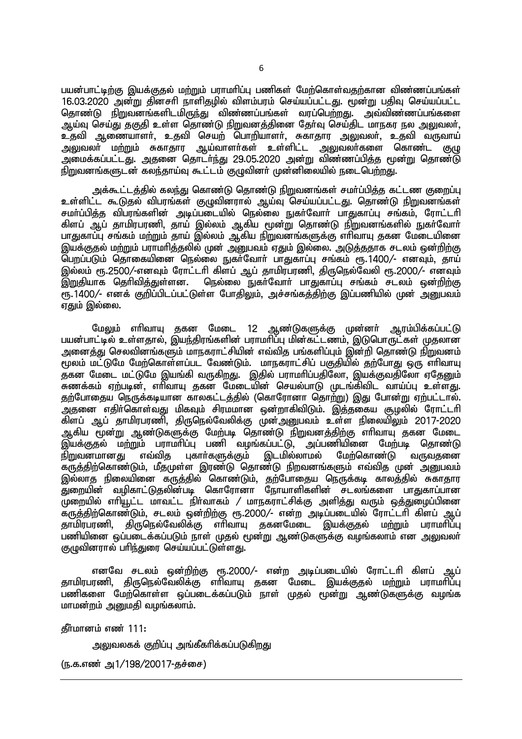பயன்பாட்டிற்கு இயக்குதல் மற்றும் பராமரிப்பு பணிகள் மேற்கொள்வதற்கான விண்ணப்பங்கள் 16.03.2020 அன்று தினசரி நாளிதழில் விளம்பரம் செய்யப்பட்டது. மூன்று பதிவு செய்யப்பட்ட தொண்டு நிறுவனங்களிடமிருந்து விண்ணப்பங்கள் வரப்பெற்றது. அவ்விண்ணப்பங்களை ஆய்வு செய்து தகுதி உள்ள தொண்டு நிறுவனத்தினை தேர்வு செய்திட மாநகர நல அலுவலர், உதவி ஆணையாளர், உதவி செயற் பொறியாளர், சுகாதார அலுவலர், உதவி வருவாய் அலுவலர் மற்றும் சுகாதார ஆய்வாளர்கள் உள்ளிட்ட அலுவலர்களை கொண்ட குழு அமைக்கப்பட்டது. அதனை தொடர்ந்து 29.05.2020 அன்று விண்ணப்பித்த மூன்று தொண்டு நிறுவனங்களுடன் கலந்தாய்வு கூட்டம் குழுவினர் முன்னிலையில் நடைபெற்றது.

அக்கூட்டத்தில் கலந்து கொண்ட தொண்டு நிறுவனங்கள் சமர்ப்பித்த கட்டண குறைப்பு உள்ளிட்ட கூடுதல் விபரங்கள் குழுவினரால் ஆய்வு செய்யப்பட்டது. தொண்டு நிறுவனங்கள் சமர்ப்பித்த விபரங்களின் அடிப்படையில் நெல்லை நுகர்வோர் பாதுகாப்பு சங்கம், ரோட்டரி கிளப் ஆப் தாமிரபரணி, தாய் இல்லம் ஆகிய மூன்று தொண்டு நிறுவனங்களில் நுகர்வோர் பாதுகாப்பு சங்கம் மற்றும் தாய் இல்லம் ஆகிய நிறுவனங்களுக்கு எரிவாயு தகன மேடையினை இயக்குதல் மற்றும் பராமரித்தலில் முன் அனுபவம் ஏதும் இல்லை. அடுத்ததாக சடலம் ஒன்றிற்கு பெறப்படும் தொகையினை நெல்லை நுகர்வோர் பாதுகாப்பு சங்கம் ரூ.1400/- எனவும், தாய் இல்லம் ரூ.2500/-எனவும் ரோட்டரி கிளப் ஆப் தாமிரபரணி, திருநெல்வேலி ரூ.2000/- எனவும் இறுதியாக தெரிவித்துள்ளன. நெல்லை நுகர்வோர் பாதுகாப்பு சங்கம் சடலம் ஒன்றிற்கு ரூ.1400/- எனக் குறிப்பிடப்பட்டுள்ள போதிலும், அச்சங்கத்திற்கு இப்பணியில் முன் அனுபவம் ஏதும் இல்லை.

மேலும் எரிவாயு தகன மேடை 12 ஆண்டுகளுக்கு முன்னர் ஆரம்பிக்கப்பட்டு பயன்பாட்டில் உள்ளதால், இயந்திரங்களின் பராமரிப்பு மின்கட்டணம், இடுபொருட்கள் முதலான அனைத்து செலவினங்களும் மாநகராட்சியின் எவ்வித பங்களிப்பும் இன்றி தொண்டு நிறுவனம் மூலம் மட்டுமே மேற்கொள்ளப்பட வேண்டும். மாநகராட்சிப் பகுதியில் தற்போது ஒரு எரிவாயு தகன மேடை மட்டுமே இயங்கி வருகிறது. இதில் பராமரிப்பதிலோ, இயக்குவதிலோ ஏதேனும் சுணக்கம் ஏற்படின், எரிவாயு தகன மேடையின் செயல்பாடு முடங்கிவிட வாய்ப்பு உள்ளது. தற்போதைய நெருக்கடியான காலகட்டத்தில் (கொரோனா தொற்று) இது போன்று ஏற்பட்டால். அதனை எதிர்கொள்வது மிகவும் சிரமமான ஒன்றாகிவிடும். இத்தகைய சூழலில் ரோட்டரி கிளப் ஆப் தாமிரபரணி, திருநெல்வேலிக்கு முன்அனுபவம் உள்ள நிலையிலும் 2017-2020 ஆகிய மூன்று ஆண்டுகளுக்கு மேற்படி தொண்டு நிறுவனத்திற்கு எரிவாயு தகன மேடை இயக்குதல் மற்றும் பராமரிப்பு பணி வழங்கப்பட்டு, அப்பணியினை மேற்படி தொண்டு நிறுவனமானது எவ்வித புகார்களுக்கும் இடமில்லாமல் மேற்கொண்டு வருவதனை கருத்திற்கொண்டும், மீதமுள்ள இரண்டு தொண்டு நிறவனங்களும் எவ்வித முன் அனுபவம் இல்லாத நிலையினை கருத்தில் கொண்டும், தற்போதைய நெருக்கடி காலத்தில் சுகாதார துறையின் வழிகாட்டுதலின்படி கொரோனா நோயாளிகளின் சடலங்களை பாதுகாப்பான முறையில் எரியூட்ட மாவட்ட நிர்வாகம் / மாநகராட்சிக்கு அளித்து வரும் ஒத்துழைப்பினை கருத்திற்கொண்டும், சடலம் ஒன்றிற்கு ரூ.2000/- என்ற அடிப்படையில் ரோட்டரி கிளப் ஆப் தாமிரபரணி, திருநெல்வேலிக்கு எரிவாயு தகனமேடை இயக்குதல் மற்றும் பராமரிப்பு பணியினை ஒப்படைக்கப்படும் நாள் முதல் மூன்று ஆண்டுகளுக்கு வழங்கலாம் என அலுவலர் குழுவினரால் பரிந்துரை செய்யப்பட்டுள்ளது.

எனவே சடலம் ஒன்றிற்கு ரூ.2000/- என்ற அடிப்படையில் ரோட்டரி கிளப் ஆப் தாமிரபரணி, திருநெல்வேலிக்கு எரிவாயு தகன மேடை இயக்குதல் மற்றும் பராமரிப்பு பணிகளை மேற்கொள்ள ஒப்படைக்கப்படும் நாள் முதல் மூன்று ஆண்டுகளுக்கு வழங்க மாமன்றம் அனுமதி வழங்கலாம்.

தீர்மானம் எண் 111:

அலுவலகக் குறிப்பு அங்கீகரிக்கப்படுகிறது

(ந.க.எண் அ1/198/20017-தச்சை)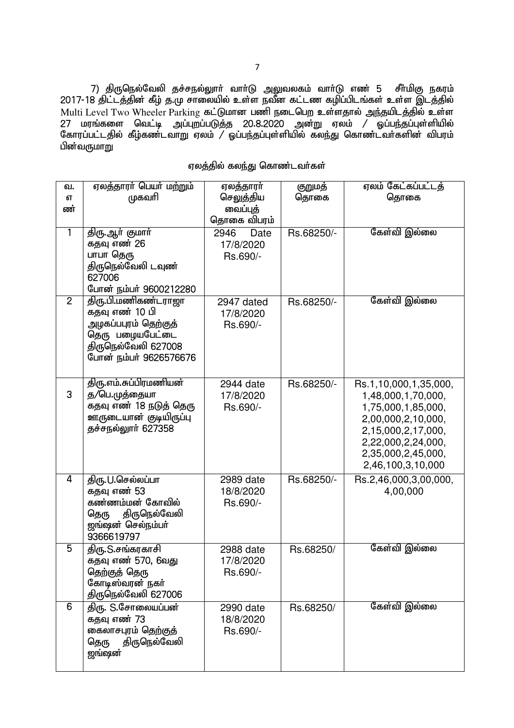7) திருநெல்வேலி தச்சநல்லூர் வார்டு அலுவலகம் வார்டு எண் 5 சீர்மிகு நகரம் 2017-18 திட்டத்தின் கீழ் த.மு சாலையில் உள்ள நவீன கட்டண கழிப்பிடங்கள் உள்ள இடத்தில் Multi Level Two Wheeler Parking கட்டுமான பணி நடைபெற உள்ளதால் அந்தயிடத்தில் உள்ள 27 மரங்களை வெட்டி அப்புறப்படுத்த 20.8.2020 அன்று ஏலம் / ஒப்பந்தப்புள்ளியில் கோரப்பட்டதில் கீழ்கண்டவாறு ஏலம் / ஒப்பந்தப்புள்ளியில் கலந்து கொண்டவர்களின் விபரம் பின்வருமாறு

ஏலத்தில் கலந்து கொண்டவர்கள்

| வ. எண் | ஏலத்தாரர் பெயர் மற்றும் முகவரி | ஏலத்தாரர் செலுத்திய வைப்புத் தொகை விபரம் | குறுமத் தொகை | ஏலம் கேட்கப்பட்டத் தொகை |
|---|---|---|---|---|
| 1 | திரு.ஆர் குமார் கதவு எண் 26 பாபா தெரு திருநெல்வேலி டவுண் 627006 போன் நம்பர் 9600212280 | 2946 Date 17/8/2020 Rs.690/- | Rs.68250/- | கேள்வி இல்லை |
| 2 | திரு.பி.மணிகண்டராஜா கதவு எண் 10 பி அழகப்பபுரம் தெற்குத் தெரு பழையபேட்டை திருநெல்வேலி 627008 போன் நம்பர் 9626576676 | 2947 dated 17/8/2020 Rs.690/- | Rs.68250/- | கேள்வி இல்லை |
| 3 | திரு.எம்.சுப்பிரமணியன் த/பெ.முத்தையா கதவு எண் 18 நடுத் தெரு ஊருடையான் குடியிருப்பு தச்சநல்லூர் 627358 | 2944 date 17/8/2020 Rs.690/- | Rs.68250/- | Rs.1,10,000,1,35,000, 1,48,000,1,70,000, 1,75,000,1,85,000, 2,00,000,2,10,000, 2,15,000,2,17,000, 2,22,000,2,24,000, 2,35,000,2,45,000, 2,46,100,3,10,000 |
| 4 | திரு.U.செல்லப்பா கதவு எண் 53 கண்ணம்மன் கோவில் தெரு திருநெல்வேலி ஜங்ஷன் செல்நம்பர் 9366619797 | 2989 date 18/8/2020 Rs.690/- | Rs.68250/- | Rs.2,46,000,3,00,000, 4,00,000 |
| 5 | திரு.S.சங்கரகாசி கதவு எண் 570, 6வது தெற்குத் தெரு கோடீஸ்வரன் நகர் திருநெல்வேலி 627006 | 2988 date 17/8/2020 Rs.690/- | Rs.68250/ | கேள்வி இல்லை |
| 6 | திரு. S.சோலையப்பன் கதவு எண் 73 கைலாசபுரம் தெற்குத் தெரு திருநெல்வேலி ஜங்ஷன் | 2990 date 18/8/2020 Rs.690/- | Rs.68250/ | கேள்வி இல்லை |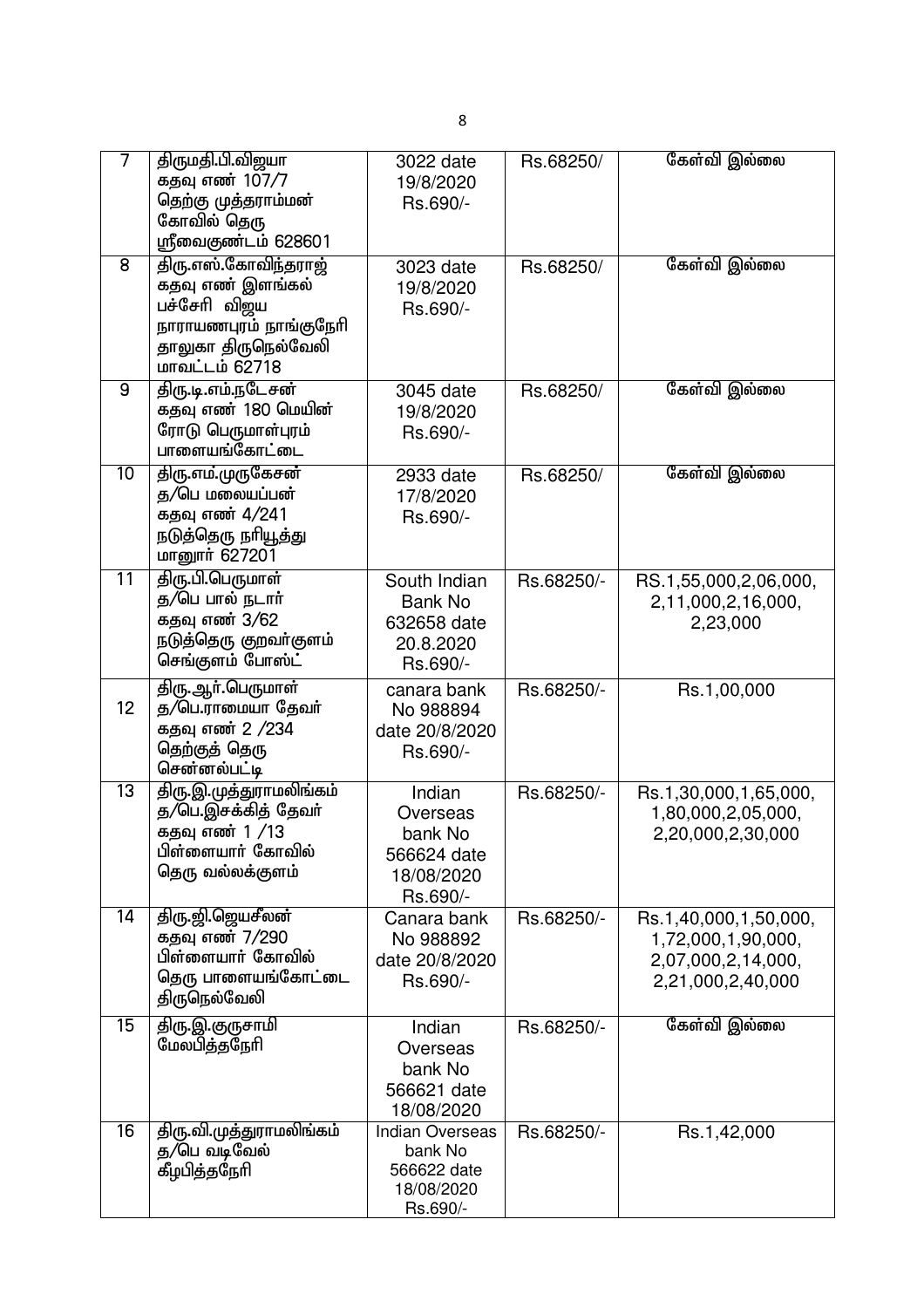| 7 | திருமதி.பி.விஜயா கதவு எண் 107/7 தெற்கு முத்தராம்மன் கோவில் தெரு ஸ்ரீவைகுண்டம் 628601 | 3022 date 19/8/2020 Rs.690/- | Rs.68250/ | கேள்வி இல்லை |
|---|---|---|---|---|
| 8 | திரு.எஸ்.கோவிந்தராஜ் கதவு எண் இளங்கல் பச்சேரி விஜய நாராயணபுரம் நாங்குநேரி தாலுகா திருநெல்வேலி மாவட்டம் 62718 | 3023 date 19/8/2020 Rs.690/- | Rs.68250/ | கேள்வி இல்லை |
| 9 | திரு.டி.எம்.நடேசன் கதவு எண் 180 மெயின் ரோடு பெருமாள்புரம் பாளையங்கோட்டை | 3045 date 19/8/2020 Rs.690/- | Rs.68250/ | கேள்வி இல்லை |
| 10 | திரு.எம்.முருகேசன் த/பெ மலையப்பன் கதவு எண் 4/241 நடுத்தெரு நரியூத்து மானூர் 627201 | 2933 date 17/8/2020 Rs.690/- | Rs.68250/ | கேள்வி இல்லை |
| 11 | திரு.பி.பெருமாள் த/பெ பால் நடார் கதவு எண் 3/62 நடுத்தெரு குறவர்குளம் செங்குளம் போஸ்ட் | South Indian Bank No 632658 date 20.8.2020 Rs.690/- | Rs.68250/- | RS.1,55,000,2,06,000, 2,11,000,2,16,000, 2,23,000 |
| 12 | திரு.ஆர்.பெருமாள் த/பெ.ராமையா தேவர் கதவு எண் 2 /234 தெற்குத் தெரு சென்னல்பட்டி | canara bank No 988894 date 20/8/2020 Rs.690/- | Rs.68250/- | Rs.1,00,000 |
| 13 | திரு.இ.முத்துராமலிங்கம் த/பெ.இசக்கித் தேவர் கதவு எண் 1 /13 பிள்ளையார் கோவில் தெரு வல்லக்குளம் | Indian Overseas bank No 566624 date 18/08/2020 Rs.690/- | Rs.68250/- | Rs.1,30,000,1,65,000, 1,80,000,2,05,000, 2,20,000,2,30,000 |
| 14 | திரு.ஜி.ஜெயசீலன் கதவு எண் 7/290 பிள்ளையார் கோவில் தெரு பாளையங்கோட்டை திருநெல்வேலி | Canara bank No 988892 date 20/8/2020 Rs.690/- | Rs.68250/- | Rs.1,40,000,1,50,000, 1,72,000,1,90,000, 2,07,000,2,14,000, 2,21,000,2,40,000 |
| 15 | திரு.இ.குருசாமி மேலபித்தநேரி | Indian Overseas bank No 566621 date 18/08/2020 | Rs.68250/- | கேள்வி இல்லை |
| 16 | திரு.வி.முத்துராமலிங்கம் த/பெ வடிவேல் கீழபித்தநேரி | Indian Overseas bank No 566622 date 18/08/2020 Rs.690/- | Rs.68250/- | Rs.1,42,000 |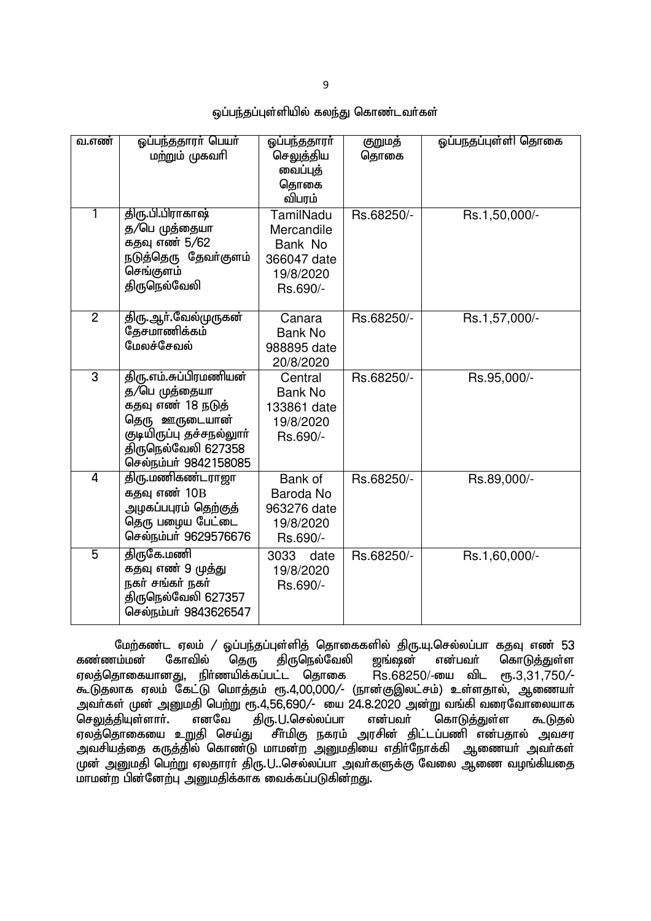ஒப்பந்தப்புள்ளியில் கலந்து கொண்டவர்கள்

| வ.எண் | ஒப்பந்ததாரர் பெயர் மற்றும் முகவரி | ஒப்பந்ததாரர் செலுத்திய வைப்புத் தொகை விபரம் | குறுமத் தொகை | ஒப்பநதப்புள்ளி தொகை |
|---|---|---|---|---|
| 1 | திரு.பி.பிராகாஷ் த/பெ முத்தையா கதவு எண் 5/62 நடுத்தெரு தேவர்குளம் செங்குளம் திருநெல்வேலி | TamilNadu Mercandile Bank No 366047 date 19/8/2020 Rs.690/- | Rs.68250/- | Rs.1,50,000/- |
| 2 | திரு.ஆர்.வேல்முருகன் தேசமாணிக்கம் மேலச்சேவல் | Canara Bank No 988895 date 20/8/2020 | Rs.68250/- | Rs.1,57,000/- |
| 3 | திரு.எம்.சுப்பிரமணியன் த/பெ முத்தையா கதவு எண் 18 நடுத் தெரு ஊருடையான் குடியிருப்பு தச்சநல்லூர் திருநெல்வேலி 627358 செல்நம்பர் 9842158085 | Central Bank No 133861 date 19/8/2020 Rs.690/- | Rs.68250/- | Rs.95,000/- |
| 4 | திரு.மணிகண்டராஜா கதவு எண் 10B அழகப்பபுரம் தெற்குத் தெரு பழைய பேட்டை செல்நம்பர் 9629576676 | Bank of Baroda No 963276 date 19/8/2020 Rs.690/- | Rs.68250/- | Rs.89,000/- |
| 5 | திருகே.மணி கதவு எண் 9 முத்து நகர் சங்கர் நகர் திருநெல்வேலி 627357 செல்நம்பர் 9843626547 | 3033 date 19/8/2020 Rs.690/- | Rs.68250/- | Rs.1,60,000/- |

மேற்கண்ட ஏலம் / ஒப்பந்தப்புள்ளித் தொகைகளில் திரு.யு.செல்லப்பா கதவு எண் 53 கண்ணம்மன் கோவில் தெரு திருநெல்வேலி ஜங்ஷன் என்பவர் கொடுத்துள்ள ஏலத்தொகையானது, நிர்ணயிக்கப்பட்ட தொகை Rs.68250/-யை விட ரூ.3,31,750/- கூடுதலாக ஏலம் கேட்டு மொத்தம் ரூ.4,00,000/- (நான்குஇலட்சம்) உள்ளதால், ஆணையர் அவர்கள் முன் அனுமதி பெற்று ரூ.4,56,690/- யை 24.8.2020 அன்று வங்கி வரைவோலையாக செலுத்தியுள்ளார். எனவே திரு.U.செல்லப்பா என்பவர் கொடுத்துள்ள கூடுதல் ஏலத்தொகையை உறுதி செய்து சீர்மிகு நகரம் அரசின் திட்டப்பணி என்பதால் அவசர அவசியத்தை கருத்தில் கொண்டு மாமன்ற அனுமதியை எதிர்நோக்கி ஆணையர் அவர்கள் முன் அனுமதி பெற்று ஏலதாரர் திரு.U..செல்லப்பா அவர்களுக்கு வேலை ஆணை வழங்கியதை மாமன்ற பின்னேற்பு அனுமதிக்காக வைக்கப்படுகின்றது.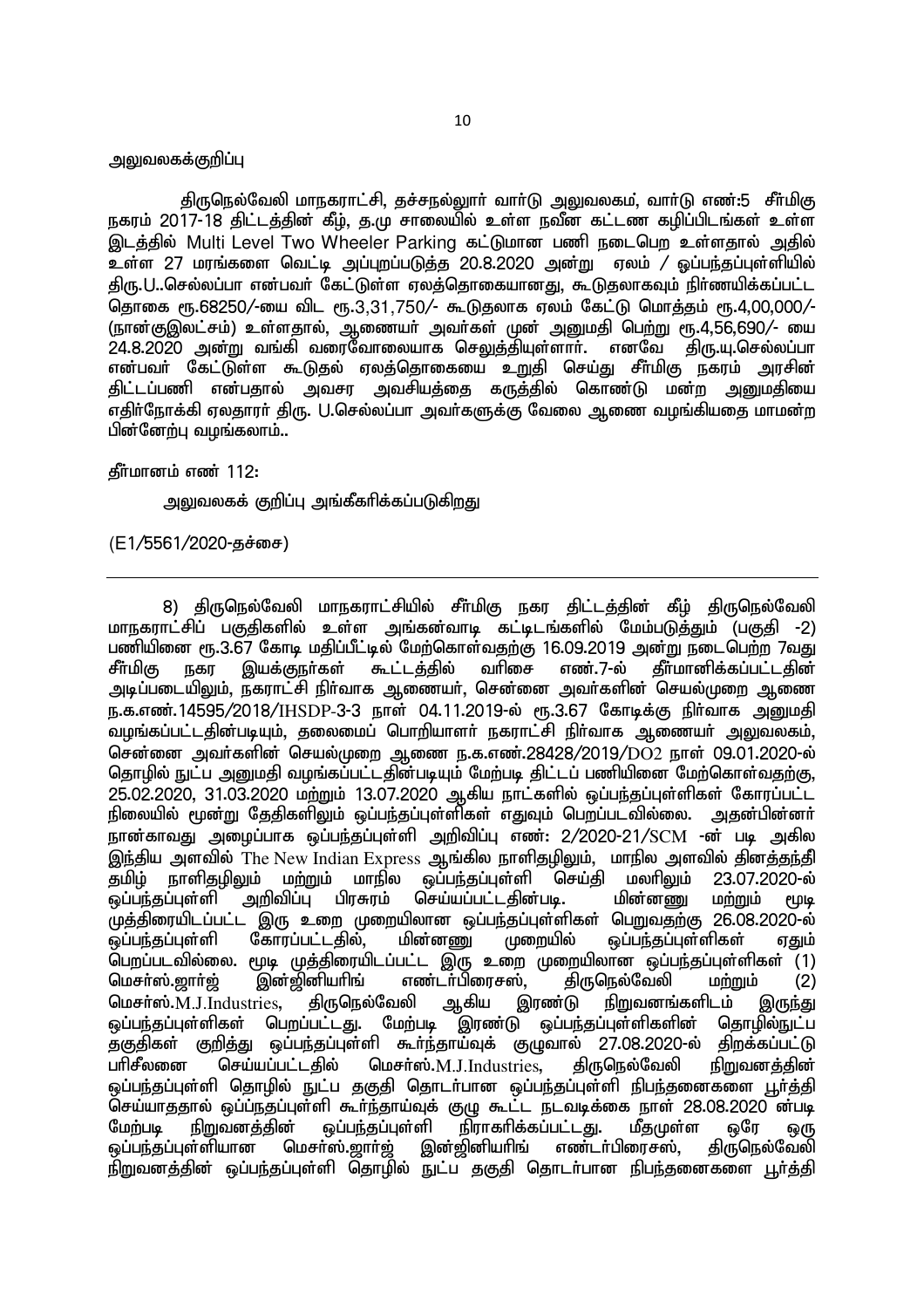அலுவலகக்குறிப்பு

திருநெல்வேலி மாநகராட்சி, தச்சநல்லூர் வார்டு அலுவலகம், வார்டு எண்:5 சீர்மிகு நகரம் 2017-18 திட்டத்தின் கீழ், த.மு சாலையில் உள்ள நவீன கட்டண கழிப்பிடங்கள் உள்ள இடத்தில் Multi Level Two Wheeler Parking கட்டுமான பணி நடைபெற உள்ளதால் அதில் உள்ள 27 மரங்களை வெட்டி அப்புறப்படுத்த 20.8.2020 அன்று ஏலம் / ஒப்பந்தப்புள்ளியில் திரு.U..செல்லப்பா என்பவர் கேட்டுள்ள ஏலத்தொகையானது, கூடுதலாகவும் நிர்ணயிக்கப்பட்ட தொகை ரூ.68250/-யை விட ரூ.3,31,750/- கூடுதலாக ஏலம் கேட்டு மொத்தம் ரூ.4,00,000/- (நான்குஇலட்சம்) உள்ளதால், ஆணையர் அவர்கள் முன் அனுமதி பெற்று ரூ.4,56,690/- யை 24.8.2020 அன்று வங்கி வரைவோலையாக செலுத்தியுள்ளார். எனவே திரு.யு.செல்லப்பா என்பவர் கேட்டுள்ள கூடுதல் ஏலத்தொகையை உறுதி செய்து சீர்மிகு நகரம் அரசின் திட்டப்பணி என்பதால் அவசர அவசியத்தை கருத்தில் கொண்டு மன்ற அனுமதியை எதிர்நோக்கி ஏலதாரர் திரு. U.செல்லப்பா அவர்களுக்கு வேலை ஆணை வழங்கியதை மாமன்ற பின்னேற்பு வழங்கலாம்..

தீர்மானம் எண் 112:

அலுவலகக் குறிப்பு அங்கீகரிக்கப்படுகிறது

(E1/5561/2020-தச்சை)

---

8) திருநெல்வேலி மாநகராட்சியில் சீர்மிகு நகர திட்டத்தின் கீழ் திருநெல்வேலி மாநகராட்சிப் பகுதிகளில் உள்ள அங்கன்வாடி கட்டிடங்களில் மேம்படுத்தும் (பகுதி -2) பணியினை ரூ.3.67 கோடி மதிப்பீட்டில் மேற்கொள்வதற்கு 16.09.2019 அன்று நடைபெற்ற 7வது சீர்மிகு நகர இயக்குநர்கள் கூட்டத்தில் வரிசை எண்.7-ல் தீர்மானிக்கப்பட்டதின் அடிப்படையிலும், நகராட்சி நிர்வாக ஆணையர், சென்னை அவர்களின் செயல்முறை ஆணை ந.க.எண்.14595/2018/IHSDP-3-3 நாள் 04.11.2019-ல் ரூ.3.67 கோடிக்கு நிர்வாக அனுமதி வழங்கப்பட்டதின்படியும், தலைமைப் பொறியாளர் நகராட்சி நிர்வாக ஆணையர் அலுவலகம், சென்னை அவர்களின் செயல்முறை ஆணை ந.க.எண்.28428/2019/DO2 நாள் 09.01.2020-ல் தொழில் நுட்ப அனுமதி வழங்கப்பட்டதின்படியும் மேற்படி திட்டப் பணியினை மேற்கொள்வதற்கு, 25.02.2020, 31.03.2020 மற்றும் 13.07.2020 ஆகிய நாட்களில் ஒப்பந்தப்புள்ளிகள் கோரப்பட்ட நிலையில் மூன்று தேதிகளிலும் ஒப்பந்தப்புள்ளிகள் எதுவும் பெறப்படவில்லை. அதன்பின்னர் நான்காவது அழைப்பாக ஒப்பந்தப்புள்ளி அறிவிப்பு எண்: 2/2020-21/SCM -ன் படி அகில இந்திய அளவில் The New Indian Express ஆங்கில நாளிதழிலும், மாநில அளவில் தினத்தந்தி தமிழ் நாளிதழிலும் மற்றும் மாநில ஒப்பந்தப்புள்ளி செய்தி மலரிலும் 23.07.2020-ல் ஒப்பந்தப்புள்ளி அறிவிப்பு பிரசுரம் செய்யப்பட்டதின்படி. மின்னணு மற்றும் மூடி முத்திரையிடப்பட்ட இரு உறை முறையிலான ஒப்பந்தப்புள்ளிகள் பெறுவதற்கு 26.08.2020-ல் ஒப்பந்தப்புள்ளி கோரப்பட்டதில், மின்னணு முறையில் ஒப்பந்தப்புள்ளிகள் ஏதும் பெறப்படவில்லை. மூடி முத்திரையிடப்பட்ட இரு உறை முறையிலான ஒப்பந்தப்புள்ளிகள் (1) மெசர்ஸ்.ஜார்ஜ் இன்ஜினியரிங் எண்டர்பிரைசஸ், திருநெல்வேலி மற்றும் (2) மெசர்ஸ்.M.J.Industries, திருநெல்வேலி ஆகிய இரண்டு நிறுவனங்களிடம் இருந்து ஒப்பந்தப்புள்ளிகள் பெறப்பட்டது. மேற்படி இரண்டு ஒப்பந்தப்புள்ளிகளின் தொழில்நுட்ப தகுதிகள் குறித்து ஒப்பந்தப்புள்ளி கூர்ந்தாய்வுக் குழுவால் 27.08.2020-ல் திறக்கப்பட்டு பரிசீலனை செய்யப்பட்டதில் மெசர்ஸ்.M.J.Industries, திருநெல்வேலி நிறுவனத்தின் ஒப்பந்தப்புள்ளி தொழில் நுட்ப தகுதி தொடர்பான ஒப்பந்தப்புள்ளி நிபந்தனைகளை பூர்த்தி செய்யாததால் ஒப்பந்தப்புள்ளி கூர்ந்தாய்வுக் குழு கூட்ட நடவடிக்கை நாள் 28.08.2020 ன்படி மேற்படி நிறுவனத்தின் ஒப்பந்தப்புள்ளி நிராகரிக்கப்பட்டது. மீதமுள்ள ஒரே ஒரு ஒப்பந்தப்புள்ளியான மெசர்ஸ்.ஜார்ஜ் இன்ஜினியரிங் எண்டர்பிரைசஸ், திருநெல்வேலி நிறுவனத்தின் ஒப்பந்தப்புள்ளி தொழில் நுட்ப தகுதி தொடர்பான நிபந்தனைகளை பூர்த்தி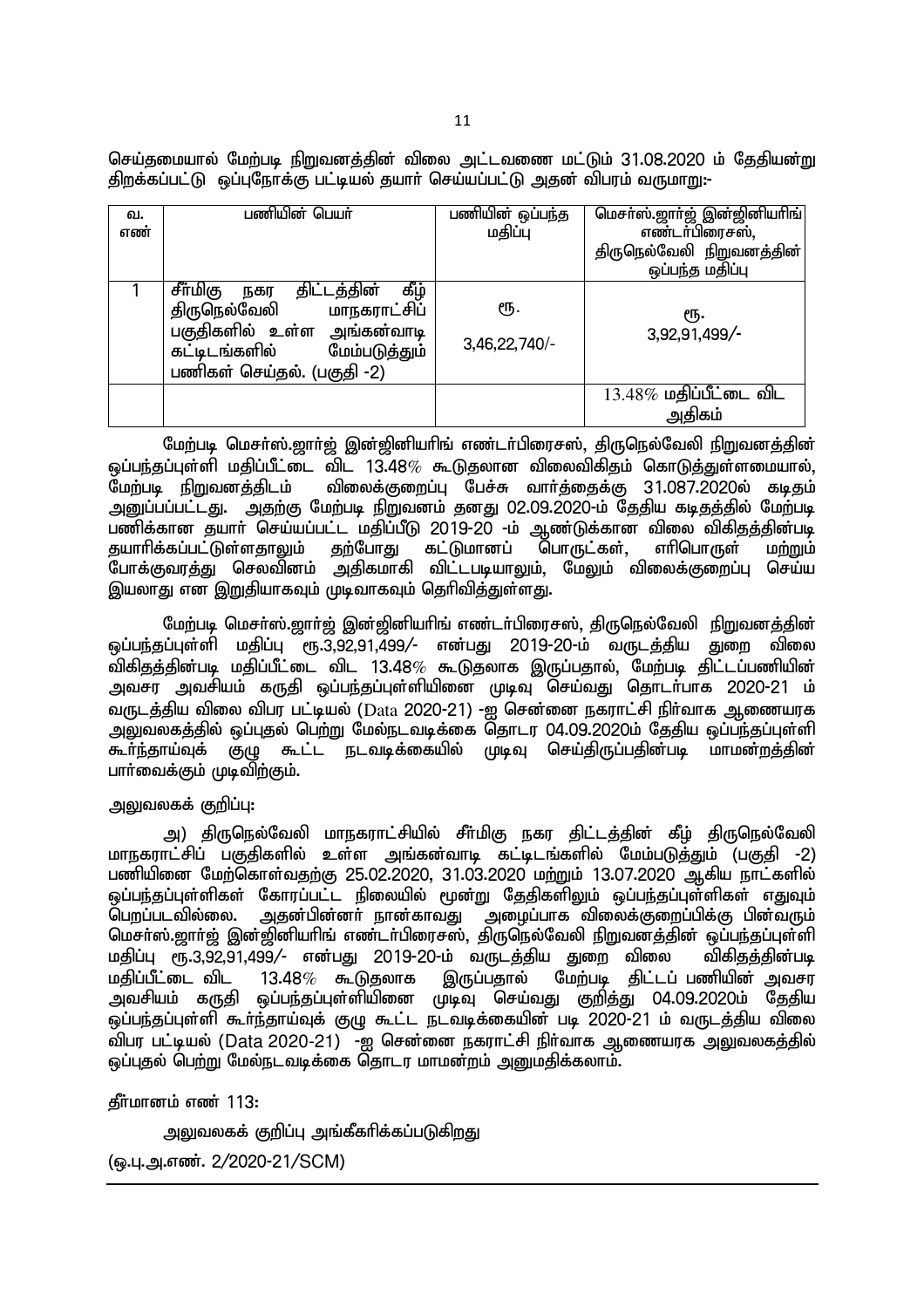செய்தமையால் மேற்படி நிறுவனத்தின் விலை அட்டவணை மட்டும் 31.08.2020 ம் தேதியன்று திறக்கப்பட்டு ஒப்புநோக்கு பட்டியல் தயார் செய்யப்பட்டு அதன் விபரம் வருமாறு:-

| வ. எண் | பணியின் பெயர் | பணியின் ஒப்பந்த மதிப்பு | மெசர்ஸ்.ஜார்ஜ் இன்ஜினியரிங் எண்டர்பிரைசஸ், திருநெல்வேலி நிறுவனத்தின் ஒப்பந்த மதிப்பு |
|---|---|---|---|
| 1 | சீர்மிகு நகர திட்டத்தின் கீழ் திருநெல்வேலி மாநகராட்சிப் பகுதிகளில் உள்ள அங்கன்வாடி கட்டிடங்களில் மேம்படுத்தும் பணிகள் செய்தல். (பகுதி -2) | ரூ. 3,46,22,740/- | ரூ. 3,92,91,499/- |
| | | | 13.48% மதிப்பீட்டை விட அதிகம் |

மேற்படி மெசர்ஸ்.ஜார்ஜ் இன்ஜினியரிங் எண்டர்பிரைசஸ், திருநெல்வேலி நிறுவனத்தின் ஒப்பந்தப்புள்ளி மதிப்பீட்டை விட 13.48% கூடுதலான விலைவிகிதம் கொடுத்துள்ளமையால், மேற்படி நிறுவனத்திடம் விலைக்குறைப்பு பேச்சு வார்த்தைக்கு 31.087.2020ல் கடிதம் அனுப்பப்பட்டது. அதற்கு மேற்படி நிறுவனம் தனது 02.09.2020-ம் தேதிய கடிதத்தில் மேற்படி பணிக்கான தயார் செய்யப்பட்ட மதிப்பீடு 2019-20 -ம் ஆண்டுக்கான விலை விகிதத்தின்படி தயாரிக்கப்பட்டுள்ளதாலும் தற்போது கட்டுமானப் பொருட்கள், எரிபொருள் மற்றும் போக்குவரத்து செலவினம் அதிகமாகி விட்டபடியாலும், மேலும் விலைக்குறைப்பு செய்ய இயலாது என இறுதியாகவும் முடிவாகவும் தெரிவித்துள்ளது.

மேற்படி மெசர்ஸ்.ஜார்ஜ் இன்ஜினியரிங் எண்டர்பிரைசஸ், திருநெல்வேலி நிறுவனத்தின் ஒப்பந்தப்புள்ளி மதிப்பு ரூ.3,92,91,499/- என்பது 2019-20-ம் வருடத்திய துறை விலை விகிதத்தின்படி மதிப்பீட்டை விட 13.48% கூடுதலாக இருப்பதால், மேற்படி திட்டப்பணியின் அவசர அவசியம் கருதி ஒப்பந்தப்புள்ளியினை முடிவு செய்வது தொடர்பாக 2020-21 ம் வருடத்திய விலை விபர பட்டியல் (Data 2020-21) -ஐ சென்னை நகராட்சி நிர்வாக ஆணையரக அலுவலகத்தில் ஒப்புதல் பெற்று மேல்நடவடிக்கை தொடர 04.09.2020ம் தேதிய ஒப்பந்தப்புள்ளி கூர்ந்தாய்வுக் குழு கூட்ட நடவடிக்கையில் முடிவு செய்திருப்பதின்படி மாமன்றத்தின் பார்வைக்கும் முடிவிற்கும்.

அலுவலகக் குறிப்பு:

அ) திருநெல்வேலி மாநகராட்சியில் சீர்மிகு நகர திட்டத்தின் கீழ் திருநெல்வேலி மாநகராட்சிப் பகுதிகளில் உள்ள அங்கன்வாடி கட்டிடங்களில் மேம்படுத்தும் (பகுதி -2) பணியினை மேற்கொள்வதற்கு 25.02.2020, 31.03.2020 மற்றும் 13.07.2020 ஆகிய நாட்களில் ஒப்பந்தப்புள்ளிகள் கோரப்பட்ட நிலையில் மூன்று தேதிகளிலும் ஒப்பந்தப்புள்ளிகள் எதுவும் பெறப்படவில்லை. அதன்பின்னர் நான்காவது அழைப்பாக விலைக்குறைப்பிக்கு பின்வரும் மெசர்ஸ்.ஜார்ஜ் இன்ஜினியரிங் எண்டர்பிரைசஸ், திருநெல்வேலி நிறுவனத்தின் ஒப்பந்தப்புள்ளி மதிப்பு ரூ.3,92,91,499/- என்பது 2019-20-ம் வருடத்திய துறை விலை விகிதத்தின்படி மதிப்பீட்டை விட 13.48% கூடுதலாக இருப்பதால் மேற்படி திட்டப் பணியின் அவசர அவசியம் கருதி ஒப்பந்தப்புள்ளியினை முடிவு செய்வது குறித்து 04.09.2020ம் தேதிய ஒப்பந்தப்புள்ளி கூர்ந்தாய்வுக் குழு கூட்ட நடவடிக்கையின் படி 2020-21 ம் வருடத்திய விலை விபர பட்டியல் (Data 2020-21) -ஐ சென்னை நகராட்சி நிர்வாக ஆணையரக அலுவலகத்தில் ஒப்புதல் பெற்று மேல்நடவடிக்கை தொடர மாமன்றம் அனுமதிக்கலாம்.

தீர்மானம் எண் 113:

அலுவலகக் குறிப்பு அங்கீகரிக்கப்படுகிறது

(ஒ.பு.அ.எண். 2/2020-21/SCM)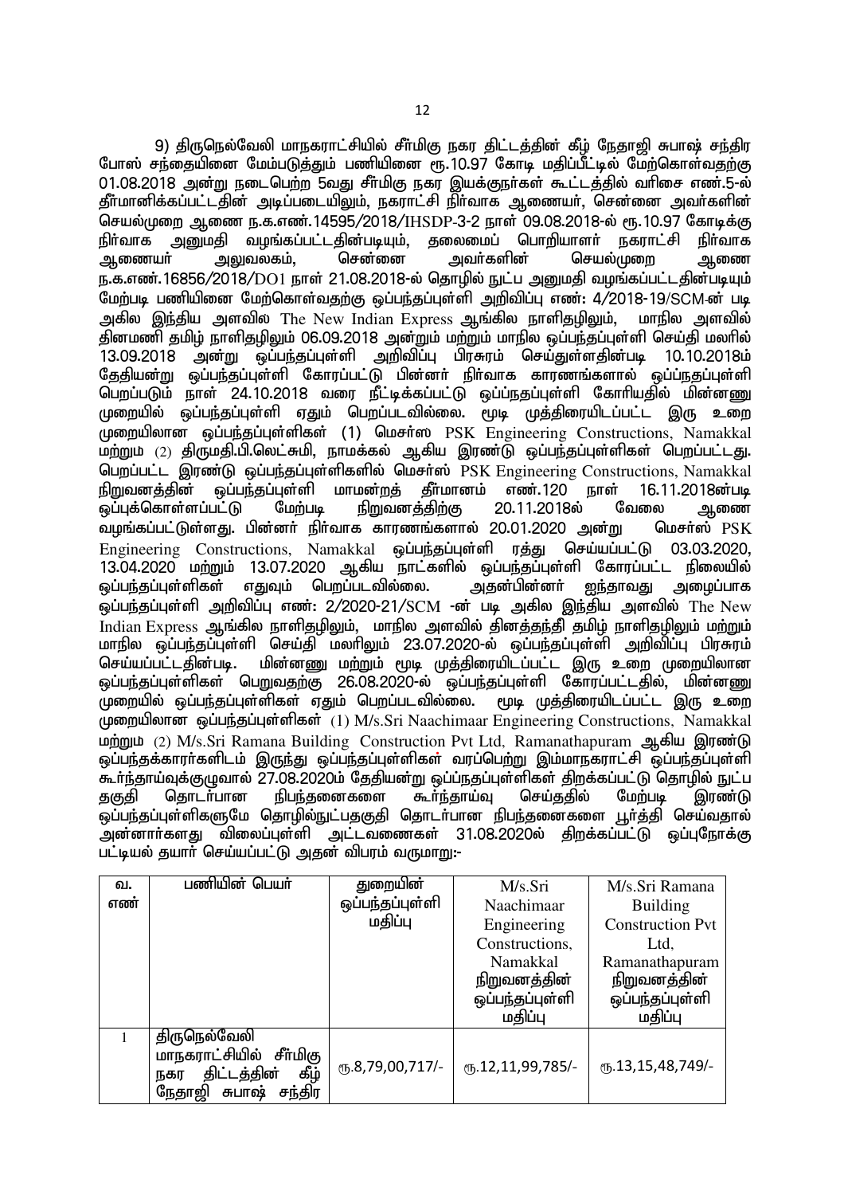9) திருநெல்வேலி மாநகராட்சியில் சீர்மிகு நகர திட்டத்தின் கீழ் நேதாஜி சுபாஷ் சந்திர போஸ் சந்தையினை மேம்படுத்தும் பணியினை ரூ.10.97 கோடி மதிப்பீட்டில் மேற்கொள்வதற்கு 01.08.2018 அன்று நடைபெற்ற 5வது சீர்மிகு நகர இயக்குநர்கள் கூட்டத்தில் வரிசை எண்.5-ல் தீர்மானிக்கப்பட்டதின் அடிப்படையிலும், நகராட்சி நிர்வாக ஆணையர், சென்னை அவர்களின் செயல்முறை ஆணை ந.க.எண்.14595/2018/IHSDP-3-2 நாள் 09.08.2018-ல் ரூ.10.97 கோடிக்கு நிர்வாக அனுமதி வழங்கப்பட்டதின்படியும், தலைமைப் பொறியாளர் நகராட்சி நிர்வாக ஆணையர் அலுவலகம், சென்னை அவர்களின் செயல்முறை ஆணை ந.க.எண்.16856/2018/DO1 நாள் 21.08.2018-ல் தொழில் நுட்ப அனுமதி வழங்கப்பட்டதின்படியும் மேற்படி பணியினை மேற்கொள்வதற்கு ஒப்பந்தப்புள்ளி அறிவிப்பு எண்: 4/2018-19/SCM-ன் படி அகில இந்திய அளவில The New Indian Express ஆங்கில நாளிதழிலும், மாநில அளவில் தினமணி தமிழ் நாளிதழிலும் 06.09.2018 அன்றும் மற்றும் மாநில ஒப்பந்தப்புள்ளி செய்தி மலரில் 13.09.2018 அன்று ஒப்பந்தப்புள்ளி அறிவிப்பு பிரசுரம் செய்துள்ளதின்படி 10.10.2018ம் தேதியன்று ஒப்பந்தப்புள்ளி கோரப்பட்டு பின்னர் நிர்வாக காரணங்களால் ஒப்பந்தப்புள்ளி பெறப்படும் நாள் 24.10.2018 வரை நீட்டிக்கப்பட்டு ஒப்பந்தப்புள்ளி கோரியதில் மின்னணு முறையில் ஒப்பந்தப்புள்ளி ஏதும் பெறப்படவில்லை. மூடி முத்திரையிடப்பட்ட இரு உறை முறையிலான ஒப்பந்தப்புள்ளிகள் (1) மெசர்ஸ் PSK Engineering Constructions, Namakkal மற்றும் (2) திருமதி.பி.லெட்சுமி, நாமக்கல் ஆகிய இரண்டு ஒப்பந்தப்புள்ளிகள் பெறப்பட்டது. பெறப்பட்ட இரண்டு ஒப்பந்தப்புள்ளிகளில் மெசர்ஸ் PSK Engineering Constructions, Namakkal நிறுவனத்தின் ஒப்பந்தப்புள்ளி மாமன்றத் தீர்மானம் எண்.120 நாள் 16.11.2018ன்படி ஒப்புக்கொள்ளப்பட்டு மேற்படி நிறுவனத்திற்கு 20.11.2018ல் வேலை ஆணை வழங்கப்பட்டுள்ளது. பின்னர் நிர்வாக காரணங்களால் 20.01.2020 அன்று மெசர்ஸ் PSK Engineering Constructions, Namakkal ஒப்பந்தப்புள்ளி ரத்து செய்யப்பட்டு 03.03.2020, 13.04.2020 மற்றும் 13.07.2020 ஆகிய நாட்களில் ஒப்பந்தப்புள்ளி கோரப்பட்ட நிலையில் ஒப்பந்தப்புள்ளிகள் எதுவும் பெறப்படவில்லை. அதன்பின்னர் ஐந்தாவது அழைப்பாக ஒப்பந்தப்புள்ளி அறிவிப்பு எண்: 2/2020-21/SCM -ன் படி அகில இந்திய அளவில் The New Indian Express ஆங்கில நாளிதழிலும், மாநில அளவில் தினத்தந்தி தமிழ் நாளிதழிலும் மற்றும் மாநில ஒப்பந்தப்புள்ளி செய்தி மலரிலும் 23.07.2020-ல் ஒப்பந்தப்புள்ளி அறிவிப்பு பிரசுரம் செய்யப்பட்டதின்படி. மின்னணு மற்றும் மூடி முத்திரையிடப்பட்ட இரு உறை முறையிலான ஒப்பந்தப்புள்ளிகள் பெறுவதற்கு 26.08.2020-ல் ஒப்பந்தப்புள்ளி கோரப்பட்டதில், மின்னணு முறையில் ஒப்பந்தப்புள்ளிகள் ஏதும் பெறப்படவில்லை. மூடி முத்திரையிடப்பட்ட இரு உறை முறையிலான ஒப்பந்தப்புள்ளிகள் (1) M/s.Sri Naachimaar Engineering Constructions, Namakkal மற்றும் (2) M/s.Sri Ramana Building Construction Pvt Ltd, Ramanathapuram ஆகிய இரண்டு ஒப்பந்தக்காரர்களிடம் இருந்து ஒப்பந்தப்புள்ளிகள் வரப்பெற்று இம்மாநகராட்சி ஒப்பந்தப்புள்ளி கூர்ந்தாய்வுக்குழுவால் 27.08.2020ம் தேதியன்று ஒப்பந்தப்புள்ளிகள் திறக்கப்பட்டு தொழில் நுட்ப தகுதி தொடர்பான நிபந்தனைகளை கூர்ந்தாய்வு செய்ததில் மேற்படி இரண்டு ஒப்பந்தப்புள்ளிகளுமே தொழில்நுட்பதகுதி தொடர்பான நிபந்தனைகளை பூர்த்தி செய்வதால் அன்னார்களது விலைப்புள்ளி அட்டவணைகள் 31.08.2020ல் திறக்கப்பட்டு ஒப்புநோக்கு பட்டியல் தயார் செய்யப்பட்டு அதன் விபரம் வருமாறு:-

| வ. எண் | பணியின் பெயர் | துறையின் ஒப்பந்தப்புள்ளி மதிப்பு | M/s.Sri Naachimaar Engineering Constructions, Namakkal நிறுவனத்தின் ஒப்பந்தப்புள்ளி மதிப்பு | M/s.Sri Ramana Building Construction Pvt Ltd, Ramanathapuram நிறுவனத்தின் ஒப்பந்தப்புள்ளி மதிப்பு |
|---|---|---|---|---|
| 1 | திருநெல்வேலி மாநகராட்சியில் சீர்மிகு நகர திட்டத்தின் கீழ் நேதாஜி சுபாஷ் சந்திர | ரூ.8,79,00,717/- | ரூ.12,11,99,785/- | ரூ.13,15,48,749/- |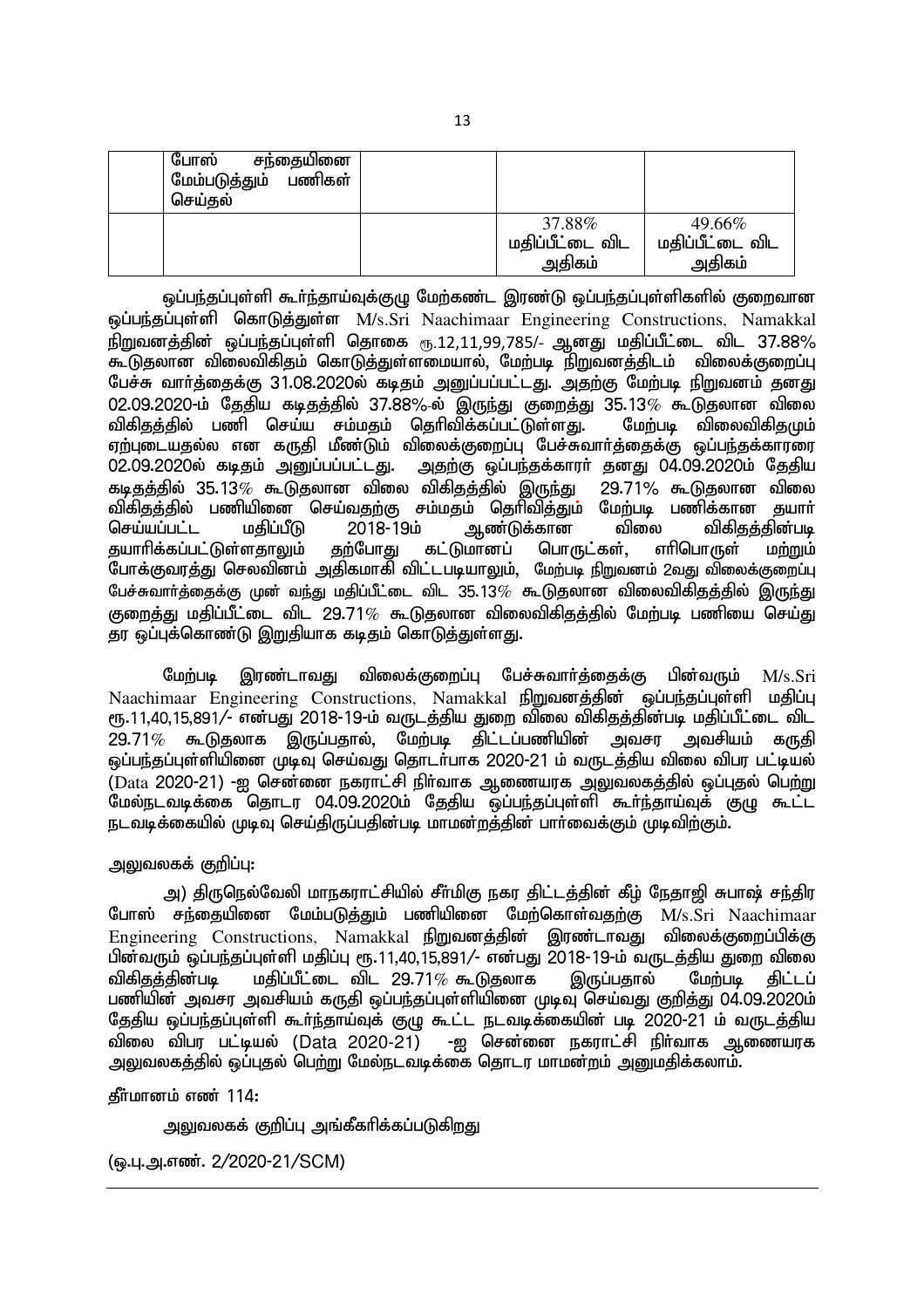| | போஸ் சந்தையினை மேம்படுத்தும் பணிகள் செய்தல் | | | |
|---|---|---|---|---|
| | | | 37.88% மதிப்பீட்டை விட அதிகம் | 49.66% மதிப்பீட்டை விட அதிகம் |

ஒப்பந்தப்புள்ளி கூர்ந்தாய்வுக்குழு மேற்கண்ட இரண்டு ஒப்பந்தப்புள்ளிகளில் குறைவான ஒப்பந்தப்புள்ளி கொடுத்துள்ள M/s.Sri Naachimaar Engineering Constructions, Namakkal நிறுவனத்தின் ஒப்பந்தப்புள்ளி தொகை ரூ.12,11,99,785/- ஆனது மதிப்பீட்டை விட 37.88% கூடுதலான விலைவிகிதம் கொடுத்துள்ளமையால், மேற்படி நிறுவனத்திடம் விலைக்குறைப்பு பேச்சு வார்த்தைக்கு 31.08.2020ல் கடிதம் அனுப்பப்பட்டது. அதற்கு மேற்படி நிறுவனம் தனது 02.09.2020-ம் தேதிய கடிதத்தில் 37.88%-ல் இருந்து குறைத்து 35.13% கூடுதலான விலை விகிதத்தில் பணி செய்ய சம்மதம் தெரிவிக்கப்பட்டுள்ளது. மேற்படி விலைவிகிதமும் ஏற்புடையதல்ல என கருதி மீண்டும் விலைக்குறைப்பு பேச்சுவார்த்தைக்கு ஒப்பந்தக்காரரை 02.09.2020ல் கடிதம் அனுப்பப்பட்டது. அதற்கு ஒப்பந்தக்காரர் தனது 04.09.2020ம் தேதிய கடிதத்தில் 35.13% கூடுதலான விலை விகிதத்தில் இருந்து 29.71% கூடுதலான விலை விகிதத்தில் பணியினை செய்வதற்கு சம்மதம் தெரிவித்தும் மேற்படி பணிக்கான தயார் செய்யப்பட்ட மதிப்பீடு 2018-19ம் ஆண்டுக்கான விலை விகிதத்தின்படி தயாரிக்கப்பட்டுள்ளதாலும் தற்போது கட்டுமானப் பொருட்கள், எரிபொருள் மற்றும் போக்குவரத்து செலவினம் அதிகமாகி விட்டபடியாலும், மேற்படி நிறுவனம் 2வது விலைக்குறைப்பு பேச்சுவார்த்தைக்கு முன் வந்து மதிப்பீட்டை விட 35.13% கூடுதலான விலைவிகிதத்தில் இருந்து குறைத்து மதிப்பீட்டை விட 29.71% கூடுதலான விலைவிகிதத்தில் மேற்படி பணியை செய்து தர ஒப்புக்கொண்டு இறுதியாக கடிதம் கொடுத்துள்ளது.

மேற்படி இரண்டாவது விலைக்குறைப்பு பேச்சுவார்த்தைக்கு பின்வரும் M/s.Sri Naachimaar Engineering Constructions, Namakkal நிறுவனத்தின் ஒப்பந்தப்புள்ளி மதிப்பு ரூ.11,40,15,891/- என்பது 2018-19-ம் வருடத்திய துறை விலை விகிதத்தின்படி மதிப்பீட்டை விட 29.71% கூடுதலாக இருப்பதால், மேற்படி திட்டப்பணியின் அவசர அவசியம் கருதி ஒப்பந்தப்புள்ளியினை முடிவு செய்வது தொடர்பாக 2020-21 ம் வருடத்திய விலை விபர பட்டியல் (Data 2020-21) -ஐ சென்னை நகராட்சி நிர்வாக ஆணையரக அலுவலகத்தில் ஒப்புதல் பெற்று மேல்நடவடிக்கை தொடர 04.09.2020ம் தேதிய ஒப்பந்தப்புள்ளி கூர்ந்தாய்வுக் குழு கூட்ட நடவடிக்கையில் முடிவு செய்திருப்பதின்படி மாமன்றத்தின் பார்வைக்கும் முடிவிற்கும்.

அலுவலகக் குறிப்பு:

அ) திருநெல்வேலி மாநகராட்சியில் சீர்மிகு நகர திட்டத்தின் கீழ் நேதாஜி சுபாஷ் சந்திர போஸ் சந்தையினை மேம்படுத்தும் பணியினை மேற்கொள்வதற்கு M/s.Sri Naachimaar Engineering Constructions, Namakkal நிறுவனத்தின் இரண்டாவது விலைக்குறைப்பிக்கு பின்வரும் ஒப்பந்தப்புள்ளி மதிப்பு ரூ.11,40,15,891/- என்பது 2018-19-ம் வருடத்திய துறை விலை விகிதத்தின்படி மதிப்பீட்டை விட 29.71% கூடுதலாக இருப்பதால் மேற்படி திட்டப் பணியின் அவசர அவசியம் கருதி ஒப்பந்தப்புள்ளியினை முடிவு செய்வது குறித்து 04.09.2020ம் தேதிய ஒப்பந்தப்புள்ளி கூர்ந்தாய்வுக் குழு கூட்ட நடவடிக்கையின் படி 2020-21 ம் வருடத்திய விலை விபர பட்டியல் (Data 2020-21) -ஐ சென்னை நகராட்சி நிர்வாக ஆணையரக அலுவலகத்தில் ஒப்புதல் பெற்று மேல்நடவடிக்கை தொடர மாமன்றம் அனுமதிக்கலாம்.

தீர்மானம் எண் 114:

அலுவலகக் குறிப்பு அங்கீகரிக்கப்படுகிறது

(ஒ.பு.அ.எண். 2/2020-21/SCM)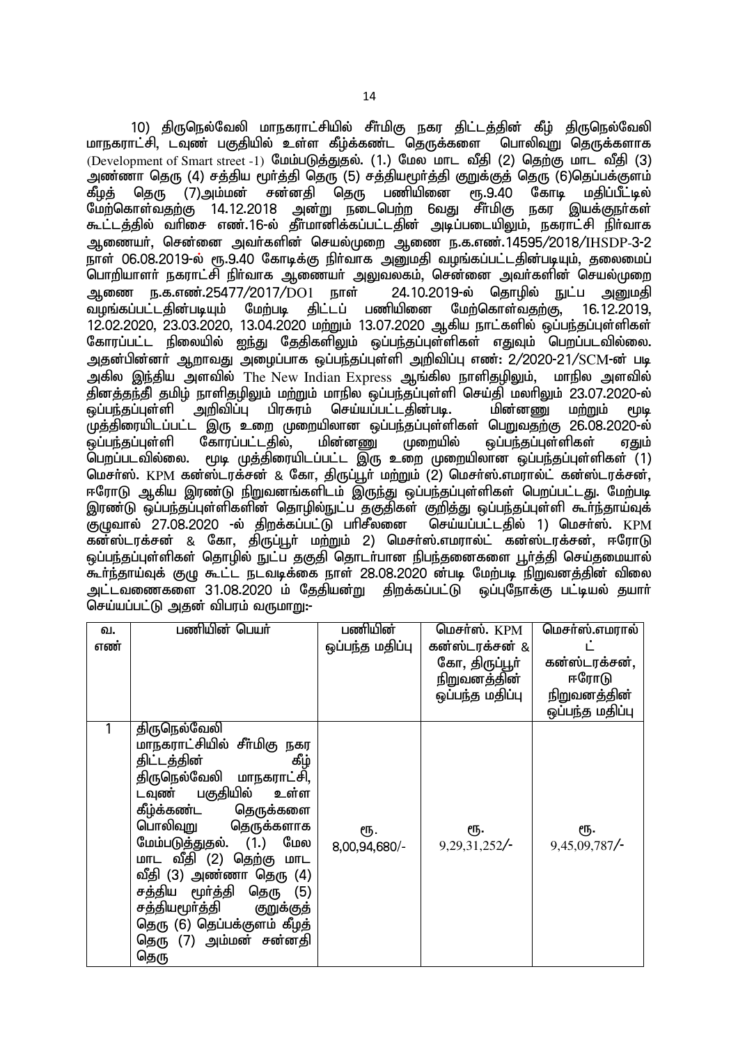10) திருநெல்வேலி மாநகராட்சியில் சீர்மிகு நகர திட்டத்தின் கீழ் திருநெல்வேலி மாநகராட்சி, டவுண் பகுதியில் உள்ள கீழ்க்கண்ட தெருக்களை பொலிவுறு தெருக்களாக (Development of Smart street -1) மேம்படுத்துதல். (1.) மேல மாட வீதி (2) தெற்கு மாட வீதி (3) அண்ணா தெரு (4) சத்திய மூர்த்தி தெரு (5) சத்தியமூர்த்தி குறுக்குத் தெரு (6)தெப்பக்குளம் கீழத் தெரு (7)அம்மன் சன்னதி தெரு பணியினை ரூ.9.40 கோடி மதிப்பீட்டில் மேற்கொள்வதற்கு 14.12.2018 அன்று நடைபெற்ற 6வது சீர்மிகு நகர இயக்குநர்கள் கூட்டத்தில் வரிசை எண்.16-ல் தீர்மானிக்கப்பட்டதின் அடிப்படையிலும், நகராட்சி நிர்வாக ஆணையர், சென்னை அவர்களின் செயல்முறை ஆணை ந.க.எண்.14595/2018/IHSDP-3-2 நாள் 06.08.2019-ல் ரூ.9.40 கோடிக்கு நிர்வாக அனுமதி வழங்கப்பட்டதின்படியும், தலைமைப் பொறியாளர் நகராட்சி நிர்வாக ஆணையர் அலுவலகம், சென்னை அவர்களின் செயல்முறை ஆணை ந.க.எண்.25477/2017/DO1 நாள் 24.10.2019-ல் தொழில் நுட்ப அனுமதி வழங்கப்பட்டதின்படியும் மேற்படி திட்டப் பணியினை மேற்கொள்வதற்கு, 16.12.2019, 12.02.2020, 23.03.2020, 13.04.2020 மற்றும் 13.07.2020 ஆகிய நாட்களில் ஒப்பந்தப்புள்ளிகள் கோரப்பட்ட நிலையில் ஐந்து தேதிகளிலும் ஒப்பந்தப்புள்ளிகள் எதுவும் பெறப்படவில்லை. அதன்பின்னர் ஆறாவது அழைப்பாக ஒப்பந்தப்புள்ளி அறிவிப்பு எண்: 2/2020-21/SCM-ன் படி அகில இந்திய அளவில் The New Indian Express ஆங்கில நாளிதழிலும், மாநில அளவில் தினத்தந்தி தமிழ் நாளிதழிலும் மற்றும் மாநில ஒப்பந்தப்புள்ளி செய்தி மலரிலும் 23.07.2020-ல் ஒப்பந்தப்புள்ளி அறிவிப்பு பிரசுரம் செய்யப்பட்டதின்படி. மின்னணு மற்றும் மூடி முத்திரையிடப்பட்ட இரு உறை முறையிலான ஒப்பந்தப்புள்ளிகள் பெறுவதற்கு 26.08.2020-ல் ஒப்பந்தப்புள்ளி கோரப்பட்டதில், மின்னணு முறையில் ஒப்பந்தப்புள்ளிகள் ஏதும் பெறப்படவில்லை. மூடி முத்திரையிடப்பட்ட இரு உறை முறையிலான ஒப்பந்தப்புள்ளிகள் (1) மெசர்ஸ். KPM கன்ஸ்டரக்சன் & கோ, திருப்பூர் மற்றும் (2) மெசர்ஸ்.எமரால்ட் கன்ஸ்டரக்சன், ஈரோடு ஆகிய இரண்டு நிறுவனங்களிடம் இருந்து ஒப்பந்தப்புள்ளிகள் பெறப்பட்டது. மேற்படி இரண்டு ஒப்பந்தப்புள்ளிகளின் தொழில்நுட்ப தகுதிகள் குறித்து ஒப்பந்தப்புள்ளி கூர்ந்தாய்வுக் குழுவால் 27.08.2020 -ல் திறக்கப்பட்டு பரிசீலனை செய்யப்பட்டதில் 1) மெசர்ஸ். KPM கன்ஸ்டரக்சன் & கோ, திருப்பூர் மற்றும் 2) மெசர்ஸ்.எமரால்ட் கன்ஸ்டரக்சன், ஈரோடு ஒப்பந்தப்புள்ளிகள் தொழில் நுட்ப தகுதி தொடர்பான நிபந்தனைகளை பூர்த்தி செய்தமையால் கூர்ந்தாய்வுக் குழு கூட்ட நடவடிக்கை நாள் 28.08.2020 ன்படி மேற்படி நிறுவனத்தின் விலை அட்டவணைகளை 31.08.2020 ம் தேதியன்று திறக்கப்பட்டு ஒப்புநோக்கு பட்டியல் தயார் செய்யப்பட்டு அதன் விபரம் வருமாறு:-

| வ. எண் | பணியின் பெயர் | பணியின் ஒப்பந்த மதிப்பு | மெசர்ஸ். KPM கன்ஸ்டரக்சன் & கோ, திருப்பூர் நிறுவனத்தின் ஒப்பந்த மதிப்பு | மெசர்ஸ்.எமரால்ட் கன்ஸ்டரக்சன், ஈரோடு நிறுவனத்தின் ஒப்பந்த மதிப்பு |
|---|---|---|---|---|
| 1 | திருநெல்வேலி மாநகராட்சியில் சீர்மிகு நகர திட்டத்தின் கீழ் திருநெல்வேலி மாநகராட்சி, டவுண் பகுதியில் உள்ள கீழ்க்கண்ட தெருக்களை பொலிவுறு தெருக்களாக மேம்படுத்துதல். (1.) மேல மாட வீதி (2) தெற்கு மாட வீதி (3) அண்ணா தெரு (4) சத்திய மூர்த்தி தெரு (5) சத்தியமூர்த்தி குறுக்குத் தெரு (6) தெப்பக்குளம் கீழத் தெரு (7) அம்மன் சன்னதி தெரு | ரூ. 8,00,94,680/- | ரூ. 9,29,31,252/- | ரூ. 9,45,09,787/- |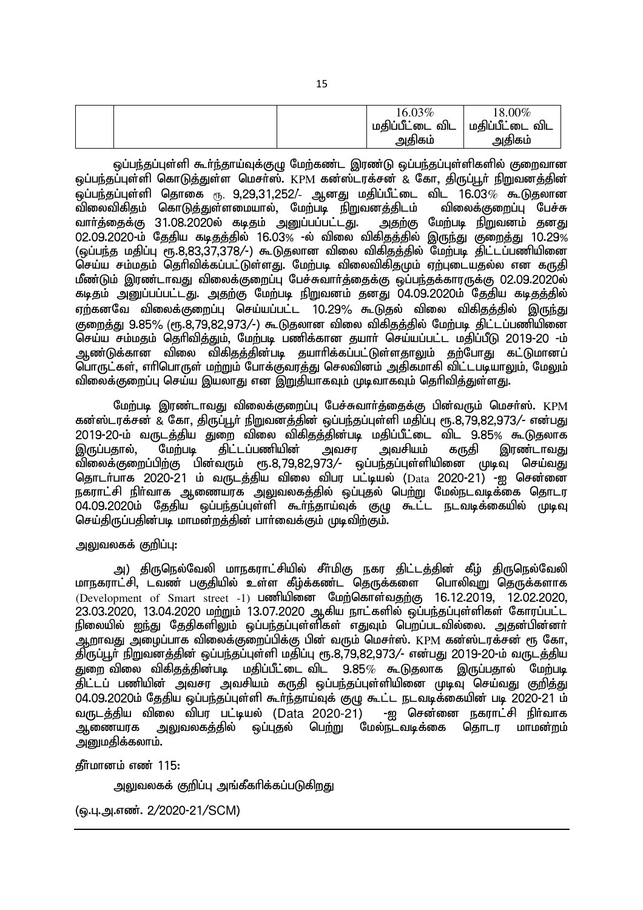| | | | 16.03% மதிப்பீட்டை விட அதிகம் | 18.00% மதிப்பீட்டை விட அதிகம் |
|---|---|---|---|---|

ஒப்பந்தப்புள்ளி கூர்ந்தாய்வுக்குழு மேற்கண்ட இரண்டு ஒப்பந்தப்புள்ளிகளில் குறைவான ஒப்பந்தப்புள்ளி கொடுத்துள்ள மெசர்ஸ். KPM கன்ஸ்ட்ரக்சன் & கோ, திருப்பூர் நிறுவனத்தின் ஒப்பந்தப்புள்ளி தொகை ரூ. 9,29,31,252/- ஆனது மதிப்பீட்டை விட 16.03% கூடுதலான விலைவிகிதம் கொடுத்துள்ளமையால், மேற்படி நிறுவனத்திடம் விலைக்குறைப்பு பேச்சு வார்த்தைக்கு 31.08.2020ல் கடிதம் அனுப்பப்பட்டது. அதற்கு மேற்படி நிறுவனம் தனது 02.09.2020-ம் தேதிய கடிதத்தில் 16.03% -ல் விலை விகிதத்தில் இருந்து குறைத்து 10.29% (ஒப்பந்த மதிப்பு ரூ.8,83,37,378/-) கூடுதலான விலை விகிதத்தில் மேற்படி திட்டப்பணியினை செய்ய சம்மதம் தெரிவிக்கப்பட்டுள்ளது. மேற்படி விலைவிகிதமும் ஏற்புடையதல்ல என கருதி மீண்டும் இரண்டாவது விலைக்குறைப்பு பேச்சுவார்த்தைக்கு ஒப்பந்தக்காரருக்கு 02.09.2020ல் கடிதம் அனுப்பப்பட்டது. அதற்கு மேற்படி நிறுவனம் தனது 04.09.2020ம் தேதிய கடிதத்தில் ஏற்கனவே விலைக்குறைப்பு செய்யப்பட்ட 10.29% கூடுதல் விலை விகிதத்தில் இருந்து குறைத்து 9.85% (ரூ.8,79,82,973/-) கூடுதலான விலை விகிதத்தில் மேற்படி திட்டப்பணியினை செய்ய சம்மதம் தெரிவித்தும், மேற்படி பணிக்கான தயார் செய்யப்பட்ட மதிப்பீடு 2019-20 -ம் ஆண்டுக்கான விலை விகிதத்தின்படி தயாரிக்கப்பட்டுள்ளதாலும் தற்போது கட்டுமானப் பொருட்கள், எரிபொருள் மற்றும் போக்குவரத்து செலவினம் அதிகமாகி விட்டபடியாலும், மேலும் விலைக்குறைப்பு செய்ய இயலாது என இறுதியாகவும் முடிவாகவும் தெரிவித்துள்ளது.

மேற்படி இரண்டாவது விலைக்குறைப்பு பேச்சுவார்த்தைக்கு பின்வரும் மெசர்ஸ். KPM கன்ஸ்ட்ரக்சன் & கோ, திருப்பூர் நிறுவனத்தின் ஒப்பந்தப்புள்ளி மதிப்பு ரூ.8,79,82,973/- என்பது 2019-20-ம் வருடத்திய துறை விலை விகிதத்தின்படி மதிப்பீட்டை விட 9.85% கூடுதலாக இருப்பதால், மேற்படி திட்டப்பணியின் அவசர அவசியம் கருதி இரண்டாவது விலைக்குறைப்பிற்கு பின்வரும் ரூ.8,79,82,973/- ஒப்பந்தப்புள்ளியினை முடிவு செய்வது தொடர்பாக 2020-21 ம் வருடத்திய விலை விபர பட்டியல் (Data 2020-21) -ஐ சென்னை நகராட்சி நிர்வாக ஆணையரக அலுவலகத்தில் ஒப்புதல் பெற்று மேல்நடவடிக்கை தொடர 04.09.2020ம் தேதிய ஒப்பந்தப்புள்ளி கூர்ந்தாய்வுக் குழு கூட்ட நடவடிக்கையில் முடிவு செய்திருப்பதின்படி மாமன்றத்தின் பார்வைக்கும் முடிவிற்கும்.

அலுவலகக் குறிப்பு:

அ) திருநெல்வேலி மாநகராட்சியில் சீர்மிகு நகர திட்டத்தின் கீழ் திருநெல்வேலி மாநகராட்சி, டவண் பகுதியில் உள்ள கீழ்க்கண்ட தெருக்களை பொலிவுறு தெருக்களாக (Development of Smart street -1) பணியினை மேற்கொள்வதற்கு 16.12.2019, 12.02.2020, 23.03.2020, 13.04.2020 மற்றும் 13.07.2020 ஆகிய நாட்களில் ஒப்பந்தப்புள்ளிகள் கோரப்பட்ட நிலையில் ஐந்து தேதிகளிலும் ஒப்பந்தப்புள்ளிகள் எதுவும் பெறப்படவில்லை. அதன்பின்னர் ஆறாவது அழைப்பாக விலைக்குறைப்பிக்கு பின் வரும் மெசர்ஸ். KPM கன்ஸ்ட்ரக்சன் ரூ கோ, திருப்பூர் நிறுவனத்தின் ஒப்பந்தப்புள்ளி மதிப்பு ரூ.8,79,82,973/- என்பது 2019-20-ம் வருடத்திய துறை விலை விகிதத்தின்படி மதிப்பீட்டை விட 9.85% கூடுதலாக இருப்பதால் மேற்படி திட்டப் பணியின் அவசர அவசியம் கருதி ஒப்பந்தப்புள்ளியினை முடிவு செய்வது குறித்து 04.09.2020ம் தேதிய ஒப்பந்தப்புள்ளி கூர்ந்தாய்வுக் குழு கூட்ட நடவடிக்கையின் படி 2020-21 ம் வருடத்திய விலை விபர பட்டியல் (Data 2020-21) -ஐ சென்னை நகராட்சி நிர்வாக ஆணையரக அலுவலகத்தில் ஒப்புதல் பெற்று மேல்நடவடிக்கை தொடர மாமன்றம் அனுமதிக்கலாம்.

தீர்மானம் எண் 115:

அலுவலகக் குறிப்பு அங்கீகரிக்கப்படுகிறது

(ஒ.பு.அ.எண். 2/2020-21/SCM)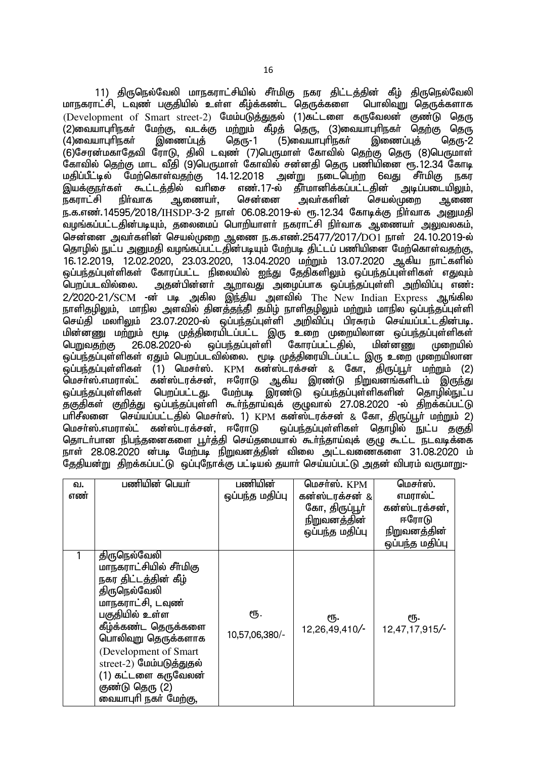11) திருநெல்வேலி மாநகராட்சியில் சீர்மிகு நகர திட்டத்தின் கீழ் திருநெல்வேலி மாநகராட்சி, டவுண் பகுதியில் உள்ள கீழ்க்கண்ட தெருக்களை பொலிவுறு தெருக்களாக (Development of Smart street-2) மேம்படுத்துதல் (1)கட்டளை கருவேலன் குண்டு தெரு (2)வையாபுரிநகர் மேற்கு, வடக்கு மற்றும் கீழத் தெரு, (3)வையாபுரிநகர் தெற்கு தெரு (4)வையாபுரிநகர் இணைப்புத் தெரு-1 (5)வையாபுரிநகர் இணைப்புத் தெரு-2 (6)சேரன்மகாதேவி ரோடு, திலி டவுண் (7)பெருமாள் கோவில் தெற்கு தெரு (8)பெருமாள் கோவில் தெற்கு மாட வீதி (9)பெருமாள் கோவில் சன்னதி தெரு பணியினை ரூ.12.34 கோடி மதிப்பீட்டில் மேற்கொள்வதற்கு 14.12.2018 அன்று நடைபெற்ற 6வது சீர்மிகு நகர இயக்குநர்கள் கூட்டத்தில் வரிசை எண்.17-ல் தீர்மானிக்கப்பட்டதின் அடிப்படையிலும், நகராட்சி நிர்வாக ஆணையர், சென்னை அவர்களின் செயல்முறை ஆணை ந.க.எண்.14595/2018/IHSDP-3-2 நாள் 06.08.2019-ல் ரூ.12.34 கோடிக்கு நிர்வாக அனுமதி வழங்கப்பட்டதின்படியும், தலைமைப் பொறியாளர் நகராட்சி நிர்வாக ஆணையர் அலுவலகம், சென்னை அவர்களின் செயல்முறை ஆணை ந.க.எண்.25477/2017/DO1 நாள் 24.10.2019-ல் தொழில் நுட்ப அனுமதி வழங்கப்பட்டதின்படியும் மேற்படி திட்டப் பணியினை மேற்கொள்வதற்கு, 16.12.2019, 12.02.2020, 23.03.2020, 13.04.2020 மற்றும் 13.07.2020 ஆகிய நாட்களில் ஒப்பந்தப்புள்ளிகள் கோரப்பட்ட நிலையில் ஐந்து தேதிகளிலும் ஒப்பந்தப்புள்ளிகள் எதுவும் பெறப்படவில்லை. அதன்பின்னர் ஆறாவது அழைப்பாக ஒப்பந்தப்புள்ளி அறிவிப்பு எண்: 2/2020-21/SCM -ன் படி அகில இந்திய அளவில் The New Indian Express ஆங்கில நாளிதழிலும், மாநில அளவில் தினத்தந்தி தமிழ் நாளிதழிலும் மற்றும் மாநில ஒப்பந்தப்புள்ளி செய்தி மலரிலும் 23.07.2020-ல் ஒப்பந்தப்புள்ளி அறிவிப்பு பிரசுரம் செய்யப்பட்டதின்படி. மின்னணு மற்றும் மூடி முத்திரையிடப்பட்ட இரு உறை முறையிலான ஒப்பந்தப்புள்ளிகள் பெறுவதற்கு 26.08.2020-ல் ஒப்பந்தப்புள்ளி கோரப்பட்டதில், மின்னணு முறையில் ஒப்பந்தப்புள்ளிகள் ஏதும் பெறப்படவில்லை. மூடி முத்திரையிடப்பட்ட இரு உறை முறையிலான ஒப்பந்தப்புள்ளிகள் (1) மெசர்ஸ். KPM கன்ஸ்டரக்சன் & கோ, திருப்பூர் மற்றும் (2) மெசர்ஸ்.எமரால்ட் கன்ஸ்டரக்சன், ஈரோடு ஆகிய இரண்டு நிறுவனங்களிடம் இருந்து ஒப்பந்தப்புள்ளிகள் பெறப்பட்டது. மேற்படி இரண்டு ஒப்பந்தப்புள்ளிகளின் தொழில்நுட்ப தகுதிகள் குறித்து ஒப்பந்தப்புள்ளி கூர்ந்தாய்வுக் குழுவால் 27.08.2020 -ல் திறக்கப்பட்டு பரிசீலனை செய்யப்பட்டதில் மெசர்ஸ். 1) KPM கன்ஸ்டரக்சன் & கோ, திருப்பூர் மற்றும் 2) மெசர்ஸ்.எமரால்ட் கன்ஸ்டரக்சன், ஈரோடு ஒப்பந்தப்புள்ளிகள் தொழில் நுட்ப தகுதி தொடர்பான நிபந்தனைகளை பூர்த்தி செய்தமையால் கூர்ந்தாய்வுக் குழு கூட்ட நடவடிக்கை நாள் 28.08.2020 ன்படி மேற்படி நிறுவனத்தின் விலை அட்டவணைகளை 31.08.2020 ம் தேதியன்று திறக்கப்பட்டு ஒப்புநோக்கு பட்டியல் தயார் செய்யப்பட்டு அதன் விபரம் வருமாறு:-

| வ. எண் | பணியின் பெயர் | பணியின் ஒப்பந்த மதிப்பு | மெசர்ஸ். KPM கன்ஸ்டரக்சன் & கோ, திருப்பூர் நிறுவனத்தின் ஒப்பந்த மதிப்பு | மெசர்ஸ். எமரால்ட் கன்ஸ்டரக்சன், ஈரோடு நிறுவனத்தின் ஒப்பந்த மதிப்பு |
|---|---|---|---|---|
| 1 | திருநெல்வேலி மாநகராட்சியில் சீர்மிகு நகர திட்டத்தின் கீழ் திருநெல்வேலி மாநகராட்சி, டவுண் பகுதியில் உள்ள கீழ்க்கண்ட தெருக்களை பொலிவுறு தெருக்களாக (Development of Smart street-2) மேம்படுத்துதல் (1) கட்டளை கருவேலன் குண்டு தெரு (2) வையாபுரி நகர் மேற்கு, | ரூ. 10,57,06,380/- | ரூ. 12,26,49,410/- | ரூ. 12,47,17,915/- |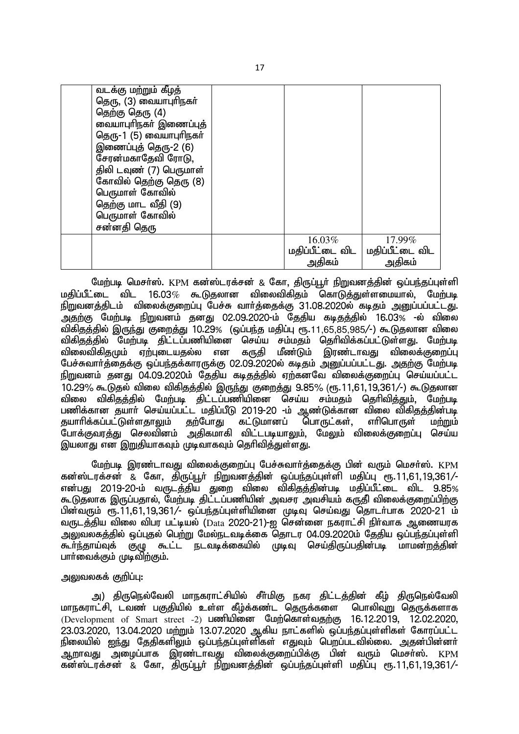| | வடக்கு மற்றும் கீழத் தெரு, (3) வையாபுரிநகர் தெற்கு தெரு (4) வையாபுரிநகர் இணைப்புத் தெரு-1 (5) வையாபுரிநகர் இணைப்புத் தெரு-2 (6) சேரன்மகாதேவி ரோடு, திலி டவுண் (7) பெருமாள் கோவில் தெற்கு தெரு (8) பெருமாள் கோவில் தெற்கு மாட வீதி (9) பெருமாள் கோவில் சன்னதி தெரு | | | |
|---|---|---|---|---|
| | | | 16.03% மதிப்பீட்டை விட அதிகம் | 17.99% மதிப்பீட்டை விட அதிகம் |

மேற்படி மெசர்ஸ். KPM கன்ஸ்டரக்சன் & கோ, திருப்பூர் நிறுவனத்தின் ஒப்பந்தப்புள்ளி மதிப்பீட்டை விட 16.03% கூடுதலான விலைவிகிதம் கொடுத்துள்ளமையால், மேற்படி நிறுவனத்திடம் விலைக்குறைப்பு பேச்சு வார்த்தைக்கு 31.08.2020ல் கடிதம் அனுப்பப்பட்டது. அதற்கு மேற்படி நிறுவனம் தனது 02.09.2020-ம் தேதிய கடிதத்தில் 16.03% -ல் விலை விகிதத்தில் இருந்து குறைத்து 10.29% (ஒப்பந்த மதிப்பு ரூ.11,65,85,985/-) கூடுதலான விலை விகிதத்தில் மேற்படி திட்டப்பணியினை செய்ய சம்மதம் தெரிவிக்கப்பட்டுள்ளது. மேற்படி விலைவிகிதமும் ஏற்புடையதல்ல என கருதி மீண்டும் இரண்டாவது விலைக்குறைப்பு பேச்சுவார்த்தைக்கு ஒப்பந்தக்காரருக்கு 02.09.2020ல் கடிதம் அனுப்பப்பட்டது. அதற்கு மேற்படி நிறுவனம் தனது 04.09.2020ம் தேதிய கடிதத்தில் ஏற்கனவே விலைக்குறைப்பு செய்யப்பட்ட 10.29% கூடுதல் விலை விகிதத்தில் இருந்து குறைத்து 9.85% (ரூ.11,61,19,361/-) கூடுதலான விலை விகிதத்தில் மேற்படி திட்டப்பணியினை செய்ய சம்மதம் தெரிவித்தும், மேற்படி பணிக்கான தயார் செய்யப்பட்ட மதிப்பீடு 2019-20 -ம் ஆண்டுக்கான விலை விகிதத்தின்படி தயாரிக்கப்பட்டுள்ளதாலும் தற்போது கட்டுமானப் பொருட்கள், எரிபொருள் மற்றும் போக்குவரத்து செலவினம் அதிகமாகி விட்டபடியாலும், மேலும் விலைக்குறைப்பு செய்ய இயலாது என இறுதியாகவும் முடிவாகவும் தெரிவித்துள்ளது.

மேற்படி இரண்டாவது விலைக்குறைப்பு பேச்சுவார்த்தைக்கு பின் வரும் மெசர்ஸ். KPM கன்ஸ்டரக்சன் & கோ, திருப்பூர் நிறுவனத்தின் ஒப்பந்தப்புள்ளி மதிப்பு ரூ.11,61,19,361/- என்பது 2019-20-ம் வருடத்திய துறை விலை விகிதத்தின்படி மதிப்பீட்டை விட 9.85% கூடுதலாக இருப்பதால், மேற்படி திட்டப்பணியின் அவசர அவசியம் கருதி விலைக்குறைப்பிற்கு பின்வரும் ரூ.11,61,19,361/- ஒப்பந்தப்புள்ளியினை முடிவு செய்வது தொடர்பாக 2020-21 ம் வருடத்திய விலை விபர பட்டியல் (Data 2020-21)-ஐ சென்னை நகராட்சி நிர்வாக ஆணையரக அலுவலகத்தில் ஒப்புதல் பெற்று மேல்நடவடிக்கை தொடர 04.09.2020ம் தேதிய ஒப்பந்தப்புள்ளி கூர்ந்தாய்வுக் குழு கூட்ட நடவடிக்கையில் முடிவு செய்திருப்பதின்படி மாமன்றத்தின் பார்வைக்கும் முடிவிற்கும்.

அலுவலகக் குறிப்பு:

அ) திருநெல்வேலி மாநகராட்சியில் சீர்மிகு நகர திட்டத்தின் கீழ் திருநெல்வேலி மாநகராட்சி, டவண் பகுதியில் உள்ள கீழ்க்கண்ட தெருக்களை பொலிவுறு தெருக்களாக (Development of Smart street -2) பணியினை மேற்கொள்வதற்கு 16.12.2019, 12.02.2020, 23.03.2020, 13.04.2020 மற்றும் 13.07.2020 ஆகிய நாட்களில் ஒப்பந்தப்புள்ளிகள் கோரப்பட்ட நிலையில் ஐந்து தேதிகளிலும் ஒப்பந்தப்புள்ளிகள் எதுவும் பெறப்படவில்லை. அதன்பின்னர் ஆறாவது அழைப்பாக இரண்டாவது விலைக்குறைப்பிக்கு பின் வரும் மெசர்ஸ். KPM கன்ஸ்டரக்சன் & கோ, திருப்பூர் நிறுவனத்தின் ஒப்பந்தப்புள்ளி மதிப்பு ரூ.11,61,19,361/-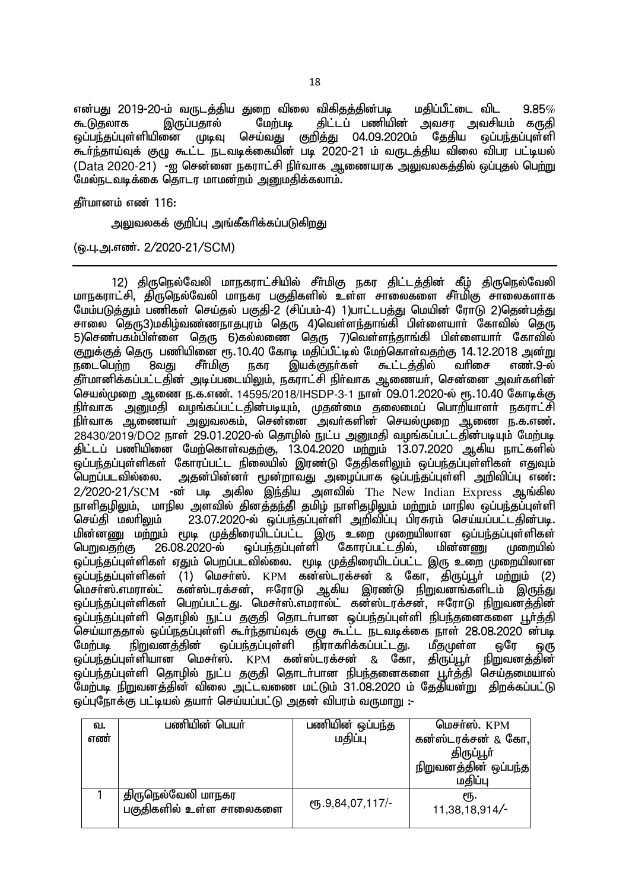என்பது 2019-20-ம் வருடத்திய துறை விலை விகிதத்தின்படி மதிப்பீட்டை விட 9.85% கூடுதலாக இருப்பதால் மேற்படி திட்டப் பணியின் அவசர அவசியம் கருதி ஒப்பந்தப்புள்ளியினை முடிவு செய்வது குறித்து 04.09.2020ம் தேதிய ஒப்பந்தப்புள்ளி கூர்ந்தாய்வுக் குழு கூட்ட நடவடிக்கையின் படி 2020-21 ம் வருடத்திய விலை விபர பட்டியல் (Data 2020-21) -ஐ சென்னை நகராட்சி நிர்வாக ஆணையரக அலுவலகத்தில் ஒப்புதல் பெற்று மேல்நடவடிக்கை தொடர மாமன்றம் அனுமதிக்கலாம்.

தீர்மானம் எண் 116:

அலுவலகக் குறிப்பு அங்கீகரிக்கப்படுகிறது

(ஒ.பு.அ.எண். 2/2020-21/SCM)

---

12) திருநெல்வேலி மாநகராட்சியில் சீர்மிகு நகர திட்டத்தின் கீழ் திருநெல்வேலி மாநகராட்சி, திருநெல்வேலி மாநகர பகுதிகளில் உள்ள சாலைகளை சீர்மிகு சாலைகளாக மேம்படுத்தும் பணிகள் செய்தல் பகுதி-2 (சிப்பம்-4) 1)பாட்டபத்து மெயின் ரோடு 2)தென்பத்து சாலை தெரு3)மகிழ்வண்ணநாதபுரம் தெரு 4)வெள்ளந்தாங்கி பிள்ளையார் கோவில் தெரு 5)செண்பகம்பிள்ளை தெரு 6)கல்லணை தெரு 7)வெள்ளந்தாங்கி பிள்ளையார் கோவில் குறுக்குத் தெரு பணியினை ரூ.10.40 கோடி மதிப்பீட்டில் மேற்கொள்வதற்கு 14.12.2018 அன்று நடைபெற்ற 8வது சீர்மிகு நகர இயக்குநர்கள் கூட்டத்தில் வரிசை எண்.9-ல் தீர்மானிக்கப்பட்டதின் அடிப்படையிலும், நகராட்சி நிர்வாக ஆணையர், சென்னை அவர்களின் செயல்முறை ஆணை ந.க.எண். 14595/2018/IHSDP-3-1 நாள் 09.01.2020-ல் ரூ.10.40 கோடிக்கு நிர்வாக அனுமதி வழங்கப்பட்டதின்படியும், முதன்மை தலைமைப் பொறியாளர் நகராட்சி நிர்வாக ஆணையர் அலுவலகம், சென்னை அவர்களின் செயல்முறை ஆணை ந.க.எண். 28430/2019/DO2 நாள் 29.01.2020-ல் தொழில் நுட்ப அனுமதி வழங்கப்பட்டதின்படியும் மேற்படி திட்டப் பணியினை மேற்கொள்வதற்கு, 13.04.2020 மற்றும் 13.07.2020 ஆகிய நாட்களில் ஒப்பந்தப்புள்ளிகள் கோரப்பட்ட நிலையில் இரண்டு தேதிகளிலும் ஒப்பந்தப்புள்ளிகள் எதுவும் பெறப்படவில்லை. அதன்பின்னர் மூன்றாவது அழைப்பாக ஒப்பந்தப்புள்ளி அறிவிப்பு எண்: 2/2020-21/SCM -ன் படி அகில இந்திய அளவில் The New Indian Express ஆங்கில நாளிதழிலும், மாநில அளவில் தினத்தந்தி தமிழ் நாளிதழிலும் மற்றும் மாநில ஒப்பந்தப்புள்ளி செய்தி மலரிலும் 23.07.2020-ல் ஒப்பந்தப்புள்ளி அறிவிப்பு பிரசுரம் செய்யப்பட்டதின்படி. மின்னணு மற்றும் மூடி முத்திரையிடப்பட்ட இரு உறை முறையிலான ஒப்பந்தப்புள்ளிகள் பெறுவதற்கு 26.08.2020-ல் ஒப்பந்தப்புள்ளி கோரப்பட்டதில், மின்னணு முறையில் ஒப்பந்தப்புள்ளிகள் ஏதும் பெறப்படவில்லை. மூடி முத்திரையிடப்பட்ட இரு உறை முறையிலான ஒப்பந்தப்புள்ளிகள் (1) மெசர்ஸ். KPM கன்ஸ்டரக்சன் & கோ, திருப்பூர் மற்றும் (2) மெசர்ஸ்.எமரால்ட் கன்ஸ்டரக்சன், ஈரோடு ஆகிய இரண்டு நிறுவனங்களிடம் இருந்து ஒப்பந்தப்புள்ளிகள் பெறப்பட்டது. மெசர்ஸ்.எமரால்ட் கன்ஸ்டரக்சன், ஈரோடு நிறுவனத்தின் ஒப்பந்தப்புள்ளி தொழில் நுட்ப தகுதி தொடர்பான ஒப்பந்தப்புள்ளி நிபந்தனைகளை பூர்த்தி செய்யாததால் ஒப்பந்தப்புள்ளி கூர்ந்தாய்வுக் குழு கூட்ட நடவடிக்கை நாள் 28.08.2020 ன்படி மேற்படி நிறுவனத்தின் ஒப்பந்தப்புள்ளி நிராகரிக்கப்பட்டது. மீதமுள்ள ஒரே ஒரு ஒப்பந்தப்புள்ளியான மெசர்ஸ். KPM கன்ஸ்டரக்சன் & கோ, திருப்பூர் நிறுவனத்தின் ஒப்பந்தப்புள்ளி தொழில் நுட்ப தகுதி தொடர்பான நிபந்தனைகளை பூர்த்தி செய்தமையால் மேற்படி நிறுவனத்தின் விலை அட்டவணை மட்டும் 31.08.2020 ம் தேதியன்று திறக்கப்பட்டு ஒப்புநோக்கு பட்டியல் தயார் செய்யப்பட்டு அதன் விபரம் வருமாறு :-

| வ. எண் | பணியின் பெயர் | பணியின் ஒப்பந்த மதிப்பு | மெசர்ஸ். KPM கன்ஸ்டரக்சன் & கோ, திருப்பூர் நிறுவனத்தின் ஒப்பந்த மதிப்பு |
|---|---|---|---|
| 1 | திருநெல்வேலி மாநகர பகுதிகளில் உள்ள சாலைகளை | ரூ.9,84,07,117/- | ரூ. 11,38,18,914/- |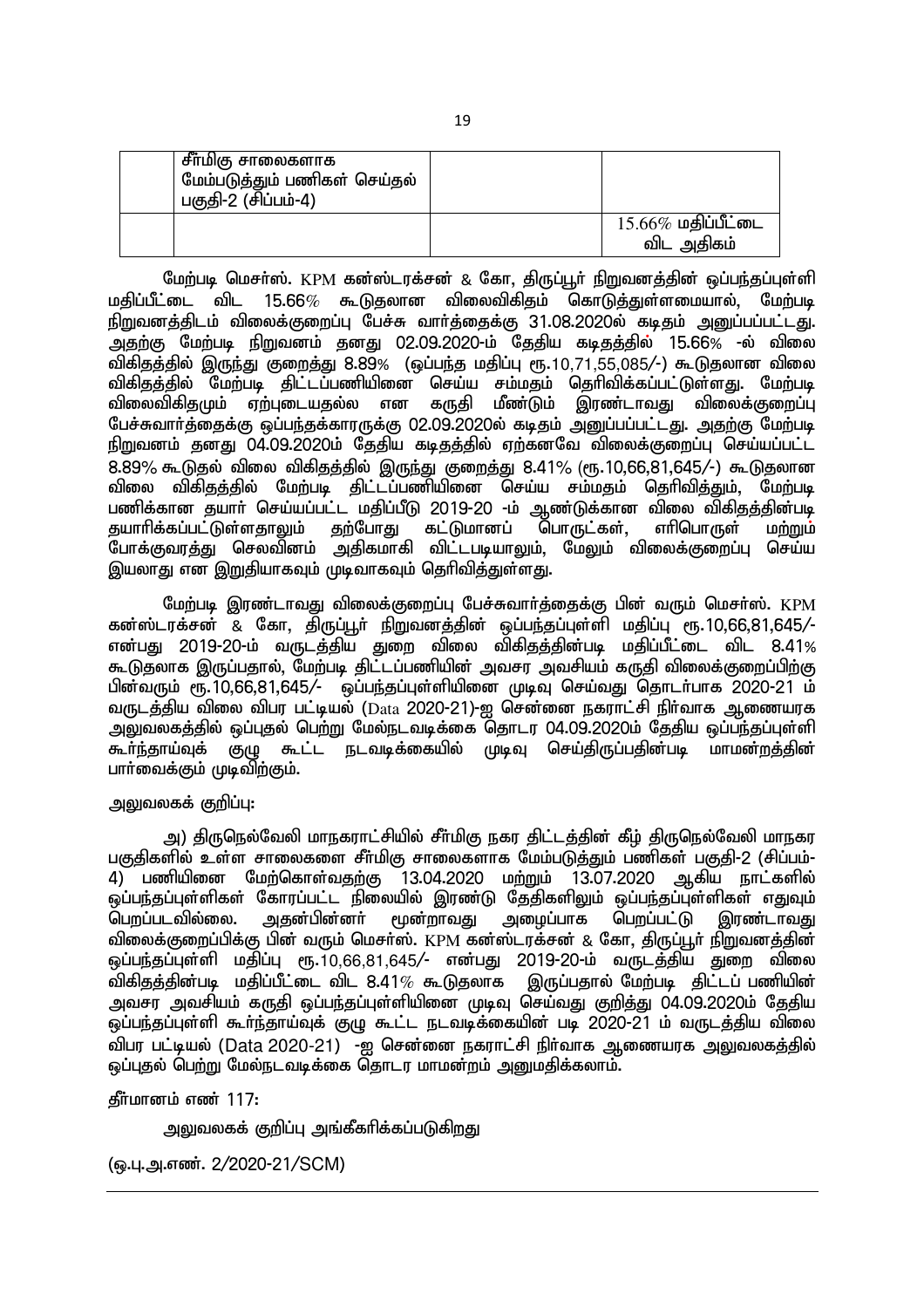| | சீர்மிகு சாலைகளாக மேம்படுத்தும் பணிகள் செய்தல் பகுதி-2 (சிப்பம்-4) | | |
|---|---|---|---|
| | | | 15.66% மதிப்பீட்டை விட அதிகம் |

மேற்படி மெசர்ஸ். KPM கன்ஸ்டரக்சன் & கோ, திருப்பூர் நிறுவனத்தின் ஒப்பந்தப்புள்ளி மதிப்பீட்டை விட 15.66% கூடுதலான விலைவிகிதம் கொடுத்துள்ளமையால், மேற்படி நிறுவனத்திடம் விலைக்குறைப்பு பேச்சு வார்த்தைக்கு 31.08.2020ல் கடிதம் அனுப்பப்பட்டது. அதற்கு மேற்படி நிறுவனம் தனது 02.09.2020-ம் தேதிய கடிதத்தில் 15.66% -ல் விலை விகிதத்தில் இருந்து குறைத்து 8.89% (ஒப்பந்த மதிப்பு ரூ.10,71,55,085/-) கூடுதலான விலை விகிதத்தில் மேற்படி திட்டப்பணியினை செய்ய சம்மதம் தெரிவிக்கப்பட்டுள்ளது. மேற்படி விலைவிகிதமும் ஏற்புடையதல்ல என கருதி மீண்டும் இரண்டாவது விலைக்குறைப்பு பேச்சுவார்த்தைக்கு ஒப்பந்தக்காரருக்கு 02.09.2020ல் கடிதம் அனுப்பப்பட்டது. அதற்கு மேற்படி நிறுவனம் தனது 04.09.2020ம் தேதிய கடிதத்தில் ஏற்கனவே விலைக்குறைப்பு செய்யப்பட்ட 8.89% கூடுதல் விலை விகிதத்தில் இருந்து குறைத்து 8.41% (ரூ.10,66,81,645/-) கூடுதலான விலை விகிதத்தில் மேற்படி திட்டப்பணியினை செய்ய சம்மதம் தெரிவித்தும், மேற்படி பணிக்கான தயார் செய்யப்பட்ட மதிப்பீடு 2019-20 -ம் ஆண்டுக்கான விலை விகிதத்தின்படி தயாரிக்கப்பட்டுள்ளதாலும் தற்போது கட்டுமானப் பொருட்கள், எரிபொருள் மற்றும் போக்குவரத்து செலவினம் அதிகமாகி விட்டபடியாலும், மேலும் விலைக்குறைப்பு செய்ய இயலாது என இறுதியாகவும் முடிவாகவும் தெரிவித்துள்ளது.

மேற்படி இரண்டாவது விலைக்குறைப்பு பேச்சுவார்த்தைக்கு பின் வரும் மெசர்ஸ். KPM கன்ஸ்டரக்சன் & கோ, திருப்பூர் நிறுவனத்தின் ஒப்பந்தப்புள்ளி மதிப்பு ரூ.10,66,81,645/- என்பது 2019-20-ம் வருடத்திய துறை விலை விகிதத்தின்படி மதிப்பீட்டை விட 8.41% கூடுதலாக இருப்பதால், மேற்படி திட்டப்பணியின் அவசர அவசியம் கருதி விலைக்குறைப்பிற்கு பின்வரும் ரூ.10,66,81,645/- ஒப்பந்தப்புள்ளியினை முடிவு செய்வது தொடர்பாக 2020-21 ம் வருடத்திய விலை விபர பட்டியல் (Data 2020-21)-ஐ சென்னை நகராட்சி நிர்வாக ஆணையரக அலுவலகத்தில் ஒப்புதல் பெற்று மேல்நடவடிக்கை தொடர 04.09.2020ம் தேதிய ஒப்பந்தப்புள்ளி கூர்ந்தாய்வுக் குழு கூட்ட நடவடிக்கையில் முடிவு செய்திருப்பதின்படி மாமன்றத்தின் பார்வைக்கும் முடிவிற்கும்.

அலுவலகக் குறிப்பு:

அ) திருநெல்வேலி மாநகராட்சியில் சீர்மிகு நகர திட்டத்தின் கீழ் திருநெல்வேலி மாநகர பகுதிகளில் உள்ள சாலைகளை சீர்மிகு சாலைகளாக மேம்படுத்தும் பணிகள் பகுதி-2 (சிப்பம்-4) பணியினை மேற்கொள்வதற்கு 13.04.2020 மற்றும் 13.07.2020 ஆகிய நாட்களில் ஒப்பந்தப்புள்ளிகள் கோரப்பட்ட நிலையில் இரண்டு தேதிகளிலும் ஒப்பந்தப்புள்ளிகள் எதுவும் பெறப்படவில்லை. அதன்பின்னர் மூன்றாவது அழைப்பாக பெறப்பட்டு இரண்டாவது விலைக்குறைப்பிக்கு பின் வரும் மெசர்ஸ். KPM கன்ஸ்டரக்சன் & கோ, திருப்பூர் நிறுவனத்தின் ஒப்பந்தப்புள்ளி மதிப்பு ரூ.10,66,81,645/- என்பது 2019-20-ம் வருடத்திய துறை விலை விகிதத்தின்படி மதிப்பீட்டை விட 8.41% கூடுதலாக இருப்பதால் மேற்படி திட்டப் பணியின் அவசர அவசியம் கருதி ஒப்பந்தப்புள்ளியினை முடிவு செய்வது குறித்து 04.09.2020ம் தேதிய ஒப்பந்தப்புள்ளி கூர்ந்தாய்வுக் குழு கூட்ட நடவடிக்கையின் படி 2020-21 ம் வருடத்திய விலை விபர பட்டியல் (Data 2020-21) -ஐ சென்னை நகராட்சி நிர்வாக ஆணையரக அலுவலகத்தில் ஒப்புதல் பெற்று மேல்நடவடிக்கை தொடர மாமன்றம் அனுமதிக்கலாம்.

தீர்மானம் எண் 117:

அலுவலகக் குறிப்பு அங்கீகரிக்கப்படுகிறது

(ஒ.பு.அ.எண். 2/2020-21/SCM)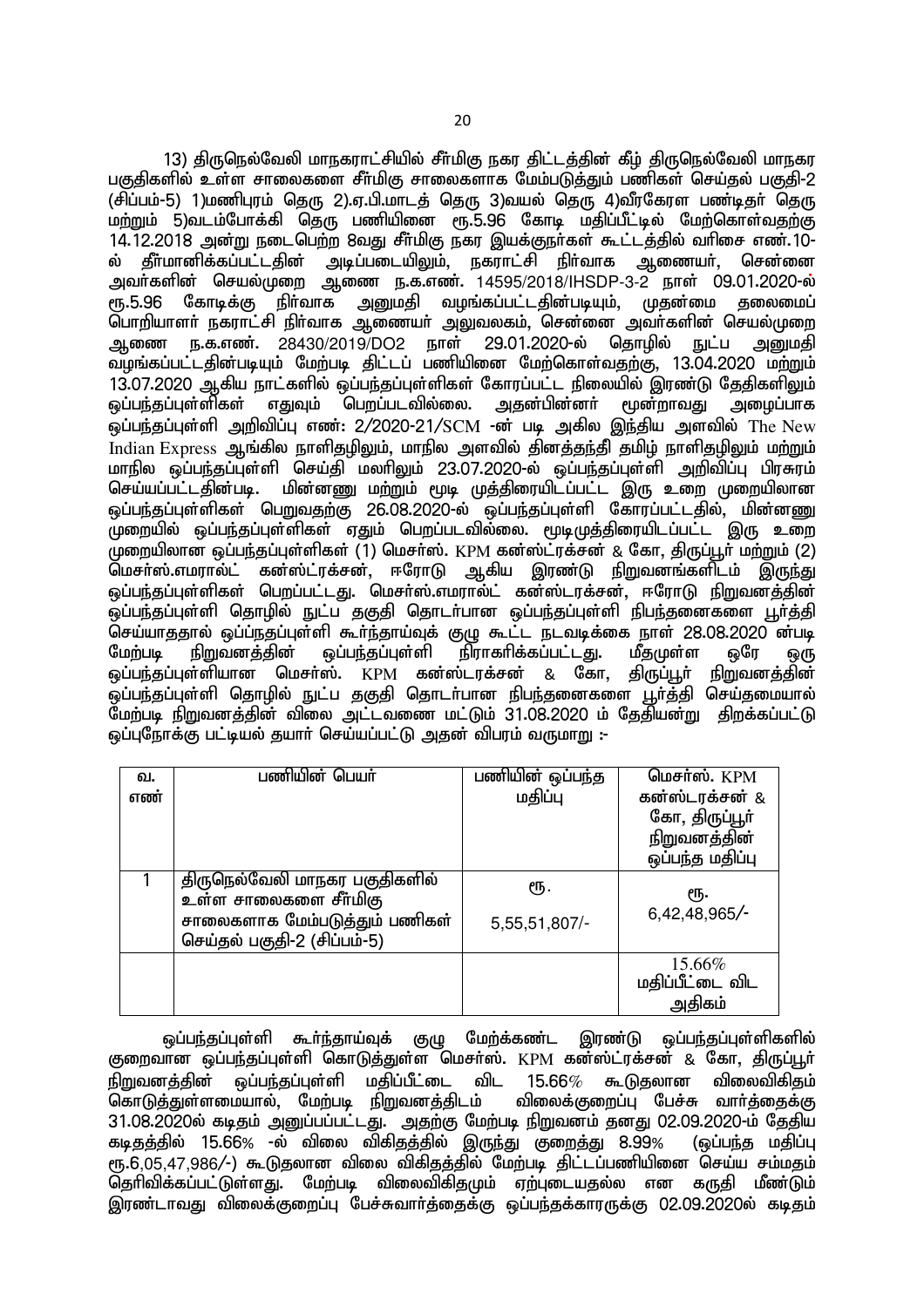13) திருநெல்வேலி மாநகராட்சியில் சீர்மிகு நகர திட்டத்தின் கீழ் திருநெல்வேலி மாநகர பகுதிகளில் உள்ள சாலைகளை சீர்மிகு சாலைகளாக மேம்படுத்தும் பணிகள் செய்தல் பகுதி-2 (சிப்பம்-5) 1)மணிபுரம் தெரு 2).ஏ.பி.மாடத் தெரு 3)வயல் தெரு 4)வீரகேரள பண்டிதர் தெரு மற்றும் 5)வடம்போக்கி தெரு பணியினை ரூ.5.96 கோடி மதிப்பீட்டில் மேற்கொள்வதற்கு 14.12.2018 அன்று நடைபெற்ற 8வது சீர்மிகு நகர இயக்குநர்கள் கூட்டத்தில் வரிசை எண்.10-ல் தீர்மானிக்கப்பட்டதின் அடிப்படையிலும், நகராட்சி நிர்வாக ஆணையர், சென்னை அவர்களின் செயல்முறை ஆணை ந.க.எண். 14595/2018/IHSDP-3-2 நாள் 09.01.2020-ல் ரூ.5.96 கோடிக்கு நிர்வாக அனுமதி வழங்கப்பட்டதின்படியும், முதன்மை தலைமைப் பொறியாளர் நகராட்சி நிர்வாக ஆணையர் அலுவலகம், சென்னை அவர்களின் செயல்முறை ஆணை ந.க.எண். 28430/2019/DO2 நாள் 29.01.2020-ல் தொழில் நுட்ப அனுமதி வழங்கப்பட்டதின்படியும் மேற்படி திட்டப் பணியினை மேற்கொள்வதற்கு, 13.04.2020 மற்றும் 13.07.2020 ஆகிய நாட்களில் ஒப்பந்தப்புள்ளிகள் கோரப்பட்ட நிலையில் இரண்டு தேதிகளிலும் ஒப்பந்தப்புள்ளிகள் எதுவும் பெறப்படவில்லை. அதன்பின்னர் மூன்றாவது அழைப்பாக ஒப்பந்தப்புள்ளி அறிவிப்பு எண்: 2/2020-21/SCM -ன் படி அகில இந்திய அளவில் The New Indian Express ஆங்கில நாளிதழிலும், மாநில அளவில் தினத்தந்தி தமிழ் நாளிதழிலும் மற்றும் மாநில ஒப்பந்தப்புள்ளி செய்தி மலரிலும் 23.07.2020-ல் ஒப்பந்தப்புள்ளி அறிவிப்பு பிரசுரம் செய்யப்பட்டதின்படி. மின்னணு மற்றும் மூடி முத்திரையிடப்பட்ட இரு உறை முறையிலான ஒப்பந்தப்புள்ளிகள் பெறுவதற்கு 26.08.2020-ல் ஒப்பந்தப்புள்ளி கோரப்பட்டதில், மின்னணு முறையில் ஒப்பந்தப்புள்ளிகள் ஏதும் பெறப்படவில்லை. மூடிமுத்திரையிடப்பட்ட இரு உறை முறையிலான ஒப்பந்தப்புள்ளிகள் (1) மெசர்ஸ். KPM கன்ஸ்ட்ரக்சன் & கோ, திருப்பூர் மற்றும் (2) மெசர்ஸ்.எமரால்ட் கன்ஸ்ட்ரக்சன், ஈரோடு ஆகிய இரண்டு நிறுவனங்களிடம் இருந்து ஒப்பந்தப்புள்ளிகள் பெறப்பட்டது. மெசர்ஸ்.எமரால்ட் கன்ஸ்ட்ரக்சன், ஈரோடு நிறுவனத்தின் ஒப்பந்தப்புள்ளி தொழில் நுட்ப தகுதி தொடர்பான ஒப்பந்தப்புள்ளி நிபந்தனைகளை பூர்த்தி செய்யாததால் ஒப்பந்தப்புள்ளி கூர்ந்தாய்வுக் குழு கூட்ட நடவடிக்கை நாள் 28.08.2020 ன்படி மேற்படி நிறுவனத்தின் ஒப்பந்தப்புள்ளி நிராகரிக்கப்பட்டது. மீதமுள்ள ஒரே ஒரு ஒப்பந்தப்புள்ளியான மெசர்ஸ். KPM கன்ஸ்டரக்சன் & கோ, திருப்பூர் நிறுவனத்தின் ஒப்பந்தப்புள்ளி தொழில் நுட்ப தகுதி தொடர்பான நிபந்தனைகளை பூர்த்தி செய்தமையால் மேற்படி நிறுவனத்தின் விலை அட்டவணை மட்டும் 31.08.2020 ம் தேதியன்று திறக்கப்பட்டு ஒப்புநோக்கு பட்டியல் தயார் செய்யப்பட்டு அதன் விபரம் வருமாறு :-

| வ. எண் | பணியின் பெயர் | பணியின் ஒப்பந்த மதிப்பு | மெசர்ஸ். KPM கன்ஸ்டரக்சன் & கோ, திருப்பூர் நிறுவனத்தின் ஒப்பந்த மதிப்பு |
|---|---|---|---|
| 1 | திருநெல்வேலி மாநகர பகுதிகளில் உள்ள சாலைகளை சீர்மிகு சாலைகளாக மேம்படுத்தும் பணிகள் செய்தல் பகுதி-2 (சிப்பம்-5) | ரூ. 5,55,51,807/- | ரூ. 6,42,48,965/- |
| | | | 15.66% மதிப்பீட்டை விட அதிகம் |

ஒப்பந்தப்புள்ளி கூர்ந்தாய்வுக் குழு மேற்கண்ட இரண்டு ஒப்பந்தப்புள்ளிகளில் குறைவான ஒப்பந்தப்புள்ளி கொடுத்துள்ள மெசர்ஸ். KPM கன்ஸ்ட்ரக்சன் & கோ, திருப்பூர் நிறுவனத்தின் ஒப்பந்தப்புள்ளி மதிப்பீட்டை விட 15.66% கூடுதலான விலைவிகிதம் கொடுத்துள்ளமையால், மேற்படி நிறுவனத்திடம் விலைக்குறைப்பு பேச்சு வார்த்தைக்கு 31.08.2020ல் கடிதம் அனுப்பப்பட்டது. அதற்கு மேற்படி நிறுவனம் தனது 02.09.2020-ம் தேதிய கடிதத்தில் 15.66% -ல் விலை விகிதத்தில் இருந்து குறைத்து 8.99% (ஒப்பந்த மதிப்பு ரூ.6,05,47,986/-) கூடுதலான விலை விகிதத்தில் மேற்படி திட்டப்பணியினை செய்ய சம்மதம் தெரிவிக்கப்பட்டுள்ளது. மேற்படி விலைவிகிதமும் ஏற்புடையதல்ல என கருதி மீண்டும் இரண்டாவது விலைக்குறைப்பு பேச்சுவார்த்தைக்கு ஒப்பந்தக்காரருக்கு 02.09.2020ல் கடிதம்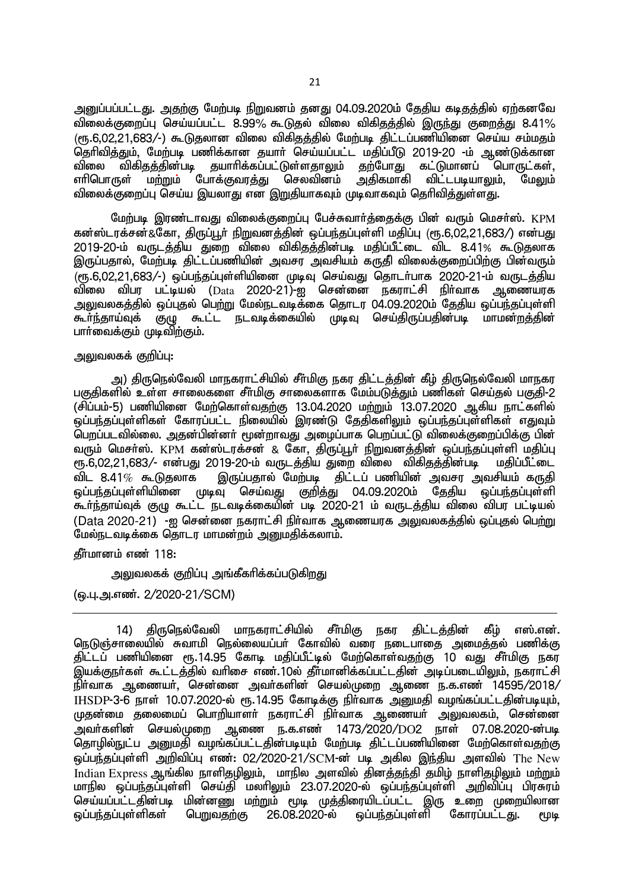அனுப்பப்பட்டது. அதற்கு மேற்படி நிறுவனம் தனது 04.09.2020ம் தேதிய கடிதத்தில் ஏற்கனவே விலைக்குறைப்பு செய்யப்பட்ட 8.99% கூடுதல் விலை விகிதத்தில் இருந்து குறைத்து 8.41% (ரூ.6,02,21,683/-) கூடுதலான விலை விகிதத்தில் மேற்படி திட்டப்பணியினை செய்ய சம்மதம் தெரிவித்தும், மேற்படி பணிக்கான தயார் செய்யப்பட்ட மதிப்பீடு 2019-20 -ம் ஆண்டுக்கான விலை விகிதத்தின்படி தயாரிக்கப்பட்டுள்ளதாலும் தற்போது கட்டுமானப் பொருட்கள், எரிபொருள் மற்றும் போக்குவரத்து செலவினம் அதிகமாகி விட்டபடியாலும், மேலும் விலைக்குறைப்பு செய்ய இயலாது என இறுதியாகவும் முடிவாகவும் தெரிவித்துள்ளது.

மேற்படி இரண்டாவது விலைக்குறைப்பு பேச்சுவார்த்தைக்கு பின் வரும் மெசர்ஸ். KPM கன்ஸ்டரக்சன்&கோ, திருப்பூர் நிறுவனத்தின் ஒப்பந்தப்புள்ளி மதிப்பு (ரூ.6,02,21,683/) என்பது 2019-20-ம் வருடத்திய துறை விலை விகிதத்தின்படி மதிப்பீட்டை விட 8.41% கூடுதலாக இருப்பதால், மேற்படி திட்டப்பணியின் அவசர அவசியம் கருதீ விலைக்குறைப்பிற்கு பின்வரும் (ரூ.6,02,21,683/-) ஒப்பந்தப்புள்ளியினை முடிவு செய்வது தொடர்பாக 2020-21-ம் வருடத்திய விலை விபர பட்டியல் (Data 2020-21)-ஐ சென்னை நகராட்சி நிர்வாக ஆணையரக அலுவலகத்தில் ஒப்புதல் பெற்று மேல்நடவடிக்கை தொடர 04.09.2020ம் தேதிய ஒப்பந்தப்புள்ளி கூர்ந்தாய்வுக் குழு கூட்ட நடவடிக்கையில் முடிவு செய்திருப்பதின்படி மாமன்றத்தின் பார்வைக்கும் முடிவிற்கும்.

அலுவலகக் குறிப்பு:

அ) திருநெல்வேலி மாநகராட்சியில் சீர்மிகு நகர திட்டத்தின் கீழ் திருநெல்வேலி மாநகர பகுதிகளில் உள்ள சாலைகளை சீர்மிகு சாலைகளாக மேம்படுத்தும் பணிகள் செய்தல் பகுதி-2 (சிப்பம்-5) பணியினை மேற்கொள்வதற்கு 13.04.2020 மற்றும் 13.07.2020 ஆகிய நாட்களில் ஒப்பந்தப்புள்ளிகள் கோரப்பட்ட நிலையில் இரண்டு தேதிகளிலும் ஒப்பந்தப்புள்ளிகள் எதுவும் பெறப்படவில்லை. அதன்பின்னர் மூன்றாவது அழைப்பாக பெறப்பட்டு விலைக்குறைப்பிக்கு பின் வரும் மெசர்ஸ். KPM கன்ஸ்டரக்சன் & கோ, திருப்பூர் நிறுவனத்தின் ஒப்பந்தப்புள்ளி மதிப்பு ரூ.6,02,21,683/- என்பது 2019-20-ம் வருடத்திய துறை விலை விகிதத்தின்படி மதிப்பீட்டை விட 8.41% கூடுதலாக இருப்பதால் மேற்படி திட்ட பணியின் அவசர அவசியம் கருதி ஒப்பந்தப்புள்ளியினை முடிவு செய்வது குறித்து 04.09.2020ம் தேதிய ஒப்பந்தப்புள்ளி கூர்ந்தாய்வுக் குழு கூட்ட நடவடிக்கையின் படி 2020-21 ம் வருடத்திய விலை விபர பட்டியல் (Data 2020-21) -ஐ சென்னை நகராட்சி நிர்வாக ஆணையரக அலுவலகத்தில் ஒப்புதல் பெற்று மேல்நடவடிக்கை தொடர மாமன்றம் அனுமதிக்கலாம்.

தீர்மானம் எண் 118:

அலுவலகக் குறிப்பு அங்கீகரிக்கப்படுகிறது

(ஒ.பு.அ.எண். 2/2020-21/SCM)

---

14) திருநெல்வேலி மாநகராட்சியில் சீர்மிகு நகர திட்டத்தின் கீழ் எஸ்.என். நெடுஞ்சாலையில் சுவாமி நெல்லையப்பர் கோவில் வரை நடைபாதை அமைத்தல் பணிக்கு திட்டப் பணியினை ரூ.14.95 கோடி மதிப்பீட்டில் மேற்கொள்வதற்கு 10 வது சீர்மிகு நகர இயக்குநர்கள் கூட்டத்தில் வரிசை எண்.10ல் தீர்மானிக்கப்பட்டதின் அடிப்படையிலும், நகராட்சி நிர்வாக ஆணையர், சென்னை அவர்களின் செயல்முறை ஆணை ந.க.எண் 14595/2018/ IHSDP-3-6 நாள் 10.07.2020-ல் ரூ.14.95 கோடிக்கு நிர்வாக அனுமதி வழங்கப்பட்டதின்படியும், முதன்மை தலைமைப் பொறியாளர் நகராட்சி நிர்வாக ஆணையர் அலுவலகம், சென்னை அவர்களின் செயல்முறை ஆணை ந.க.எண் 1473/2020/DO2 நாள் 07.08.2020-ன்படி தொழில்நுட்ப அனுமதி வழங்கப்பட்டதின்படியும் மேற்படி திட்டப்பணியினை மேற்கொள்வதற்கு ஒப்பந்தப்புள்ளி அறிவிப்பு எண்: 02/2020-21/SCM-ன் படி அகில இந்திய அளவில் The New Indian Express ஆங்கில நாளிதழிலும், மாநில அளவில் தினத்தந்தி தமிழ் நாளிதழிலும் மற்றும் மாநில ஒப்பந்தப்புள்ளி செய்தி மலரிலும் 23.07.2020-ல் ஒப்பந்தப்புள்ளி அறிவிப்பு பிரசுரம் செய்யப்பட்டதின்படி மின்னணு மற்றும் மூடி முத்திரையிடப்பட்ட இரு உறை முறையிலான ஒப்பந்தப்புள்ளிகள் பெறுவதற்கு 26.08.2020-ல் ஒப்பந்தப்புள்ளி கோரப்பட்டது. மூடி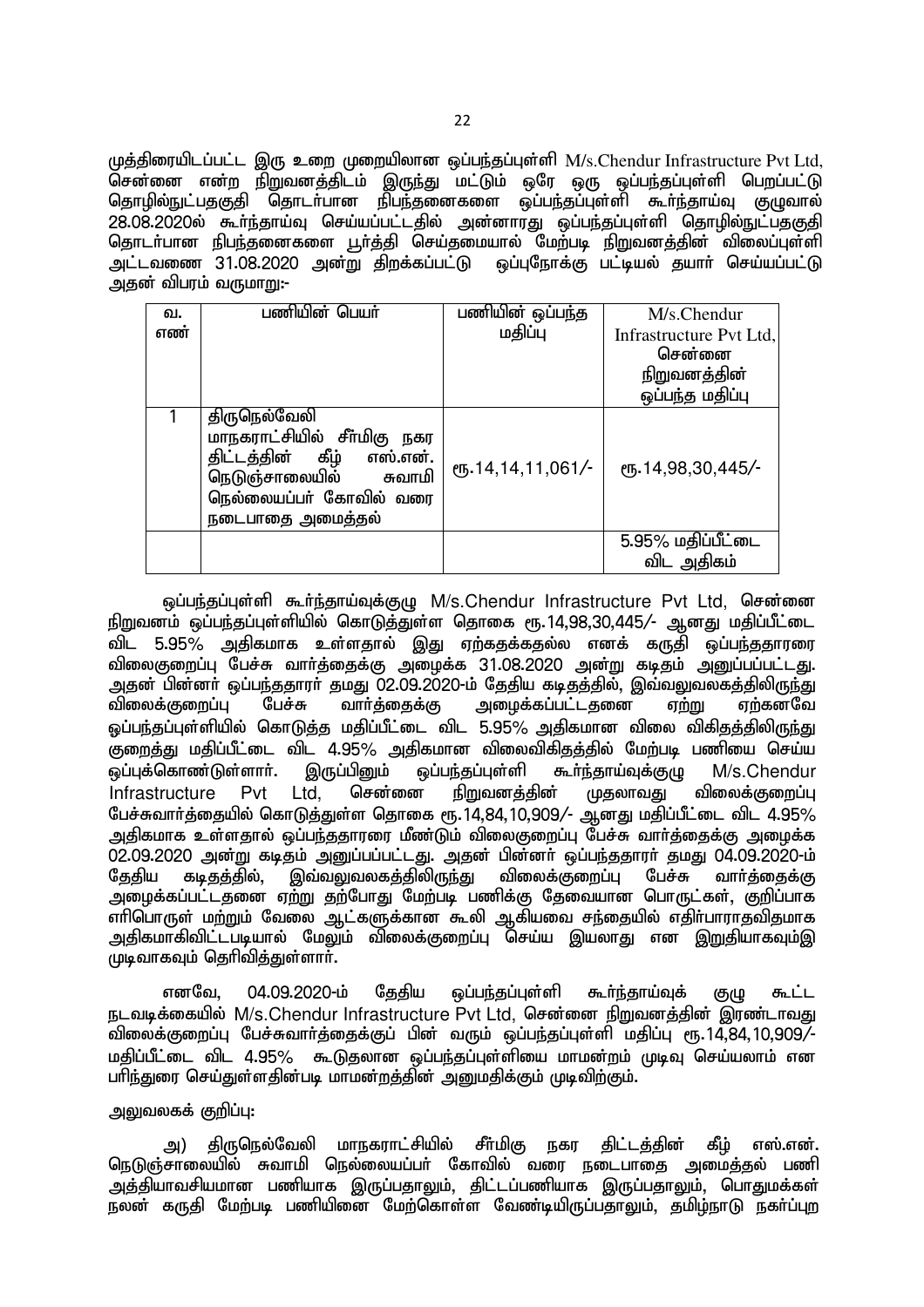முத்திரையிடப்பட்ட இரு உறை முறையிலான ஒப்பந்தப்புள்ளி M/s.Chendur Infrastructure Pvt Ltd, சென்னை என்ற நிறுவனத்திடம் இருந்து மட்டும் ஒரே ஒரு ஒப்பந்தப்புள்ளி பெறப்பட்டு தொழில்நுட்பதகுதி தொடர்பான நிபந்தனைகளை ஒப்பந்தப்புள்ளி கூர்ந்தாய்வு குழுவால் 28.08.2020ல் கூர்ந்தாய்வு செய்யப்பட்டதில் அன்னாரது ஒப்பந்தப்புள்ளி தொழில்நுட்பதகுதி தொடர்பான நிபந்தனைகளை பூர்த்தி செய்தமையால் மேற்படி நிறுவனத்தின் விலைப்புள்ளி அட்டவணை 31.08.2020 அன்று திறக்கப்பட்டு ஒப்புநோக்கு பட்டியல் தயார் செய்யப்பட்டு அதன் விபரம் வருமாறு:-

| வ. எண் | பணியின் பெயர் | பணியின் ஒப்பந்த மதிப்பு | M/s.Chendur Infrastructure Pvt Ltd, சென்னை நிறுவனத்தின் ஒப்பந்த மதிப்பு |
|---|---|---|---|
| 1 | திருநெல்வேலி மாநகராட்சியில் சீர்மிகு நகர திட்டத்தின் கீழ் எஸ்.என். நெடுஞ்சாலையில் சுவாமி நெல்லையப்பர் கோவில் வரை நடைபாதை அமைத்தல் | ரூ.14,14,11,061/- | ரூ.14,98,30,445/- |
| | | | 5.95% மதிப்பீட்டை விட அதிகம் |

ஒப்பந்தப்புள்ளி கூர்ந்தாய்வுக்குழு M/s.Chendur Infrastructure Pvt Ltd, சென்னை நிறுவனம் ஒப்பந்தப்புள்ளியில் கொடுத்துள்ள தொகை ரூ.14,98,30,445/- ஆனது மதிப்பீட்டை விட 5.95% அதிகமாக உள்ளதால் இது ஏற்கதக்கதல்ல எனக் கருதி ஒப்பந்ததாரரை விலைகுறைப்பு பேச்சு வார்த்தைக்கு அழைக்க 31.08.2020 அன்று கடிதம் அனுப்பப்பட்டது. அதன் பின்னர் ஒப்பந்ததாரர் தமது 02.09.2020-ம் தேதிய கடிதத்தில், இவ்வலுவலகத்திலிருந்து விலைக்குறைப்பு பேச்சு வார்த்தைக்கு அழைக்கப்பட்டதனை ஏற்று ஏற்கனவே ஒப்பந்தப்புள்ளியில் கொடுத்த மதிப்பீட்டை விட 5.95% அதிகமான விலை விகிதத்திலிருந்து குறைத்து மதிப்பீட்டை விட 4.95% அதிகமான விலைவிகிதத்தில் மேற்படி பணியை செய்ய ஒப்புக்கொண்டுள்ளார். இருப்பினும் ஒப்பந்தப்புள்ளி கூர்ந்தாய்வுக்குழு M/s.Chendur Infrastructure Pvt Ltd, சென்னை நிறுவனத்தின் முதலாவது விலைக்குறைப்பு பேச்சுவார்த்தையில் கொடுத்துள்ள தொகை ரூ.14,84,10,909/- ஆனது மதிப்பீட்டை விட 4.95% அதிகமாக உள்ளதால் ஒப்பந்ததாரரை மீண்டும் விலைகுறைப்பு பேச்சு வார்த்தைக்கு அழைக்க 02.09.2020 அன்று கடிதம் அனுப்பப்பட்டது. அதன் பின்னர் ஒப்பந்ததாரர் தமது 04.09.2020-ம் தேதிய கடிதத்தில், இவ்வலுவலகத்திலிருந்து விலைக்குறைப்பு பேச்சு வார்த்தைக்கு அழைக்கப்பட்டதனை ஏற்று தற்போது மேற்படி பணிக்கு தேவையான பொருட்கள், குறிப்பாக எரிபொருள் மற்றும் வேலை ஆட்களுக்கான கூலி ஆகியவை சந்தையில் எதிர்பாராதவிதமாக அதிகமாகிவிட்டபடியால் மேலும் விலைக்குறைப்பு செய்ய இயலாது என இறுதியாகவும்இ முடிவாகவும் தெரிவித்துள்ளார்.

எனவே, 04.09.2020-ம் தேதிய ஒப்பந்தப்புள்ளி கூர்ந்தாய்வுக் குழு கூட்ட நடவடிக்கையில் M/s.Chendur Infrastructure Pvt Ltd, சென்னை நிறுவனத்தின் இரண்டாவது விலைக்குறைப்பு பேச்சுவார்த்தைக்குப் பின் வரும் ஒப்பந்தப்புள்ளி மதிப்பு ரூ.14,84,10,909/- மதிப்பீட்டை விட 4.95% கூடுதலான ஒப்பந்தப்புள்ளியை மாமன்றம் முடிவு செய்யலாம் என பரிந்துரை செய்துள்ளதின்படி மாமன்றத்தின் அனுமதிக்கும் முடிவிற்கும்.

அலுவலகக் குறிப்பு:

அ) திருநெல்வேலி மாநகராட்சியில் சீர்மிகு நகர திட்டத்தின் கீழ் எஸ்.என். நெடுஞ்சாலையில் சுவாமி நெல்லையப்பர் கோவில் வரை நடைபாதை அமைத்தல் பணி அத்தியாவசியமான பணியாக இருப்பதாலும், திட்டப்பணியாக இருப்பதாலும், பொதுமக்கள் நலன் கருதி மேற்படி பணியினை மேற்கொள்ள வேண்டியிருப்பதாலும், தமிழ்நாடு நகர்ப்புற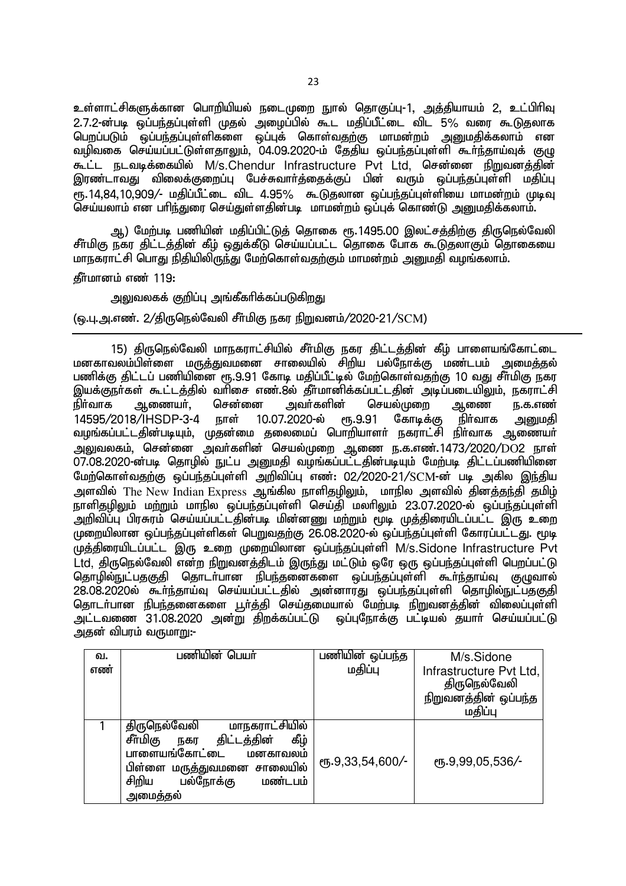உள்ளாட்சிகளுக்கான பொறியியல் நடைமுறை நூல் தொகுப்பு-1, அத்தியாயம் 2, உட்பிரிவு 2.7.2-ன்படி ஒப்பந்தப்புள்ளி முதல் அழைப்பில் கூட மதிப்பீட்டை விட 5% வரை கூடுதலாக பெறப்படும் ஒப்பந்தப்புள்ளிகளை ஒப்புக் கொள்வதற்கு மாமன்றம் அனுமதிக்கலாம் என வழிவகை செய்யப்பட்டுள்ளதாலும், 04.09.2020-ம் தேதிய ஒப்பந்தப்புள்ளி கூர்ந்தாய்வுக் குழு கூட்ட நடவடிக்கையில் M/s.Chendur Infrastructure Pvt Ltd, சென்னை நிறுவனத்தின் இரண்டாவது விலைக்குறைப்பு பேச்சுவார்த்தைக்குப் பின் வரும் ஒப்பந்தப்புள்ளி மதிப்பு ரூ.14,84,10,909/- மதிப்பீட்டை விட 4.95% கூடுதலான ஒப்பந்தப்புள்ளியை மாமன்றம் முடிவு செய்யலாம் என பரிந்துரை செய்துள்ளதின்படி மாமன்றம் ஒப்புக் கொண்டு அனுமதிக்கலாம்.

ஆ) மேற்படி பணியின் மதிப்பிட்டுத் தொகை ரூ.1495.00 இலட்சத்திற்கு திருநெல்வேலி சீர்மிகு நகர திட்டத்தின் கீழ் ஒதுக்கீடு செய்யப்பட்ட தொகை போக கூடுதலாகும் தொகையை மாநகராட்சி பொது நிதியிலிருந்து மேற்கொள்வதற்கும் மாமன்றம் அனுமதி வழங்கலாம்.

தீர்மானம் எண் 119:

அலுவலகக் குறிப்பு அங்கீகரிக்கப்படுகிறது

(ஒ.பு.அ.எண். 2/திருநெல்வேலி சீர்மிகு நகர நிறுவனம்/2020-21/SCM)

---

15) திருநெல்வேலி மாநகராட்சியில் சீர்மிகு நகர திட்டத்தின் கீழ் பாளையங்கோட்டை மனகாவலம்பிள்ளை மருத்துவமனை சாலையில் சிறிய பல்நோக்கு மண்டபம் அமைத்தல் பணிக்கு திட்டப் பணியினை ரூ.9.91 கோடி மதிப்பீட்டில் மேற்கொள்வதற்கு 10 வது சீர்மிகு நகர இயக்குநர்கள் கூட்டத்தில் வரிசை எண்.8ல் தீர்மானிக்கப்பட்டதின் அடிப்படையிலும், நகராட்சி நிர்வாக ஆணையர், சென்னை அவர்களின் செயல்முறை ஆணை ந.க.எண் 14595/2018/IHSDP-3-4 நாள் 10.07.2020-ல் ரூ.9.91 கோடிக்கு நிர்வாக அனுமதி வழங்கப்பட்டதின்படியும், முதன்மை தலைமைப் பொறியாளர் நகராட்சி நிர்வாக ஆணையர் அலுவலகம், சென்னை அவர்களின் செயல்முறை ஆணை ந.க.எண்.1473/2020/DO2 நாள் 07.08.2020-ன்படி தொழில் நுட்ப அனுமதி வழங்கப்பட்டதின்படியும் மேற்படி திட்டப்பணியினை மேற்கொள்வதற்கு ஒப்பந்தப்புள்ளி அறிவிப்பு எண்: 02/2020-21/SCM-ன் படி அகில இந்திய அளவில் The New Indian Express ஆங்கில நாளிதழிலும், மாநில அளவில் தினத்தந்தி தமிழ் நாளிதழிலும் மற்றும் மாநில ஒப்பந்தப்புள்ளி செய்தி மலரிலும் 23.07.2020-ல் ஒப்பந்தப்புள்ளி அறிவிப்பு பிரசுரம் செய்யப்பட்டதின்படி மின்னணு மற்றும் மூடி முத்திரையிடப்பட்ட இரு உறை முறையிலான ஒப்பந்தப்புள்ளிகள் பெறுவதற்கு 26.08.2020-ல் ஒப்பந்தப்புள்ளி கோரப்பட்டது. மூடி முத்திரையிடப்பட்ட இரு உறை முறையிலான ஒப்பந்தப்புள்ளி M/s.Sidone Infrastructure Pvt Ltd, திருநெல்வேலி என்ற நிறுவனத்திடம் இருந்து மட்டும் ஒரே ஒரு ஒப்பந்தப்புள்ளி பெறப்பட்டு தொழில்நுட்பதகுதி தொடர்பான நிபந்தனைகளை ஒப்பந்தப்புள்ளி கூர்ந்தாய்வு குழுவால் 28.08.2020ல் கூர்ந்தாய்வு செய்யப்பட்டதில் அன்னாரது ஒப்பந்தப்புள்ளி தொழில்நுட்பதகுதி தொடர்பான நிபந்தனைகளை பூர்த்தி செய்தமையால் மேற்படி நிறுவனத்தின் விலைப்புள்ளி அட்டவணை 31.08.2020 அன்று திறக்கப்பட்டு ஒப்புநோக்கு பட்டியல் தயார் செய்யப்பட்டு அதன் விபரம் வருமாறு:-

| வ. எண் | பணியின் பெயர் | பணியின் ஒப்பந்த மதிப்பு | M/s.Sidone Infrastructure Pvt Ltd, திருநெல்வேலி நிறுவனத்தின் ஒப்பந்த மதிப்பு |
|---|---|---|---|
| 1 | திருநெல்வேலி மாநகராட்சியில் சீர்மிகு நகர திட்டத்தின் கீழ் பாளையங்கோட்டை மனகாவலம் பிள்ளை மருத்துவமனை சாலையில் சிறிய பல்நோக்கு மண்டபம் அமைத்தல் | ரூ.9,33,54,600/- | ரூ.9,99,05,536/- |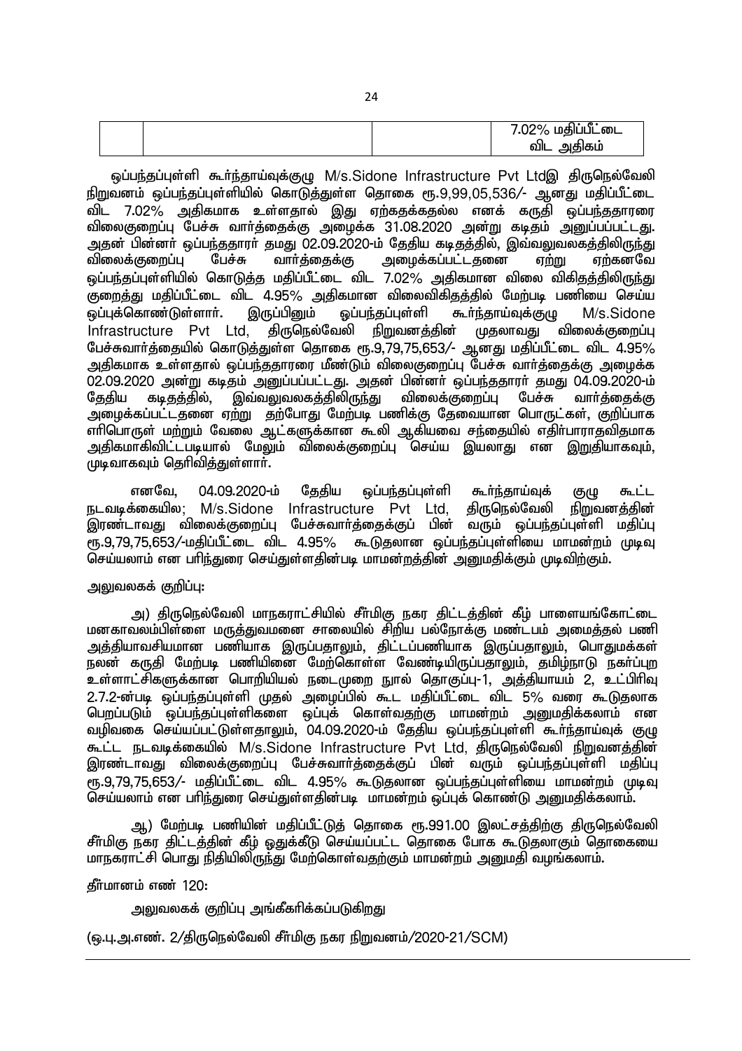|  |  |  | 7.02% மதிப்பீட்டை விட அதிகம் |
|---|---|---|---|

ஒப்பந்தப்புள்ளி கூர்ந்தாய்வுக்குழு M/s.Sidone Infrastructure Pvt Ltdஇ திருநெல்வேலி நிறுவனம் ஒப்பந்தப்புள்ளியில் கொடுத்துள்ள தொகை ரூ.9,99,05,536/- ஆனது மதிப்பீட்டை விட 7.02% அதிகமாக உள்ளதால் இது ஏற்கதக்கதல்ல எனக் கருதி ஒப்பந்ததாரரை விலைகுறைப்பு பேச்சு வார்த்தைக்கு அழைக்க 31.08.2020 அன்று கடிதம் அனுப்பப்பட்டது. அதன் பின்னர் ஒப்பந்ததாரர் தமது 02.09.2020-ம் தேதிய கடிதத்தில், இவ்வலுவலகத்திலிருந்து விலைக்குறைப்பு பேச்சு வார்த்தைக்கு அழைக்கப்பட்டதனை ஏற்று ஏற்கனவே ஒப்பந்தப்புள்ளியில் கொடுத்த மதிப்பீட்டை விட 7.02% அதிகமான விலை விகிதத்திலிருந்து குறைத்து மதிப்பீட்டை விட 4.95% அதிகமான விலைவிகிதத்தில் மேற்படி பணியை செய்ய ஒப்புக்கொண்டுள்ளார். இருப்பினும் ஒப்பந்தப்புள்ளி கூர்ந்தாய்வுக்குழு M/s.Sidone Infrastructure Pvt Ltd, திருநெல்வேலி நிறுவனத்தின் முதலாவது விலைக்குறைப்பு பேச்சுவார்த்தையில் கொடுத்துள்ள தொகை ரூ.9,79,75,653/- ஆனது மதிப்பீட்டை விட 4.95% அதிகமாக உள்ளதால் ஒப்பந்ததாரரை மீண்டும் விலைகுறைப்பு பேச்சு வார்த்தைக்கு அழைக்க 02.09.2020 அன்று கடிதம் அனுப்பப்பட்டது. அதன் பின்னர் ஒப்பந்ததாரர் தமது 04.09.2020-ம் தேதிய கடிதத்தில், இவ்வலுவலகத்திலிருந்து விலைக்குறைப்பு பேச்சு வார்த்தைக்கு அழைக்கப்பட்டதனை ஏற்று தற்போது மேற்படி பணிக்கு தேவையான பொருட்கள், குறிப்பாக எரிபொருள் மற்றும் வேலை ஆட்களுக்கான கூலி ஆகியவை சந்தையில் எதிர்பாராதவிதமாக அதிகமாகிவிட்டபடியால் மேலும் விலைக்குறைப்பு செய்ய இயலாது என இறுதியாகவும், முடிவாகவும் தெரிவித்துள்ளார்.

எனவே, 04.09.2020-ம் தேதிய ஒப்பந்தப்புள்ளி கூர்ந்தாய்வுக் குழு கூட்ட நடவடிக்கையில; M/s.Sidone Infrastructure Pvt Ltd, திருநெல்வேலி நிறுவனத்தின் இரண்டாவது விலைக்குறைப்பு பேச்சுவார்த்தைக்குப் பின் வரும் ஒப்பந்தப்புள்ளி மதிப்பு ரூ.9,79,75,653/-மதிப்பீட்டை விட 4.95% கூடுதலான ஒப்பந்தப்புள்ளியை மாமன்றம் முடிவு செய்யலாம் என பரிந்துரை செய்துள்ளதின்படி மாமன்றத்தின் அனுமதிக்கும் முடிவிற்கும்.

அலுவலகக் குறிப்பு:

அ) திருநெல்வேலி மாநகராட்சியில் சீர்மிகு நகர திட்டத்தின் கீழ் பாளையங்கோட்டை மனகாவலம்பிள்ளை மருத்துவமனை சாலையில் சிறிய பல்நோக்கு மண்டபம் அமைத்தல் பணி அத்தியாவசியமான பணியாக இருப்பதாலும், திட்டப்பணியாக இருப்பதாலும், பொதுமக்கள் நலன் கருதி மேற்படி பணியினை மேற்கொள்ள வேண்டியிருப்பதாலும், தமிழ்நாடு நகர்ப்புற உள்ளாட்சிகளுக்கான பொறியியல் நடைமுறை நூல் தொகுப்பு-1, அத்தியாயம் 2, உட்பிரிவு 2.7.2-ன்படி ஒப்பந்தப்புள்ளி முதல் அழைப்பில் கூட மதிப்பீட்டை விட 5% வரை கூடுதலாக பெறப்படும் ஒப்பந்தப்புள்ளிகளை ஒப்புக் கொள்வதற்கு மாமன்றம் அனுமதிக்கலாம் என வழிவகை செய்யப்பட்டுள்ளதாலும், 04.09.2020-ம் தேதிய ஒப்பந்தப்புள்ளி கூர்ந்தாய்வுக் குழு கூட்ட நடவடிக்கையில் M/s.Sidone Infrastructure Pvt Ltd, திருநெல்வேலி நிறுவனத்தின் இரண்டாவது விலைக்குறைப்பு பேச்சுவார்த்தைக்குப் பின் வரும் ஒப்பந்தப்புள்ளி மதிப்பு ரூ.9,79,75,653/- மதிப்பீட்டை விட 4.95% கூடுதலான ஒப்பந்தப்புள்ளியை மாமன்றம் முடிவு செய்யலாம் என பரிந்துரை செய்துள்ளதின்படி மாமன்றம் ஒப்புக் கொண்டு அனுமதிக்கலாம்.

ஆ) மேற்படி பணியின் மதிப்பீட்டுத் தொகை ரூ.991.00 இலட்சத்திற்கு திருநெல்வேலி சீர்மிகு நகர திட்டத்தின் கீழ் ஒதுக்கீடு செய்யப்பட்ட தொகை போக கூடுதலாகும் தொகையை மாநகராட்சி பொது நிதியிலிருந்து மேற்கொள்வதற்கும் மாமன்றம் அனுமதி வழங்கலாம்.

தீர்மானம் எண் 120:

அலுவலகக் குறிப்பு அங்கீகரிக்கப்படுகிறது

(ஒ.பு.அ.எண். 2/திருநெல்வேலி சீர்மிகு நகர நிறுவனம்/2020-21/SCM)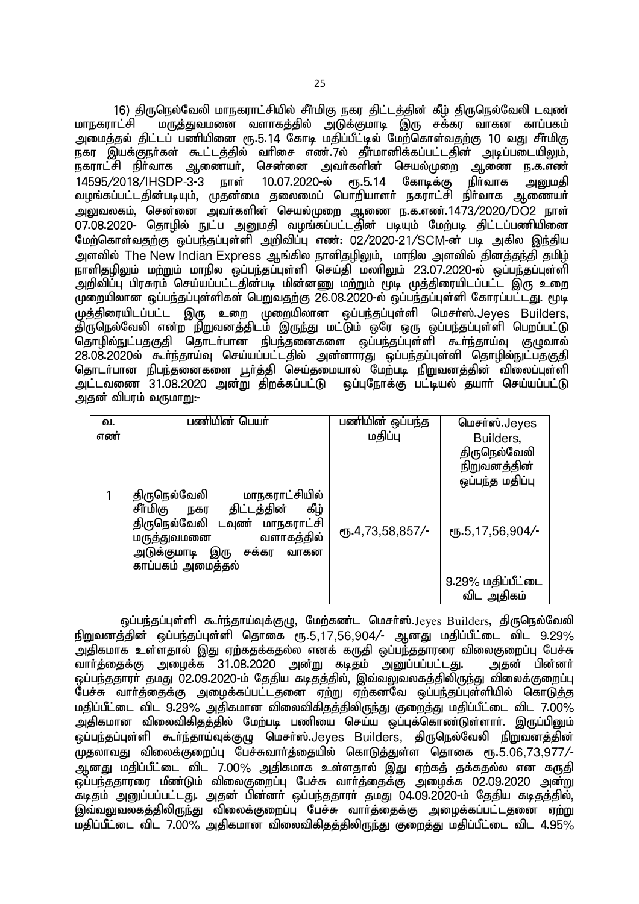16) திருநெல்வேலி மாநகராட்சியில் சீர்மிகு நகர திட்டத்தின் கீழ் திருநெல்வேலி டவுண் மாநகராட்சி மருத்துவமனை வளாகத்தில் அடுக்குமாடி இரு சக்கர வாகன காப்பகம் அமைத்தல் திட்டப் பணியினை ரூ.5.14 கோடி மதிப்பீட்டில் மேற்கொள்வதற்கு 10 வது சீர்மிகு நகர இயக்குநர்கள் கூட்டத்தில் வரிசை எண்.7ல் தீர்மானிக்கப்பட்டதின் அடிப்படையிலும், நகராட்சி நிர்வாக ஆணையர், சென்னை அவர்களின் செயல்முறை ஆணை ந.க.எண் 14595/2018/IHSDP-3-3 நாள் 10.07.2020-ல் ரூ.5.14 கோடிக்கு நிர்வாக அனுமதி வழங்கப்பட்டதின்படியும், முதன்மை தலைமைப் பொறியாளர் நகராட்சி நிர்வாக ஆணையர் அலுவலகம், சென்னை அவர்களின் செயல்முறை ஆணை ந.க.எண்.1473/2020/DO2 நாள் 07.08.2020- தொழில் நுட்ப அனுமதி வழங்கப்பட்டதின் படியும் மேற்படி திட்டப்பணியினை மேற்கொள்வதற்கு ஒப்பந்தப்புள்ளி அறிவிப்பு எண்: 02/2020-21/SCM-ன் படி அகில இந்திய அளவில் The New Indian Express ஆங்கில நாளிதழிலும், மாநில அளவில் தினத்தந்தி தமிழ் நாளிதழிலும் மற்றும் மாநில ஒப்பந்தப்புள்ளி செய்தி மலரிலும் 23.07.2020-ல் ஒப்பந்தப்புள்ளி அறிவிப்பு பிரசுரம் செய்யப்பட்டதின்படி மின்னணு மற்றும் மூடி முத்திரையிடப்பட்ட இரு உறை முறையிலான ஒப்பந்தப்புள்ளிகள் பெறுவதற்கு 26.08.2020-ல் ஒப்பந்தப்புள்ளி கோரப்பட்டது. மூடி முத்திரையிடப்பட்ட இரு உறை முறையிலான ஒப்பந்தப்புள்ளி மெசர்ஸ்.Jeyes Builders, திருநெல்வேலி என்ற நிறுவனத்திடம் இருந்து மட்டும் ஒரே ஒரு ஒப்பந்தப்புள்ளி பெறப்பட்டு தொழில்நுட்பதகுதி தொடர்பான நிபந்தனைகளை ஒப்பந்தப்புள்ளி கூர்ந்தாய்வு குழுவால் 28.08.2020ல் கூர்ந்தாய்வு செய்யப்பட்டதில் அன்னாரது ஒப்பந்தப்புள்ளி தொழில்நுட்பதகுதி தொடர்பான நிபந்தனைகளை பூர்த்தி செய்தமையால் மேற்படி நிறுவனத்தின் விலைப்புள்ளி அட்டவணை 31.08.2020 அன்று திறக்கப்பட்டு ஒப்புநோக்கு பட்டியல் தயார் செய்யப்பட்டு அதன் விபரம் வருமாறு:-

| வ. எண் | பணியின் பெயர் | பணியின் ஒப்பந்த மதிப்பு | மெசர்ஸ்.Jeyes Builders, திருநெல்வேலி நிறுவனத்தின் ஒப்பந்த மதிப்பு |
|---|---|---|---|
| 1 | திருநெல்வேலி மாநகராட்சியில் சீர்மிகு நகர திட்டத்தின் கீழ் திருநெல்வேலி டவுண் மாநகராட்சி மருத்துவமனை வளாகத்தில் அடுக்குமாடி இரு சக்கர வாகன காப்பகம் அமைத்தல் | ரூ.4,73,58,857/- | ரூ.5,17,56,904/- |
| | | | 9.29% மதிப்பீட்டை விட அதிகம் |

ஒப்பந்தப்புள்ளி கூர்ந்தாய்வுக்குழு, மேற்கண்ட மெசர்ஸ்.Jeyes Builders, திருநெல்வேலி நிறுவனத்தின் ஒப்பந்தப்புள்ளி தொகை ரூ.5,17,56,904/- ஆனது மதிப்பீட்டை விட 9.29% அதிகமாக உள்ளதால் இது ஏற்கதக்கதல்ல எனக் கருதி ஒப்பந்ததாரரை விலைகுறைப்பு பேச்சு வார்த்தைக்கு அழைக்க 31.08.2020 அன்று கடிதம் அனுப்பப்பட்டது. அதன் பின்னர் ஒப்பந்ததாரர் தமது 02.09.2020-ம் தேதிய கடிதத்தில், இவ்வலுவலகத்திலிருந்து விலைக்குறைப்பு பேச்சு வார்த்தைக்கு அழைக்கப்பட்டதனை ஏற்று ஏற்கனவே ஒப்பந்தப்புள்ளியில் கொடுத்த மதிப்பீட்டை விட 9.29% அதிகமான விலைவிகிதத்திலிருந்து குறைத்து மதிப்பீட்டை விட 7.00% அதிகமான விலைவிகிதத்தில் மேற்படி பணியை செய்ய ஒப்புக்கொண்டுள்ளார். இருப்பினும் ஒப்பந்தப்புள்ளி கூர்ந்தாய்வுக்குழு மெசர்ஸ்.Jeyes Builders, திருநெல்வேலி நிறுவனத்தின் முதலாவது விலைக்குறைப்பு பேச்சுவார்த்தையில் கொடுத்துள்ள தொகை ரூ.5,06,73,977/- ஆனது மதிப்பீட்டை விட 7.00% அதிகமாக உள்ளதால் இது ஏற்கத் தக்கதல்ல என கருதி ஒப்பந்ததாரரை மீண்டும் விலைகுறைப்பு பேச்சு வார்த்தைக்கு அழைக்க 02.09.2020 அன்று கடிதம் அனுப்பப்பட்டது. அதன் பின்னர் ஒப்பந்ததாரர் தமது 04.09.2020-ம் தேதிய கடிதத்தில், இவ்வலுவலகத்திலிருந்து விலைக்குறைப்பு பேச்சு வார்த்தைக்கு அழைக்கப்பட்டதனை ஏற்று மதிப்பீட்டை விட 7.00% அதிகமான விலைவிகிதத்திலிருந்து குறைத்து மதிப்பீட்டை விட 4.95%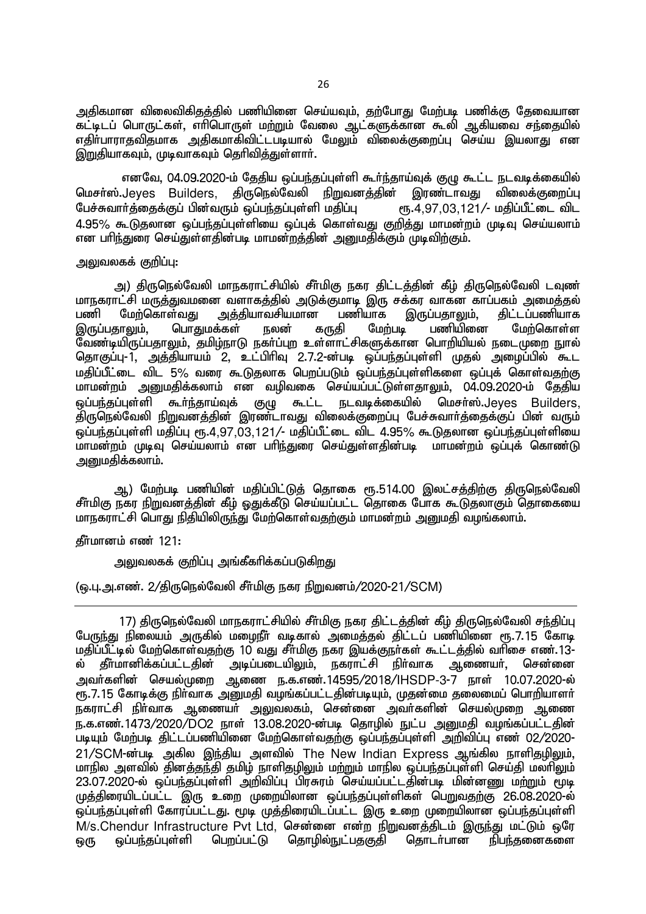அதிகமான விலைவிகிதத்தில் பணியினை செய்யவும், தற்போது மேற்படி பணிக்கு தேவையான கட்டிடப் பொருட்கள், எரிபொருள் மற்றும் வேலை ஆட்களுக்கான கூலி ஆகியவை சந்தையில் எதிர்பாராதவிதமாக அதிகமாகிவிட்டபடியால் மேலும் விலைக்குறைப்பு செய்ய இயலாது என இறுதியாகவும், முடிவாகவும் தெரிவித்துள்ளார்.

எனவே, 04.09.2020-ம் தேதிய ஒப்பந்தப்புள்ளி கூர்ந்தாய்வுக் குழு கூட்ட நடவடிக்கையில் மெசர்ஸ்.Jeyes Builders, திருநெல்வேலி நிறுவனத்தின் இரண்டாவது விலைக்குறைப்பு பேச்சுவார்த்தைக்குப் பின்வரும் ஒப்பந்தப்புள்ளி மதிப்பு ரூ.4,97,03,121/- மதிப்பீட்டை விட 4.95% கூடுதலான ஒப்பந்தப்புள்ளியை ஒப்புக் கொள்வது குறித்து மாமன்றம் முடிவு செய்யலாம் என பரிந்துரை செய்துள்ளதின்படி மாமன்றத்தின் அனுமதிக்கும் முடிவிற்கும்.

அலுவலகக் குறிப்பு:

அ) திருநெல்வேலி மாநகராட்சியில் சீர்மிகு நகர திட்டத்தின் கீழ் திருநெல்வேலி டவுண் மாநகராட்சி மருத்துவமனை வளாகத்தில் அடுக்குமாடி இரு சக்கர வாகன காப்பகம் அமைத்தல் பணி மேற்கொள்வது அத்தியாவசியமான பணியாக இருப்பதாலும், திட்டப்பணியாக இருப்பதாலும், பொதுமக்கள் நலன் கருதி மேற்படி பணியினை மேற்கொள்ள வேண்டியிருப்பதாலும், தமிழ்நாடு நகர்ப்புற உள்ளாட்சிகளுக்கான பொறியியல் நடைமுறை நூல் தொகுப்பு-1, அத்தியாயம் 2, உட்பிரிவு 2.7.2-ன்படி ஒப்பந்தப்புள்ளி முதல் அழைப்பில் கூட மதிப்பீட்டை விட 5% வரை கூடுதலாக பெறப்படும் ஒப்பந்தப்புள்ளிகளை ஒப்புக் கொள்வதற்கு மாமன்றம் அனுமதிக்கலாம் என வழிவகை செய்யப்பட்டுள்ளதாலும், 04.09.2020-ம் தேதிய ஒப்பந்தப்புள்ளி கூர்ந்தாய்வுக் குழு கூட்ட நடவடிக்கையில் மெசர்ஸ்.Jeyes Builders, திருநெல்வேலி நிறுவனத்தின் இரண்டாவது விலைக்குறைப்பு பேச்சுவார்த்தைக்குப் பின் வரும் ஒப்பந்தப்புள்ளி மதிப்பு ரூ.4,97,03,121/- மதிப்பீட்டை விட 4.95% கூடுதலான ஒப்பந்தப்புள்ளியை மாமன்றம் முடிவு செய்யலாம் என பரிந்துரை செய்துள்ளதின்படி மாமன்றம் ஒப்புக் கொண்டு அனுமதிக்கலாம்.

ஆ) மேற்படி பணியின் மதிப்பிட்டுத் தொகை ரூ.514.00 இலட்சத்திற்கு திருநெல்வேலி சீர்மிகு நகர நிறுவனத்தின் கீழ் ஒதுக்கீடு செய்யப்பட்ட தொகை போக கூடுதலாகும் தொகையை மாநகராட்சி பொது நிதியிலிருந்து மேற்கொள்வதற்கும் மாமன்றம் அனுமதி வழங்கலாம்.

தீர்மானம் எண் 121:

அலுவலகக் குறிப்பு அங்கீகரிக்கப்படுகிறது

(ஒ.பு.அ.எண். 2/திருநெல்வேலி சீர்மிகு நகர நிறுவனம்/2020-21/SCM)

---

17) திருநெல்வேலி மாநகராட்சியில் சீர்மிகு நகர திட்டத்தின் கீழ் திருநெல்வேலி சந்திப்பு பேருந்து நிலையம் அருகில் மழைநீர் வடிகால் அமைத்தல் திட்டப் பணியினை ரூ.7.15 கோடி மதிப்பீட்டில் மேற்கொள்வதற்கு 10 வது சீர்மிகு நகர இயக்குநர்கள் கூட்டத்தில் வரிசை எண்.13-ல் தீர்மானிக்கப்பட்டதின் அடிப்படையிலும், நகராட்சி நிர்வாக ஆணையர், சென்னை அவர்களின் செயல்முறை ஆணை ந.க.எண்.14595/2018/IHSDP-3-7 நாள் 10.07.2020-ல் ரூ.7.15 கோடிக்கு நிர்வாக அனுமதி வழங்கப்பட்டதின்படியும், முதன்மை தலைமைப் பொறியாளர் நகராட்சி நிர்வாக ஆணையர் அலுவலகம், சென்னை அவர்களின் செயல்முறை ஆணை ந.க.எண்.1473/2020/DO2 நாள் 13.08.2020-ன்படி தொழில் நுட்ப அனுமதி வழங்கப்பட்டதின் படியும் மேற்படி திட்டப்பணியினை மேற்கொள்வதற்கு ஒப்பந்தப்புள்ளி அறிவிப்பு எண் 02/2020-21/SCM-ன்படி அகில இந்திய அளவில் The New Indian Express ஆங்கில நாளிதழிலும், மாநில அளவில் தினத்தந்தி தமிழ் நாளிதழிலும் மற்றும் மாநில ஒப்பந்தப்புள்ளி செய்தி மலரிலும் 23.07.2020-ல் ஒப்பந்தப்புள்ளி அறிவிப்பு பிரசுரம் செய்யப்பட்டதின்படி மின்னணு மற்றும் மூடி முத்திரையிடப்பட்ட இரு உறை முறையிலான ஒப்பந்தப்புள்ளிகள் பெறுவதற்கு 26.08.2020-ல் ஒப்பந்தப்புள்ளி கோரப்பட்டது. மூடி முத்திரையிடப்பட்ட இரு உறை முறையிலான ஒப்பந்தப்புள்ளி M/s.Chendur Infrastructure Pvt Ltd, சென்னை என்ற நிறுவனத்திடம் இருந்து மட்டும் ஒரே ஒரு ஒப்பந்தப்புள்ளி பெறப்பட்டு தொழில்நுட்பதகுதி தொடர்பான நிபந்தனைகளை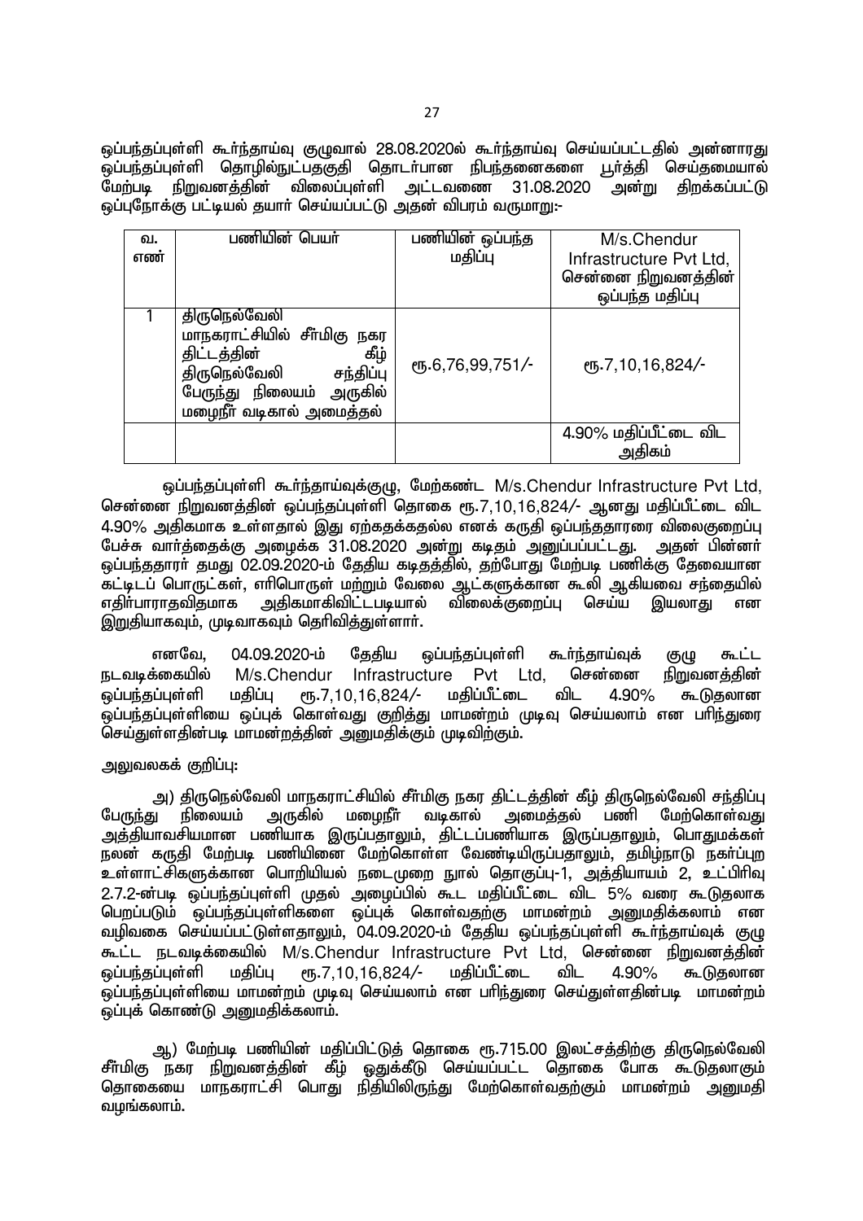ஒப்பந்தப்புள்ளி கூர்ந்தாய்வு குழுவால் 28.08.2020ல் கூர்ந்தாய்வு செய்யப்பட்டதில் அன்னாரது ஒப்பந்தப்புள்ளி தொழில்நுட்பகுதி தொடர்பான நிபந்தனைகளை பூர்த்தி செய்தமையால் மேற்படி நிறுவனத்தின் விலைப்புள்ளி அட்டவணை 31.08.2020 அன்று திறக்கப்பட்டு ஒப்புநோக்கு பட்டியல் தயார் செய்யப்பட்டு அதன் விபரம் வருமாறு:-

| வ. எண் | பணியின் பெயர் | பணியின் ஒப்பந்த மதிப்பு | M/s.Chendur Infrastructure Pvt Ltd, சென்னை நிறுவனத்தின் ஒப்பந்த மதிப்பு |
|---|---|---|---|
| 1 | திருநெல்வேலி மாநகராட்சியில் சீர்மிகு நகர திட்டத்தின் கீழ் திருநெல்வேலி சந்திப்பு பேருந்து நிலையம் அருகில் மழைநீர் வடிகால் அமைத்தல் | ரூ.6,76,99,751/- | ரூ.7,10,16,824/- |
| | | | 4.90% மதிப்பீட்டை விட அதிகம் |

ஒப்பந்தப்புள்ளி கூர்ந்தாய்வுக்குழு, மேற்கண்ட M/s.Chendur Infrastructure Pvt Ltd, சென்னை நிறுவனத்தின் ஒப்பந்தப்புள்ளி தொகை ரூ.7,10,16,824/- ஆனது மதிப்பீட்டை விட 4.90% அதிகமாக உள்ளதால் இது ஏற்கதக்கதல்ல எனக் கருதி ஒப்பந்ததாரரை விலைகுறைப்பு பேச்சு வார்த்தைக்கு அழைக்க 31.08.2020 அன்று கடிதம் அனுப்பப்பட்டது. அதன் பின்னர் ஒப்பந்ததாரர் தமது 02.09.2020-ம் தேதிய கடிதத்தில், தற்போது மேற்படி பணிக்கு தேவையான கட்டிடப் பொருட்கள், எரிபொருள் மற்றும் வேலை ஆட்களுக்கான கூலி ஆகியவை சந்தையில் எதிர்பாராதவிதமாக அதிகமாகிவிட்டபடியால் விலைக்குறைப்பு செய்ய இயலாது என இறுதியாகவும், முடிவாகவும் தெரிவித்துள்ளார்.

எனவே, 04.09.2020-ம் தேதிய ஒப்பந்தப்புள்ளி கூர்ந்தாய்வுக் குழு கூட்ட நடவடிக்கையில் M/s.Chendur Infrastructure Pvt Ltd, சென்னை நிறுவனத்தின் ஒப்பந்தப்புள்ளி மதிப்பு ரூ.7,10,16,824/- மதிப்பீட்டை விட 4.90% கூடுதலான ஒப்பந்தப்புள்ளியை ஒப்புக் கொள்வது குறித்து மாமன்றம் முடிவு செய்யலாம் என பரிந்துரை செய்துள்ளதின்படி மாமன்றத்தின் அனுமதிக்கும் முடிவிற்கும்.

அலுவலகக் குறிப்பு:

அ) திருநெல்வேலி மாநகராட்சியில் சீர்மிகு நகர திட்டத்தின் கீழ் திருநெல்வேலி சந்திப்பு பேருந்து நிலையம் அருகில் மழைநீர் வடிகால் அமைத்தல் பணி மேற்கொள்வது அத்தியாவசியமான பணியாக இருப்பதாலும், திட்டப்பணியாக இருப்பதாலும், பொதுமக்கள் நலன் கருதி மேற்படி பணியினை மேற்கொள்ள வேண்டியிருப்பதாலும், தமிழ்நாடு நகர்ப்புற உள்ளாட்சிகளுக்கான பொறியியல் நடைமுறை நூல் தொகுப்பு-1, அத்தியாயம் 2, உட்பிரிவு 2.7.2-ன்படி ஒப்பந்தப்புள்ளி முதல் அழைப்பில் கூட மதிப்பீட்டை விட 5% வரை கூடுதலாக பெறப்படும் ஒப்பந்தப்புள்ளிகளை ஒப்புக் கொள்வதற்கு மாமன்றம் அனுமதிக்கலாம் என வழிவகை செய்யப்பட்டுள்ளதாலும், 04.09.2020-ம் தேதிய ஒப்பந்தப்புள்ளி கூர்ந்தாய்வுக் குழு கூட்ட நடவடிக்கையில் M/s.Chendur Infrastructure Pvt Ltd, சென்னை நிறுவனத்தின் ஒப்பந்தப்புள்ளி மதிப்பு ரூ.7,10,16,824/- மதிப்பீட்டை விட 4.90% கூடுதலான ஒப்பந்தப்புள்ளியை மாமன்றம் முடிவு செய்யலாம் என பரிந்துரை செய்துள்ளதின்படி மாமன்றம் ஒப்புக் கொண்டு அனுமதிக்கலாம்.

ஆ) மேற்படி பணியின் மதிப்பிட்டுத் தொகை ரூ.715.00 இலட்சத்திற்கு திருநெல்வேலி சீர்மிகு நகர நிறுவனத்தின் கீழ் ஒதுக்கீடு செய்யப்பட்ட தொகை போக கூடுதலாகும் தொகையை மாநகராட்சி பொது நிதியிலிருந்து மேற்கொள்வதற்கும் மாமன்றம் அனுமதி வழங்கலாம்.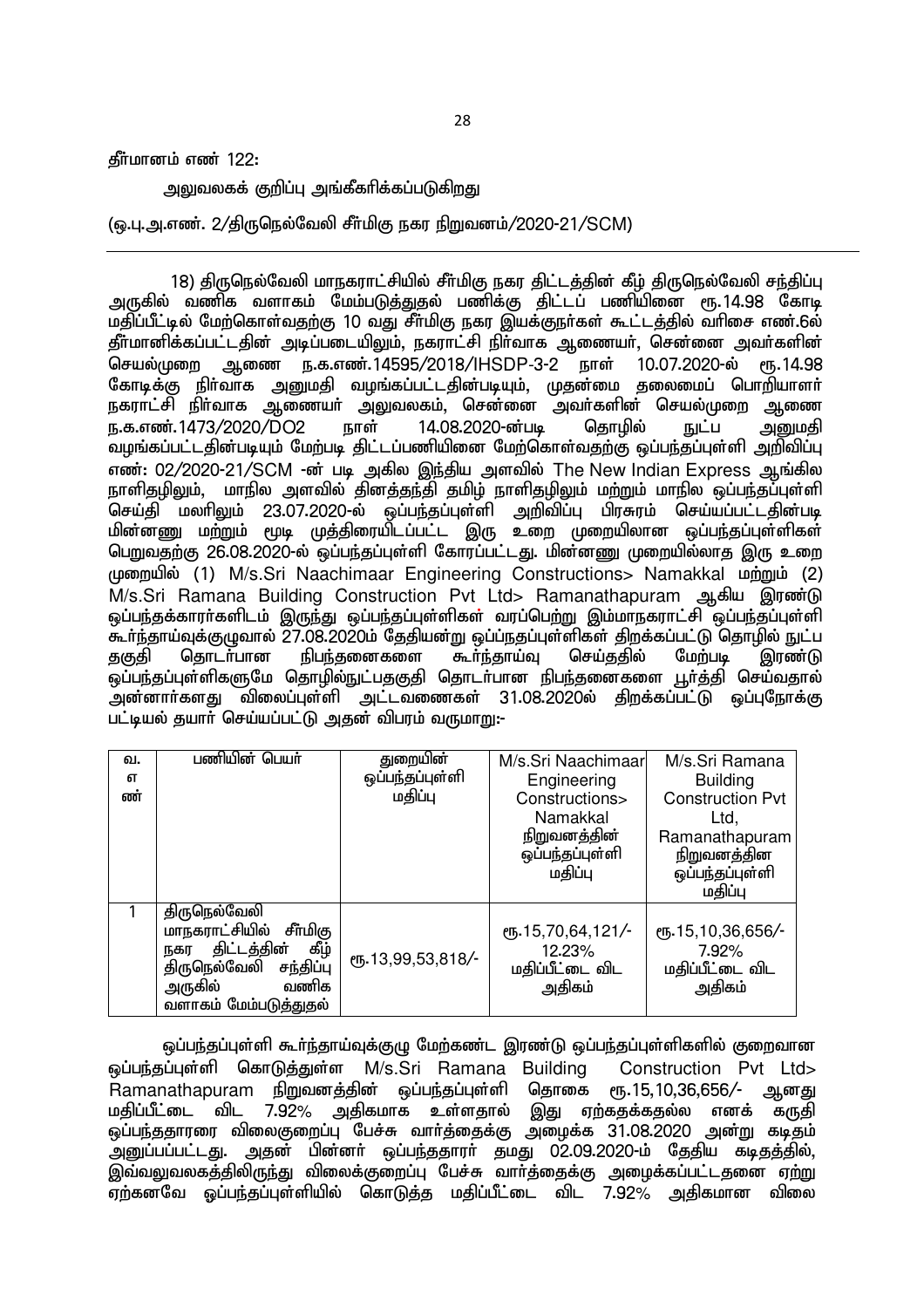தீர்மானம் எண் 122:

அலுவலகக் குறிப்பு அங்கீகரிக்கப்படுகிறது

(ஒ.பு.அ.எண். 2/திருநெல்வேலி சீர்மிகு நகர நிறுவனம்/2020-21/SCM)

18) திருநெல்வேலி மாநகராட்சியில் சீர்மிகு நகர திட்டத்தின் கீழ் திருநெல்வேலி சந்திப்பு அருகில் வணிக வளாகம் மேம்படுத்துதல் பணிக்கு திட்டப் பணியினை ரூ.14.98 கோடி மதிப்பீட்டில் மேற்கொள்வதற்கு 10 வது சீர்மிகு நகர இயக்குநர்கள் கூட்டத்தில் வரிசை எண்.6ல் தீர்மானிக்கப்பட்டதின் அடிப்படையிலும், நகராட்சி நிர்வாக ஆணையர், சென்னை அவர்களின் செயல்முறை ஆணை ந.க.எண்.14595/2018/IHSDP-3-2 நாள் 10.07.2020-ல் ரூ.14.98 கோடிக்கு நிர்வாக அனுமதி வழங்கப்பட்டதின்படியும், முதன்மை தலைமைப் பொறியாளர் நகராட்சி நிர்வாக ஆணையர் அலுவலகம், சென்னை அவர்களின் செயல்முறை ஆணை ந.க.எண்.1473/2020/DO2 நாள் 14.08.2020-ன்படி தொழில் நுட்ப அனுமதி வழங்கப்பட்டதின்படியும் மேற்படி திட்டப்பணியினை மேற்கொள்வதற்கு ஒப்பந்தப்புள்ளி அறிவிப்பு எண்: 02/2020-21/SCM -ன் படி அகில இந்திய அளவில் The New Indian Express ஆங்கில நாளிதழிலும், மாநில அளவில் தினத்தந்தி தமிழ் நாளிதழிலும் மற்றும் மாநில ஒப்பந்தப்புள்ளி செய்தி மலரிலும் 23.07.2020-ல் ஒப்பந்தப்புள்ளி அறிவிப்பு பிரசுரம் செய்யப்பட்டதின்படி மின்னணு மற்றும் மூடி முத்திரையிடப்பட்ட இரு உறை முறையிலான ஒப்பந்தப்புள்ளிகள் பெறுவதற்கு 26.08.2020-ல் ஒப்பந்தப்புள்ளி கோரப்பட்டது. மின்னணு முறையில்லாத இரு உறை முறையில் (1) M/s.Sri Naachimaar Engineering Constructions> Namakkal மற்றும் (2) M/s.Sri Ramana Building Construction Pvt Ltd> Ramanathapuram ஆகிய இரண்டு ஒப்பந்தக்காரர்களிடம் இருந்து ஒப்பந்தப்புள்ளிகள் வரப்பெற்று இம்மாநகராட்சி ஒப்பந்தப்புள்ளி கூர்ந்தாய்வுக்குழுவால் 27.08.2020ம் தேதியன்று ஒப்பந்தப்புள்ளிகள் திறக்கப்பட்டு தொழில் நுட்ப தகுதி தொடர்பான நிபந்தனைகளை கூர்ந்தாய்வு செய்ததில் மேற்படி இரண்டு ஒப்பந்தப்புள்ளிகளுமே தொழில்நுட்பதகுதி தொடர்பான நிபந்தனைகளை பூர்த்தி செய்வதால் அன்னார்களது விலைப்புள்ளி அட்டவணைகள் 31.08.2020ல் திறக்கப்பட்டு ஒப்புநோக்கு பட்டியல் தயார் செய்யப்பட்டு அதன் விபரம் வருமாறு:-

| வ. எண் | பணியின் பெயர் | துறையின் ஒப்பந்தப்புள்ளி மதிப்பு | M/s.Sri Naachimaar Engineering Constructions> Namakkal நிறுவனத்தின் ஒப்பந்தப்புள்ளி மதிப்பு | M/s.Sri Ramana Building Construction Pvt Ltd, Ramanathapuram நிறுவனத்தின ஒப்பந்தப்புள்ளி மதிப்பு |
|---|---|---|---|---|
| 1 | திருநெல்வேலி மாநகராட்சியில் சீர்மிகு நகர திட்டத்தின் கீழ் திருநெல்வேலி சந்திப்பு அருகில் வணிக வளாகம் மேம்படுத்துதல் | ரூ.13,99,53,818/- | ரூ.15,70,64,121/- 12.23% மதிப்பீட்டை விட அதிகம் | ரூ.15,10,36,656/- 7.92% மதிப்பீட்டை விட அதிகம் |

ஒப்பந்தப்புள்ளி கூர்ந்தாய்வுக்குழு மேற்கண்ட இரண்டு ஒப்பந்தப்புள்ளிகளில் குறைவான ஒப்பந்தப்புள்ளி கொடுத்துள்ள M/s.Sri Ramana Building Construction Pvt Ltd> Ramanathapuram நிறுவனத்தின் ஒப்பந்தப்புள்ளி தொகை ரூ.15,10,36,656/- ஆனது மதிப்பீட்டை விட 7.92% அதிகமாக உள்ளதால் இது ஏற்கதக்கதல்ல எனக் கருதி ஒப்பந்ததாரரை விலைகுறைப்பு பேச்சு வார்த்தைக்கு அழைக்க 31.08.2020 அன்று கடிதம் அனுப்பப்பட்டது. அதன் பின்னர் ஒப்பந்ததாரர் தமது 02.09.2020-ம் தேதிய கடிதத்தில், இவ்வலுவலகத்திலிருந்து விலைக்குறைப்பு பேச்சு வார்த்தைக்கு அழைக்கப்பட்டதனை ஏற்று ஏற்கனவே ஓப்பந்தப்புள்ளியில் கொடுத்த மதிப்பீட்டை விட 7.92% அதிகமான விலை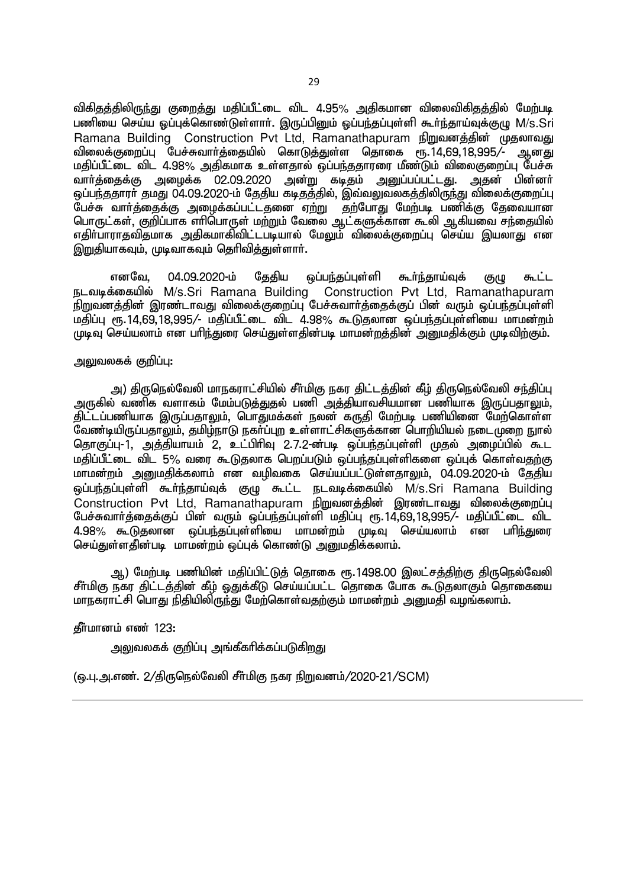விகிதத்திலிருந்து குறைத்து மதிப்பீட்டை விட 4.95% அதிகமான விலைவிகிதத்தில் மேற்படி பணியை செய்ய ஒப்புக்கொண்டுள்ளார். இருப்பினும் ஒப்பந்தப்புள்ளி கூர்ந்தாய்வுக்குழு M/s.Sri Ramana Building Construction Pvt Ltd, Ramanathapuram நிறுவனத்தின் முதலாவது விலைக்குறைப்பு பேச்சுவார்த்தையில் கொடுத்துள்ள தொகை ரூ.14,69,18,995/- ஆனது மதிப்பீட்டை விட 4.98% அதிகமாக உள்ளதால் ஒப்பந்ததாரரை மீண்டும் விலைகுறைப்பு பேச்சு வார்த்தைக்கு அழைக்க 02.09.2020 அன்று கடிதம் அனுப்பப்பட்டது. அதன் பின்னர் ஒப்பந்ததாரர் தமது 04.09.2020-ம் தேதிய கடிதத்தில், இவ்வலுவலகத்திலிருந்து விலைக்குறைப்பு பேச்சு வார்த்தைக்கு அழைக்கப்பட்டதனை ஏற்று தற்போது மேற்படி பணிக்கு தேவையான பொருட்கள், குறிப்பாக எரிபொருள் மற்றும் வேலை ஆட்களுக்கான கூலி ஆகியவை சந்தையில் எதிர்பாராதவிதமாக அதிகமாகிவிட்டபடியால் மேலும் விலைக்குறைப்பு செய்ய இயலாது என இறுதியாகவும், முடிவாகவும் தெரிவித்துள்ளார்.

எனவே, 04.09.2020-ம் தேதிய ஒப்பந்தப்புள்ளி கூர்ந்தாய்வுக் குழு கூட்ட நடவடிக்கையில் M/s.Sri Ramana Building Construction Pvt Ltd, Ramanathapuram நிறுவனத்தின் இரண்டாவது விலைக்குறைப்பு பேச்சுவார்த்தைக்குப் பின் வரும் ஒப்பந்தப்புள்ளி மதிப்பு ரூ.14,69,18,995/- மதிப்பீட்டை விட 4.98% கூடுதலான ஒப்பந்தப்புள்ளியை மாமன்றம் முடிவு செய்யலாம் என பரிந்துரை செய்துள்ளதின்படி மாமன்றத்தின் அனுமதிக்கும் முடிவிற்கும்.

அலுவலகக் குறிப்பு:

அ) திருநெல்வேலி மாநகராட்சியில் சீர்மிகு நகர திட்டத்தின் கீழ் திருநெல்வேலி சந்திப்பு அருகில் வணிக வளாகம் மேம்படுத்துதல் பணி அத்தியாவசியமான பணியாக இருப்பதாலும், திட்டப்பணியாக இருப்பதாலும், பொதுமக்கள் நலன் கருதி மேற்படி பணியினை மேற்கொள்ள வேண்டியிருப்பதாலும், தமிழ்நாடு நகர்ப்புற உள்ளாட்சிகளுக்கான பொறியியல் நடைமுறை நூல் தொகுப்பு-1, அத்தியாயம் 2, உட்பிரிவு 2.7.2-ன்படி ஒப்பந்தப்புள்ளி முதல் அழைப்பில் கூட மதிப்பீட்டை விட 5% வரை கூடுதலாக பெறப்படும் ஒப்பந்தப்புள்ளிகளை ஒப்புக் கொள்வதற்கு மாமன்றம் அனுமதிக்கலாம் என வழிவகை செய்யப்பட்டுள்ளதாலும், 04.09.2020-ம் தேதிய ஒப்பந்தப்புள்ளி கூர்ந்தாய்வுக் குழு கூட்ட நடவடிக்கையில் M/s.Sri Ramana Building Construction Pvt Ltd, Ramanathapuram நிறுவனத்தின் இரண்டாவது விலைக்குறைப்பு பேச்சுவார்த்தைக்குப் பின் வரும் ஒப்பந்தப்புள்ளி மதிப்பு ரூ.14,69,18,995/- மதிப்பீட்டை விட 4.98% கூடுதலான ஒப்பந்தப்புள்ளியை மாமன்றம் முடிவு செய்யலாம் என பரிந்துரை செய்துள்ளதின்படி மாமன்றம் ஒப்புக் கொண்டு அனுமதிக்கலாம்.

ஆ) மேற்படி பணியின் மதிப்பிட்டுத் தொகை ரூ.1498.00 இலட்சத்திற்கு திருநெல்வேலி சீர்மிகு நகர திட்டத்தின் கீழ் ஒதுக்கீடு செய்யப்பட்ட தொகை போக கூடுதலாகும் தொகையை மாநகராட்சி பொது நிதியிலிருந்து மேற்கொள்வதற்கும் மாமன்றம் அனுமதி வழங்கலாம்.

தீர்மானம் எண் 123:

அலுவலகக் குறிப்பு அங்கீகரிக்கப்படுகிறது

(ஒ.பு.அ.எண். 2/திருநெல்வேலி சீர்மிகு நகர நிறுவனம்/2020-21/SCM)